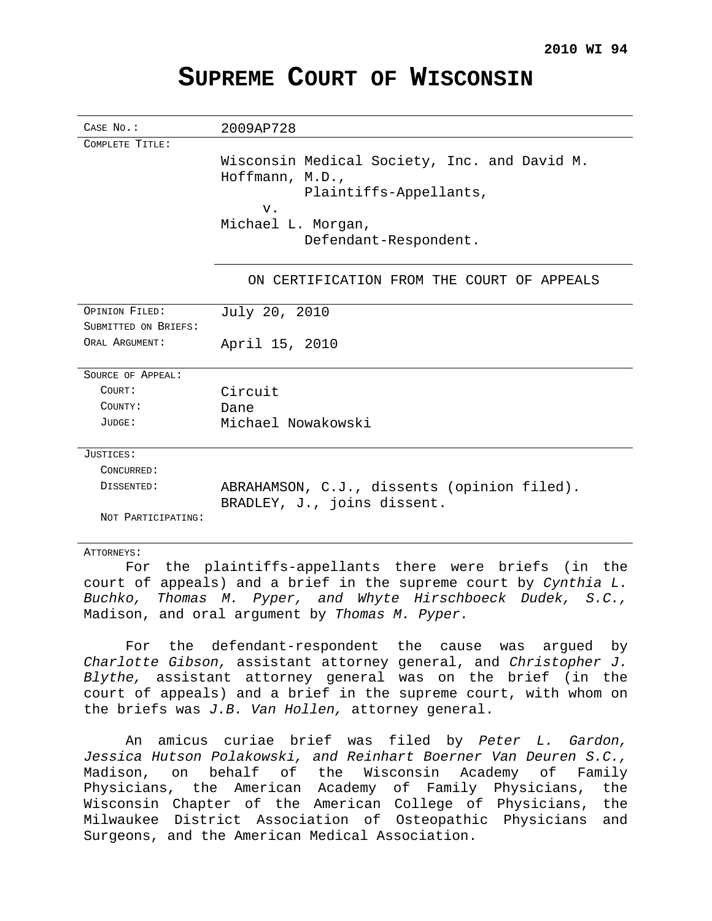**2010 WI 94**

# SUPREME COURT OF WISCONSIN

| | |
|---|---|
| CASE NO.: | 2009AP728 |
| COMPLETE TITLE: | Wisconsin Medical Society, Inc. and David M. Hoffmann, M.D., Plaintiffs-Appellants, v. Michael L. Morgan, Defendant-Respondent. |
| | ON CERTIFICATION FROM THE COURT OF APPEALS |
| OPINION FILED: | July 20, 2010 |
| SUBMITTED ON BRIEFS: | |
| ORAL ARGUMENT: | April 15, 2010 |
| SOURCE OF APPEAL: | |
| COURT: | Circuit |
| COUNTY: | Dane |
| JUDGE: | Michael Nowakowski |
| JUSTICES: | |
| CONCURRED: | |
| DISSENTED: | ABRAHAMSON, C.J., dissents (opinion filed). BRADLEY, J., joins dissent. |
| NOT PARTICIPATING: | |

ATTORNEYS:

For the plaintiffs-appellants there were briefs (in the court of appeals) and a brief in the supreme court by *Cynthia L. Buchko, Thomas M. Pyper, and Whyte Hirschboeck Dudek, S.C.,* Madison, and oral argument by *Thomas M. Pyper.*

For the defendant-respondent the cause was argued by *Charlotte Gibson,* assistant attorney general, and *Christopher J. Blythe,* assistant attorney general was on the brief (in the court of appeals) and a brief in the supreme court, with whom on the briefs was *J.B. Van Hollen,* attorney general.

An amicus curiae brief was filed by *Peter L. Gardon, Jessica Hutson Polakowski, and Reinhart Boerner Van Deuren S.C.,* Madison, on behalf of the Wisconsin Academy of Family Physicians, the American Academy of Family Physicians, the Wisconsin Chapter of the American College of Physicians, the Milwaukee District Association of Osteopathic Physicians and Surgeons, and the American Medical Association.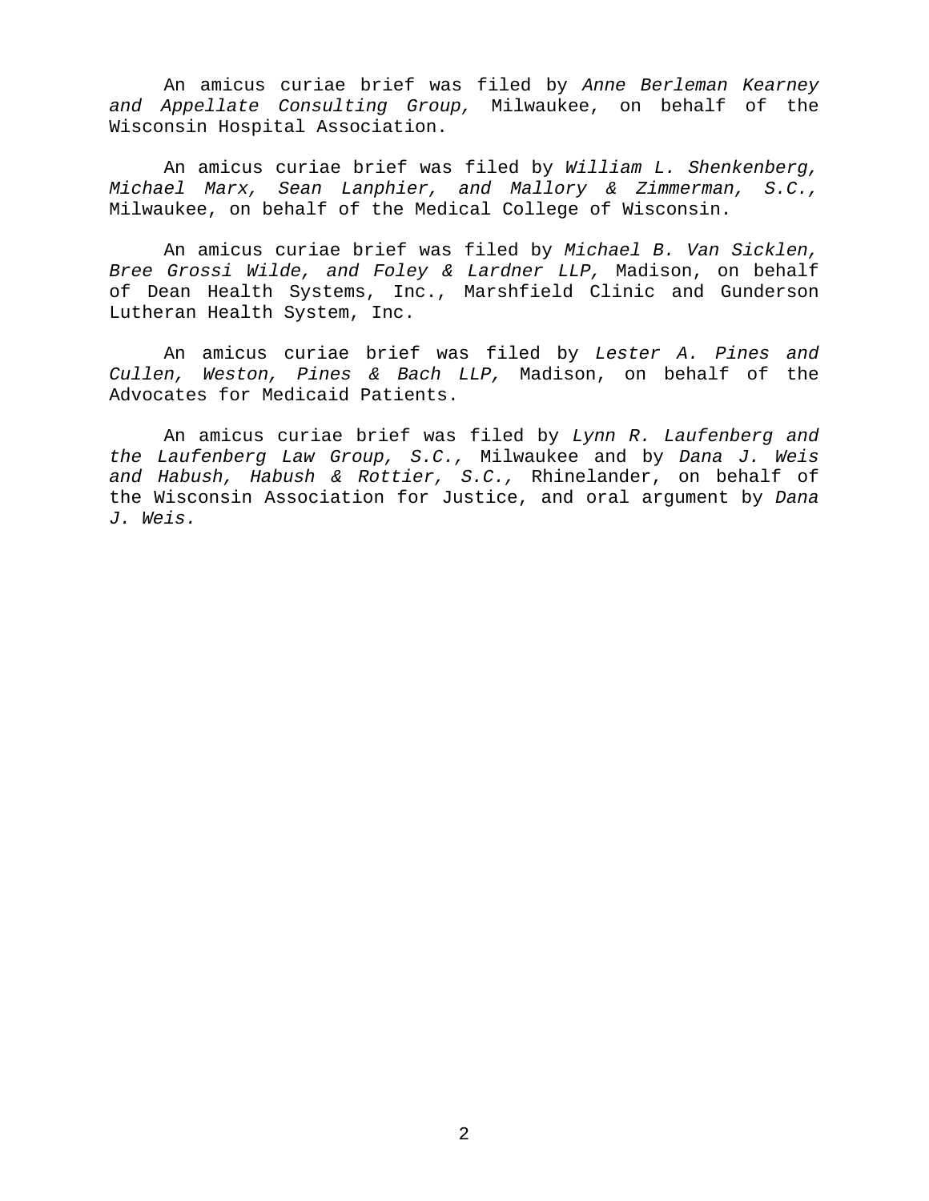An amicus curiae brief was filed by *Anne Berleman Kearney and Appellate Consulting Group,* Milwaukee, on behalf of the Wisconsin Hospital Association.

An amicus curiae brief was filed by *William L. Shenkenberg, Michael Marx, Sean Lanphier, and Mallory & Zimmerman, S.C.,* Milwaukee, on behalf of the Medical College of Wisconsin.

An amicus curiae brief was filed by *Michael B. Van Sicklen, Bree Grossi Wilde, and Foley & Lardner LLP,* Madison, on behalf of Dean Health Systems, Inc., Marshfield Clinic and Gunderson Lutheran Health System, Inc.

An amicus curiae brief was filed by *Lester A. Pines and Cullen, Weston, Pines & Bach LLP,* Madison, on behalf of the Advocates for Medicaid Patients.

An amicus curiae brief was filed by *Lynn R. Laufenberg and the Laufenberg Law Group, S.C.,* Milwaukee and by *Dana J. Weis and Habush, Habush & Rottier, S.C.,* Rhinelander, on behalf of the Wisconsin Association for Justice, and oral argument by *Dana J. Weis.*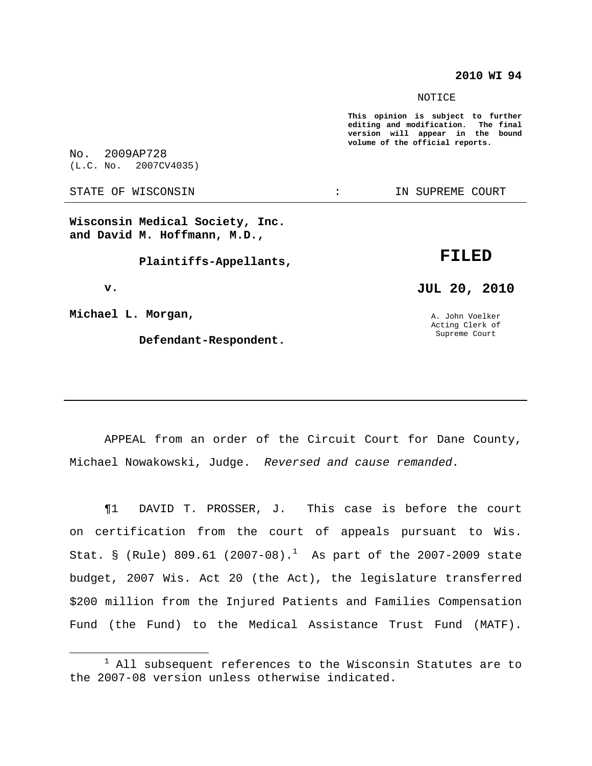**2010 WI 94**

NOTICE

**This opinion is subject to further editing and modification. The final version will appear in the bound volume of the official reports.**

No. 2009AP728
(L.C. No. 2007CV4035)

STATE OF WISCONSIN : IN SUPREME COURT

---

**Wisconsin Medical Society, Inc. and David M. Hoffmann, M.D.,**

**Plaintiffs-Appellants,**

**v.**

**Michael L. Morgan,**

**Defendant-Respondent.**

**FILED**

**JUL 20, 2010**

A. John Voelker
Acting Clerk of
Supreme Court

---

APPEAL from an order of the Circuit Court for Dane County, Michael Nowakowski, Judge. *Reversed and cause remanded.*

¶1 DAVID T. PROSSER, J. This case is before the court on certification from the court of appeals pursuant to Wis. Stat. § (Rule) 809.61 (2007-08).[1] As part of the 2007-2009 state budget, 2007 Wis. Act 20 (the Act), the legislature transferred $200 million from the Injured Patients and Families Compensation Fund (the Fund) to the Medical Assistance Trust Fund (MATF).

---

[1] All subsequent references to the Wisconsin Statutes are to the 2007-08 version unless otherwise indicated.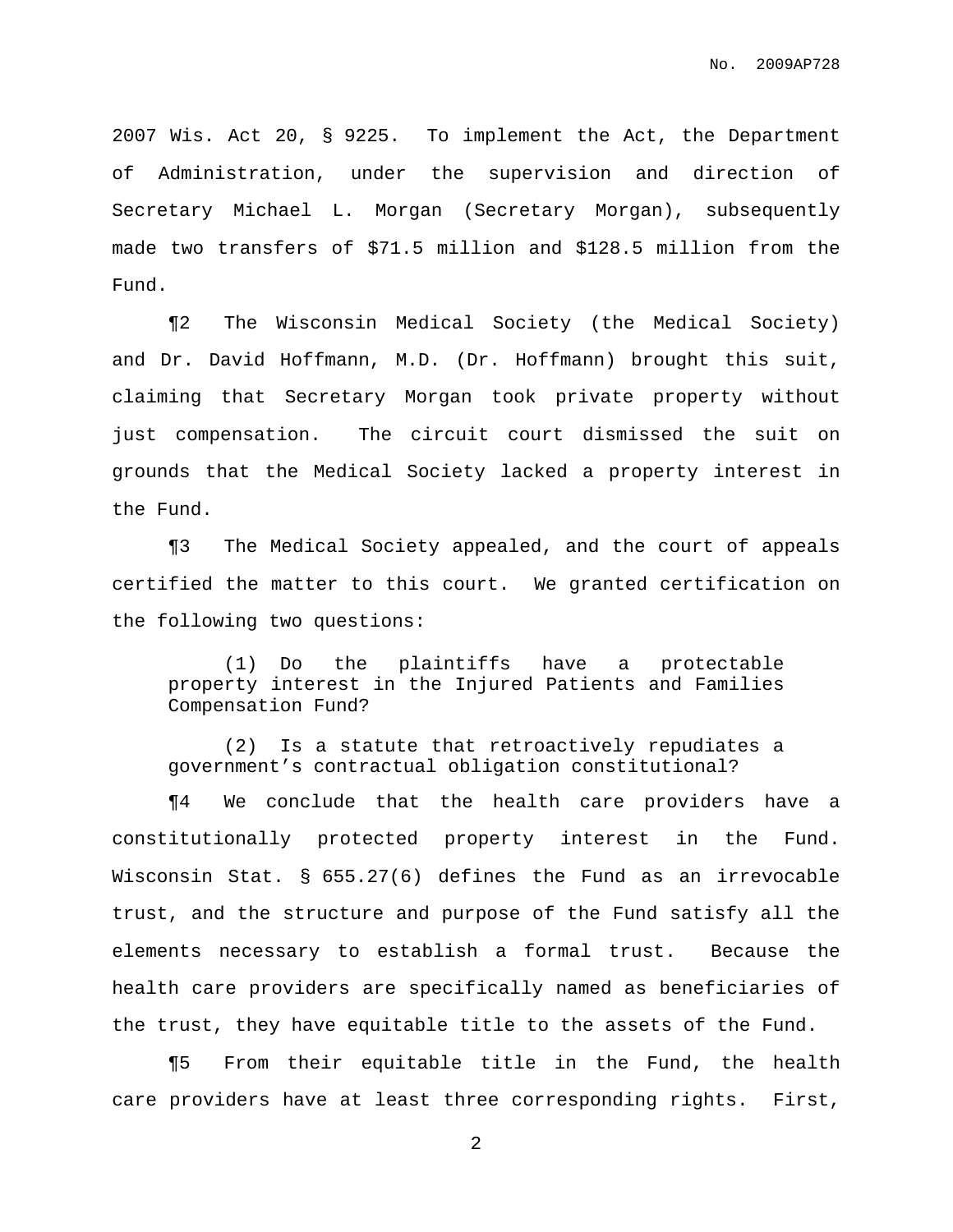2007 Wis. Act 20, § 9225. To implement the Act, the Department of Administration, under the supervision and direction of Secretary Michael L. Morgan (Secretary Morgan), subsequently made two transfers of $71.5 million and $128.5 million from the Fund.

¶2 The Wisconsin Medical Society (the Medical Society) and Dr. David Hoffmann, M.D. (Dr. Hoffmann) brought this suit, claiming that Secretary Morgan took private property without just compensation. The circuit court dismissed the suit on grounds that the Medical Society lacked a property interest in the Fund.

¶3 The Medical Society appealed, and the court of appeals certified the matter to this court. We granted certification on the following two questions:

> (1) Do the plaintiffs have a protectable property interest in the Injured Patients and Families Compensation Fund?
>
> (2) Is a statute that retroactively repudiates a government's contractual obligation constitutional?

¶4 We conclude that the health care providers have a constitutionally protected property interest in the Fund. Wisconsin Stat. § 655.27(6) defines the Fund as an irrevocable trust, and the structure and purpose of the Fund satisfy all the elements necessary to establish a formal trust. Because the health care providers are specifically named as beneficiaries of the trust, they have equitable title to the assets of the Fund.

¶5 From their equitable title in the Fund, the health care providers have at least three corresponding rights. First,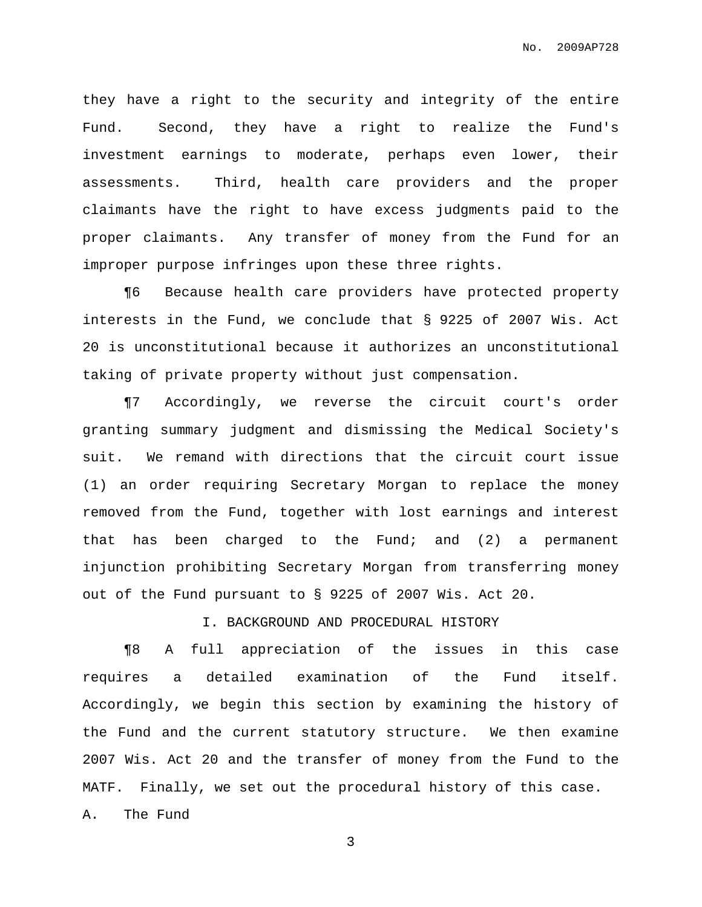they have a right to the security and integrity of the entire Fund. Second, they have a right to realize the Fund's investment earnings to moderate, perhaps even lower, their assessments. Third, health care providers and the proper claimants have the right to have excess judgments paid to the proper claimants. Any transfer of money from the Fund for an improper purpose infringes upon these three rights.

¶6 Because health care providers have protected property interests in the Fund, we conclude that § 9225 of 2007 Wis. Act 20 is unconstitutional because it authorizes an unconstitutional taking of private property without just compensation.

¶7 Accordingly, we reverse the circuit court's order granting summary judgment and dismissing the Medical Society's suit. We remand with directions that the circuit court issue (1) an order requiring Secretary Morgan to replace the money removed from the Fund, together with lost earnings and interest that has been charged to the Fund; and (2) a permanent injunction prohibiting Secretary Morgan from transferring money out of the Fund pursuant to § 9225 of 2007 Wis. Act 20.

## I. BACKGROUND AND PROCEDURAL HISTORY

¶8 A full appreciation of the issues in this case requires a detailed examination of the Fund itself. Accordingly, we begin this section by examining the history of the Fund and the current statutory structure. We then examine 2007 Wis. Act 20 and the transfer of money from the Fund to the MATF. Finally, we set out the procedural history of this case.

### A. The Fund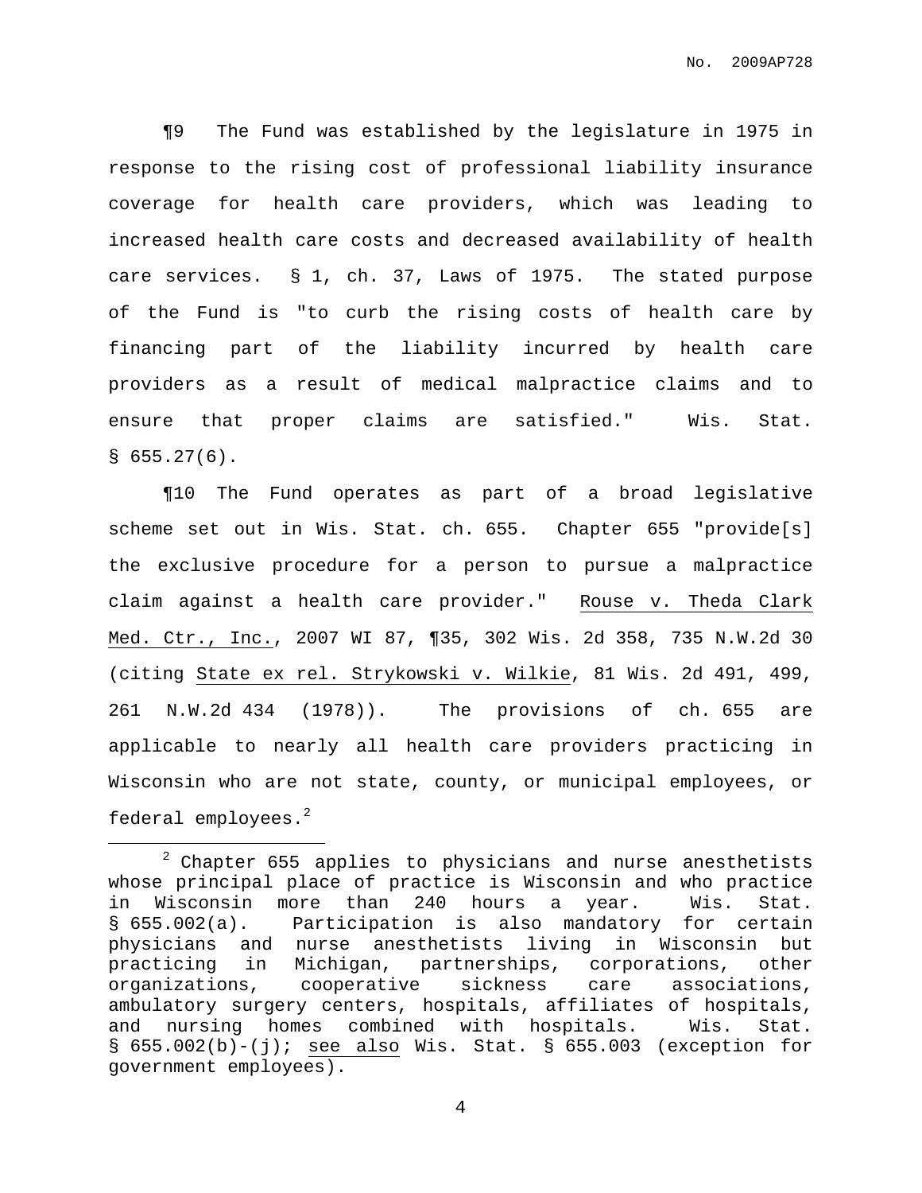¶9 The Fund was established by the legislature in 1975 in response to the rising cost of professional liability insurance coverage for health care providers, which was leading to increased health care costs and decreased availability of health care services. § 1, ch. 37, Laws of 1975. The stated purpose of the Fund is "to curb the rising costs of health care by financing part of the liability incurred by health care providers as a result of medical malpractice claims and to ensure that proper claims are satisfied." Wis. Stat. § 655.27(6).

¶10 The Fund operates as part of a broad legislative scheme set out in Wis. Stat. ch. 655. Chapter 655 "provide[s] the exclusive procedure for a person to pursue a malpractice claim against a health care provider." Rouse v. Theda Clark Med. Ctr., Inc., 2007 WI 87, ¶35, 302 Wis. 2d 358, 735 N.W.2d 30 (citing State ex rel. Strykowski v. Wilkie, 81 Wis. 2d 491, 499, 261 N.W.2d 434 (1978)). The provisions of ch. 655 are applicable to nearly all health care providers practicing in Wisconsin who are not state, county, or municipal employees, or federal employees.[2]

---

[2] Chapter 655 applies to physicians and nurse anesthetists whose principal place of practice is Wisconsin and who practice in Wisconsin more than 240 hours a year. Wis. Stat. § 655.002(a). Participation is also mandatory for certain physicians and nurse anesthetists living in Wisconsin but practicing in Michigan, partnerships, corporations, other organizations, cooperative sickness care associations, ambulatory surgery centers, hospitals, affiliates of hospitals, and nursing homes combined with hospitals. Wis. Stat. § 655.002(b)-(j); see also Wis. Stat. § 655.003 (exception for government employees).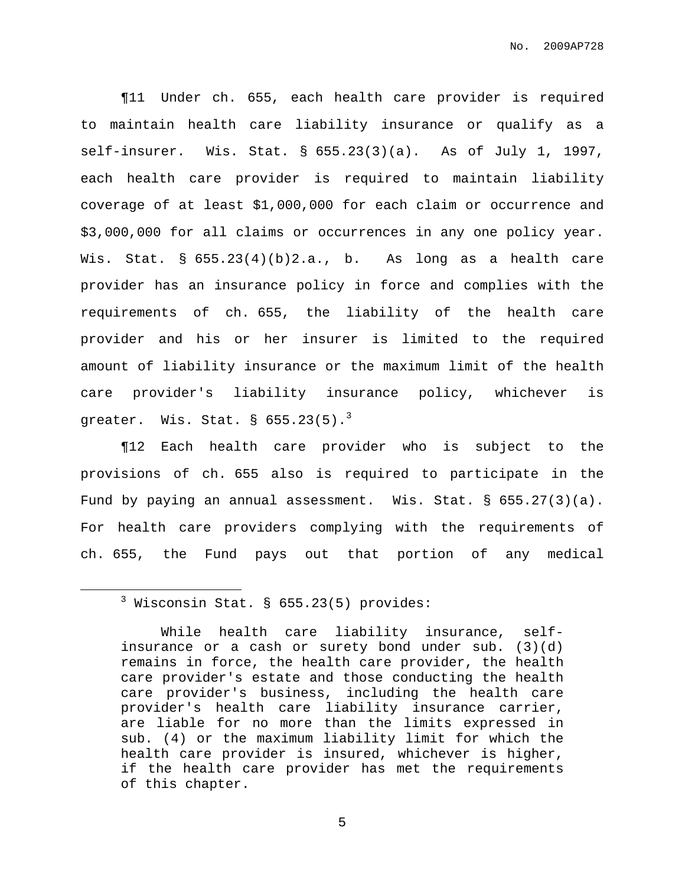¶11 Under ch. 655, each health care provider is required to maintain health care liability insurance or qualify as a self-insurer. Wis. Stat. § 655.23(3)(a). As of July 1, 1997, each health care provider is required to maintain liability coverage of at least $1,000,000 for each claim or occurrence and $3,000,000 for all claims or occurrences in any one policy year. Wis. Stat. § 655.23(4)(b)2.a., b. As long as a health care provider has an insurance policy in force and complies with the requirements of ch. 655, the liability of the health care provider and his or her insurer is limited to the required amount of liability insurance or the maximum limit of the health care provider's liability insurance policy, whichever is greater. Wis. Stat. § 655.23(5).[3]

¶12 Each health care provider who is subject to the provisions of ch. 655 also is required to participate in the Fund by paying an annual assessment. Wis. Stat. § 655.27(3)(a). For health care providers complying with the requirements of ch. 655, the Fund pays out that portion of any medical

---

[3] Wisconsin Stat. § 655.23(5) provides:

> While health care liability insurance, self-insurance or a cash or surety bond under sub. (3)(d) remains in force, the health care provider, the health care provider's estate and those conducting the health care provider's business, including the health care provider's health care liability insurance carrier, are liable for no more than the limits expressed in sub. (4) or the maximum liability limit for which the health care provider is insured, whichever is higher, if the health care provider has met the requirements of this chapter.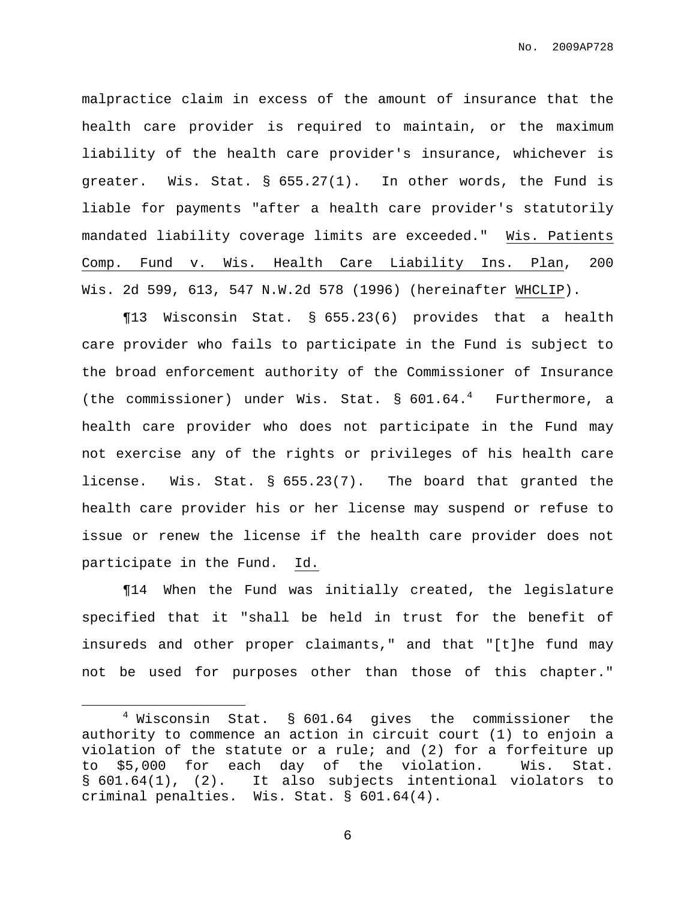malpractice claim in excess of the amount of insurance that the health care provider is required to maintain, or the maximum liability of the health care provider's insurance, whichever is greater. Wis. Stat. § 655.27(1). In other words, the Fund is liable for payments "after a health care provider's statutorily mandated liability coverage limits are exceeded." Wis. Patients Comp. Fund v. Wis. Health Care Liability Ins. Plan, 200 Wis. 2d 599, 613, 547 N.W.2d 578 (1996) (hereinafter WHCLIP).

¶13 Wisconsin Stat. § 655.23(6) provides that a health care provider who fails to participate in the Fund is subject to the broad enforcement authority of the Commissioner of Insurance (the commissioner) under Wis. Stat. § 601.64.[4] Furthermore, a health care provider who does not participate in the Fund may not exercise any of the rights or privileges of his health care license. Wis. Stat. § 655.23(7). The board that granted the health care provider his or her license may suspend or refuse to issue or renew the license if the health care provider does not participate in the Fund. Id.

¶14 When the Fund was initially created, the legislature specified that it "shall be held in trust for the benefit of insureds and other proper claimants," and that "[t]he fund may not be used for purposes other than those of this chapter."

---

[4] Wisconsin Stat. § 601.64 gives the commissioner the authority to commence an action in circuit court (1) to enjoin a violation of the statute or a rule; and (2) for a forfeiture up to $5,000 for each day of the violation. Wis. Stat. § 601.64(1), (2). It also subjects intentional violators to criminal penalties. Wis. Stat. § 601.64(4).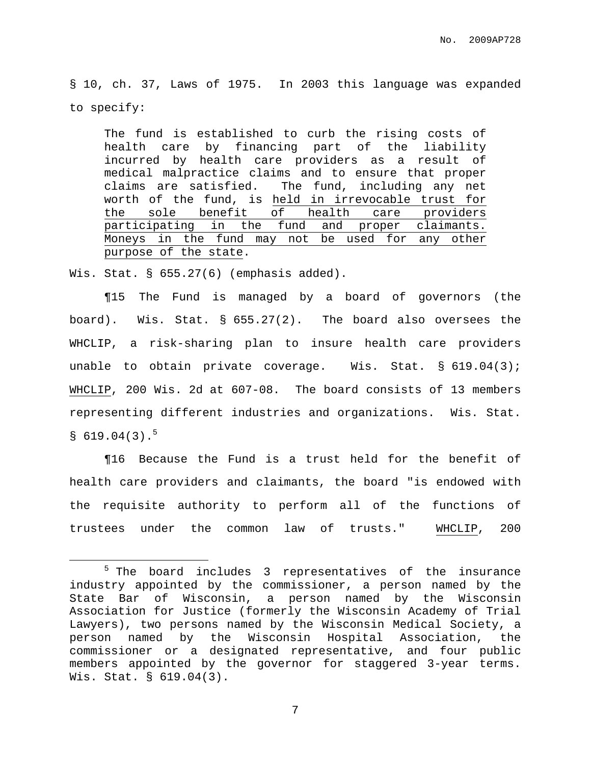§ 10, ch. 37, Laws of 1975. In 2003 this language was expanded to specify:

> The fund is established to curb the rising costs of health care by financing part of the liability incurred by health care providers as a result of medical malpractice claims and to ensure that proper claims are satisfied. The fund, including any net worth of the fund, is <u>held in irrevocable trust for the sole benefit of health care providers participating in the fund and proper claimants. Moneys in the fund may not be used for any other purpose of the state</u>.

Wis. Stat. § 655.27(6) (emphasis added).

¶15 The Fund is managed by a board of governors (the board). Wis. Stat. § 655.27(2). The board also oversees the WHCLIP, a risk-sharing plan to insure health care providers unable to obtain private coverage. Wis. Stat. § 619.04(3); <u>WHCLIP</u>, 200 Wis. 2d at 607-08. The board consists of 13 members representing different industries and organizations. Wis. Stat. § 619.04(3).[5]

¶16 Because the Fund is a trust held for the benefit of health care providers and claimants, the board "is endowed with the requisite authority to perform all of the functions of trustees under the common law of trusts." <u>WHCLIP</u>, 200

---

[5] The board includes 3 representatives of the insurance industry appointed by the commissioner, a person named by the State Bar of Wisconsin, a person named by the Wisconsin Association for Justice (formerly the Wisconsin Academy of Trial Lawyers), two persons named by the Wisconsin Medical Society, a person named by the Wisconsin Hospital Association, the commissioner or a designated representative, and four public members appointed by the governor for staggered 3-year terms. Wis. Stat. § 619.04(3).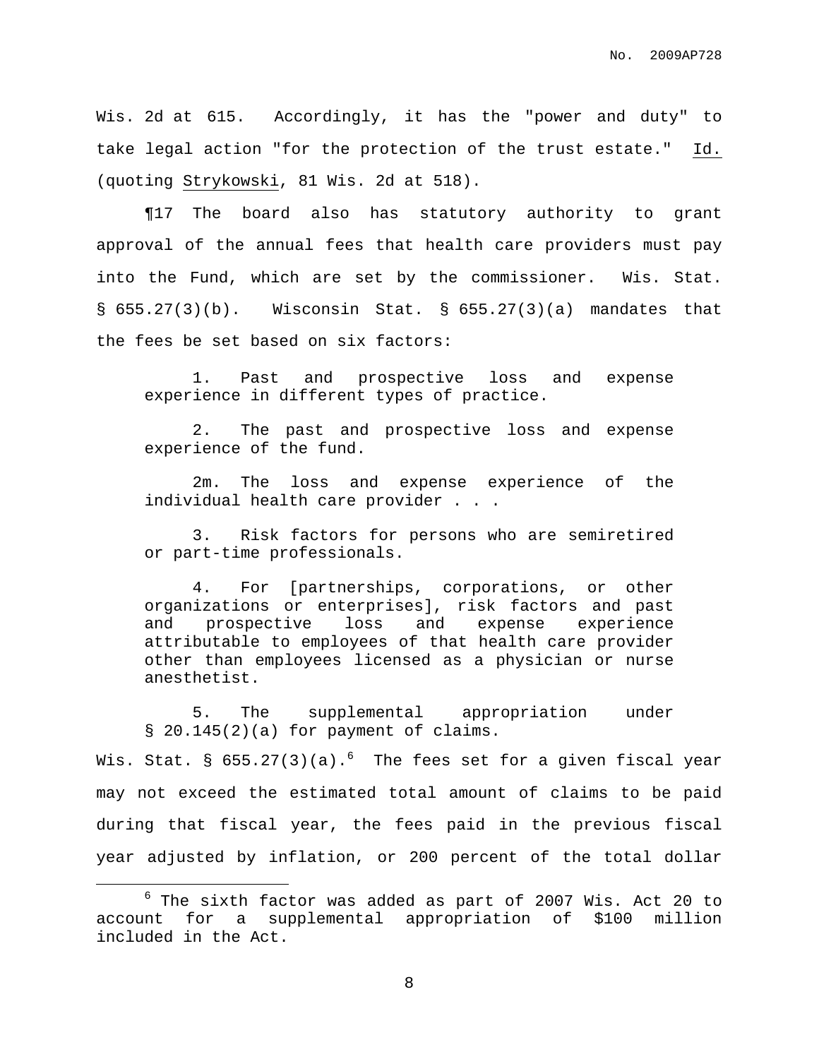Wis. 2d at 615. Accordingly, it has the "power and duty" to take legal action "for the protection of the trust estate." Id. (quoting Strykowski, 81 Wis. 2d at 518).

¶17 The board also has statutory authority to grant approval of the annual fees that health care providers must pay into the Fund, which are set by the commissioner. Wis. Stat. § 655.27(3)(b). Wisconsin Stat. § 655.27(3)(a) mandates that the fees be set based on six factors:

> 1. Past and prospective loss and expense experience in different types of practice.
>
> 2. The past and prospective loss and expense experience of the fund.
>
> 2m. The loss and expense experience of the individual health care provider . . .
>
> 3. Risk factors for persons who are semiretired or part-time professionals.
>
> 4. For [partnerships, corporations, or other organizations or enterprises], risk factors and past and prospective loss and expense experience attributable to employees of that health care provider other than employees licensed as a physician or nurse anesthetist.
>
> 5. The supplemental appropriation under § 20.145(2)(a) for payment of claims.

Wis. Stat. § 655.27(3)(a).[6] The fees set for a given fiscal year may not exceed the estimated total amount of claims to be paid during that fiscal year, the fees paid in the previous fiscal year adjusted by inflation, or 200 percent of the total dollar

---

[6] The sixth factor was added as part of 2007 Wis. Act 20 to account for a supplemental appropriation of $100 million included in the Act.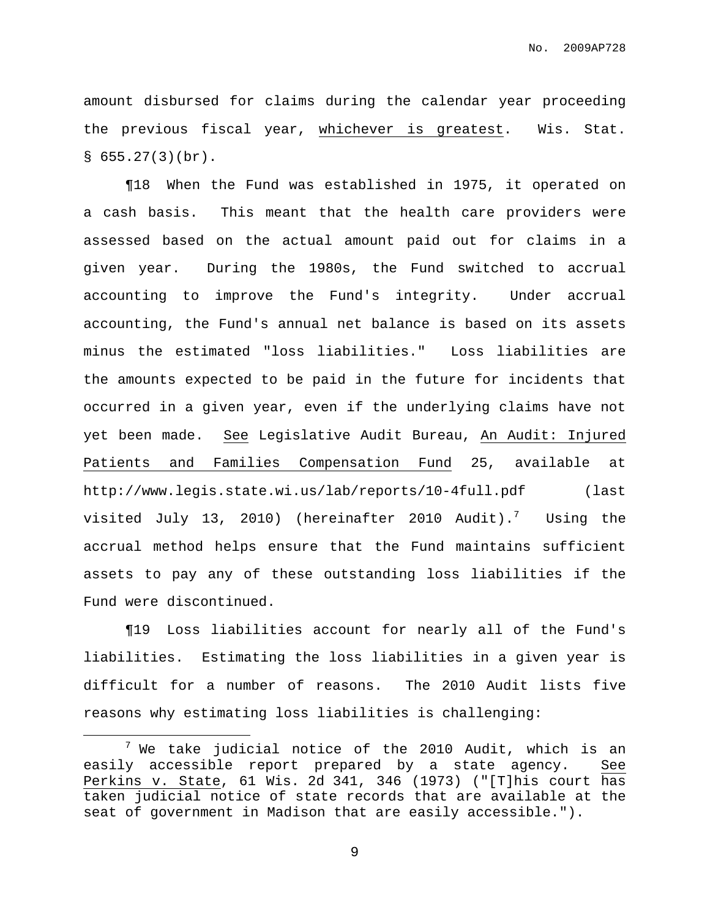amount disbursed for claims during the calendar year proceeding the previous fiscal year, whichever is greatest. Wis. Stat. § 655.27(3)(br).

¶18 When the Fund was established in 1975, it operated on a cash basis. This meant that the health care providers were assessed based on the actual amount paid out for claims in a given year. During the 1980s, the Fund switched to accrual accounting to improve the Fund's integrity. Under accrual accounting, the Fund's annual net balance is based on its assets minus the estimated "loss liabilities." Loss liabilities are the amounts expected to be paid in the future for incidents that occurred in a given year, even if the underlying claims have not yet been made. *See* Legislative Audit Bureau, *An Audit: Injured Patients and Families Compensation Fund* 25, available at http://www.legis.state.wi.us/lab/reports/10-4full.pdf (last visited July 13, 2010) (hereinafter 2010 Audit).[7] Using the accrual method helps ensure that the Fund maintains sufficient assets to pay any of these outstanding loss liabilities if the Fund were discontinued.

¶19 Loss liabilities account for nearly all of the Fund's liabilities. Estimating the loss liabilities in a given year is difficult for a number of reasons. The 2010 Audit lists five reasons why estimating loss liabilities is challenging:

---

[7] We take judicial notice of the 2010 Audit, which is an easily accessible report prepared by a state agency. *See* *Perkins v. State*, 61 Wis. 2d 341, 346 (1973) ("[T]his court has taken judicial notice of state records that are available at the seat of government in Madison that are easily accessible.").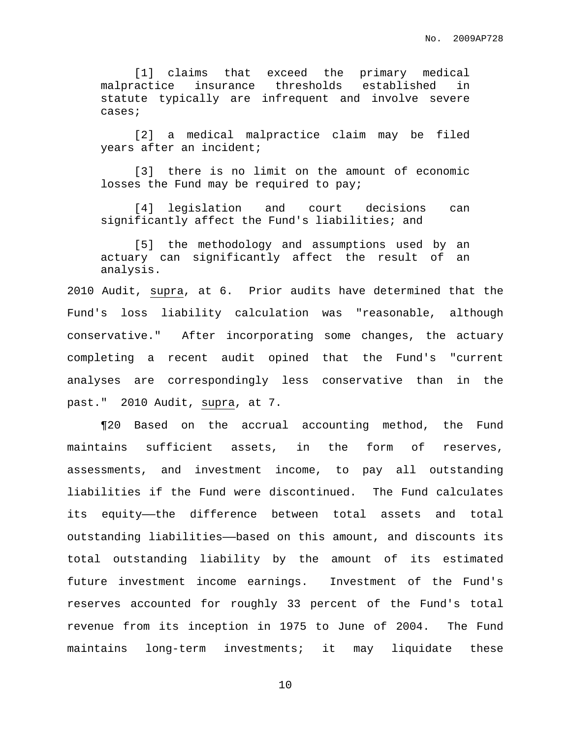> [1] claims that exceed the primary medical malpractice insurance thresholds established in statute typically are infrequent and involve severe cases;
>
> [2] a medical malpractice claim may be filed years after an incident;
>
> [3] there is no limit on the amount of economic losses the Fund may be required to pay;
>
> [4] legislation and court decisions can significantly affect the Fund's liabilities; and
>
> [5] the methodology and assumptions used by an actuary can significantly affect the result of an analysis.

2010 Audit, supra, at 6. Prior audits have determined that the Fund's loss liability calculation was "reasonable, although conservative." After incorporating some changes, the actuary completing a recent audit opined that the Fund's "current analyses are correspondingly less conservative than in the past." 2010 Audit, supra, at 7.

¶20 Based on the accrual accounting method, the Fund maintains sufficient assets, in the form of reserves, assessments, and investment income, to pay all outstanding liabilities if the Fund were discontinued. The Fund calculates its equity——the difference between total assets and total outstanding liabilities——based on this amount, and discounts its total outstanding liability by the amount of its estimated future investment income earnings. Investment of the Fund's reserves accounted for roughly 33 percent of the Fund's total revenue from its inception in 1975 to June of 2004. The Fund maintains long-term investments; it may liquidate these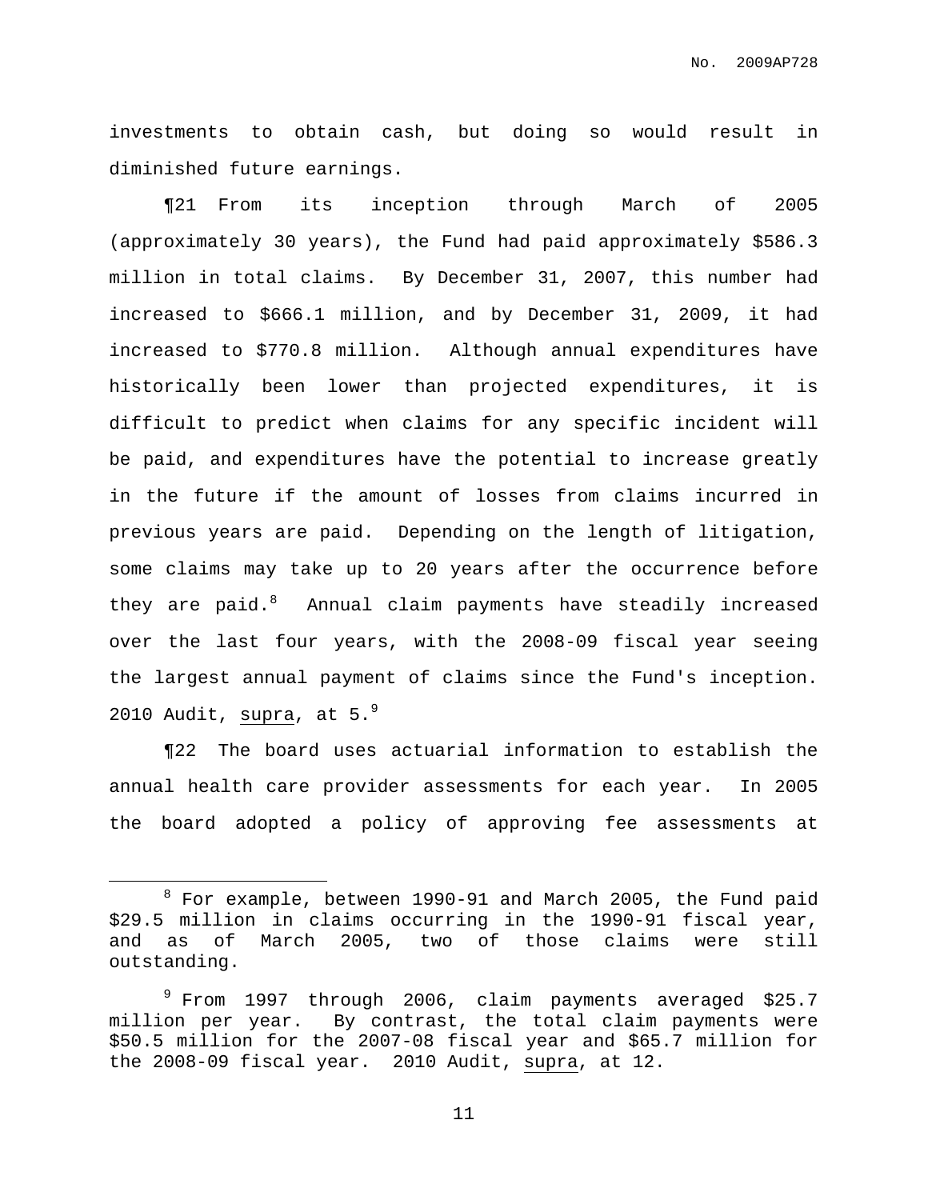investments to obtain cash, but doing so would result in diminished future earnings.

¶21 From its inception through March of 2005 (approximately 30 years), the Fund had paid approximately $586.3 million in total claims. By December 31, 2007, this number had increased to $666.1 million, and by December 31, 2009, it had increased to $770.8 million. Although annual expenditures have historically been lower than projected expenditures, it is difficult to predict when claims for any specific incident will be paid, and expenditures have the potential to increase greatly in the future if the amount of losses from claims incurred in previous years are paid. Depending on the length of litigation, some claims may take up to 20 years after the occurrence before they are paid.[8] Annual claim payments have steadily increased over the last four years, with the 2008-09 fiscal year seeing the largest annual payment of claims since the Fund's inception. 2010 Audit, supra, at 5.[9]

¶22 The board uses actuarial information to establish the annual health care provider assessments for each year. In 2005 the board adopted a policy of approving fee assessments at

---

[8] For example, between 1990-91 and March 2005, the Fund paid $29.5 million in claims occurring in the 1990-91 fiscal year, and as of March 2005, two of those claims were still outstanding.

[9] From 1997 through 2006, claim payments averaged $25.7 million per year. By contrast, the total claim payments were $50.5 million for the 2007-08 fiscal year and $65.7 million for the 2008-09 fiscal year. 2010 Audit, supra, at 12.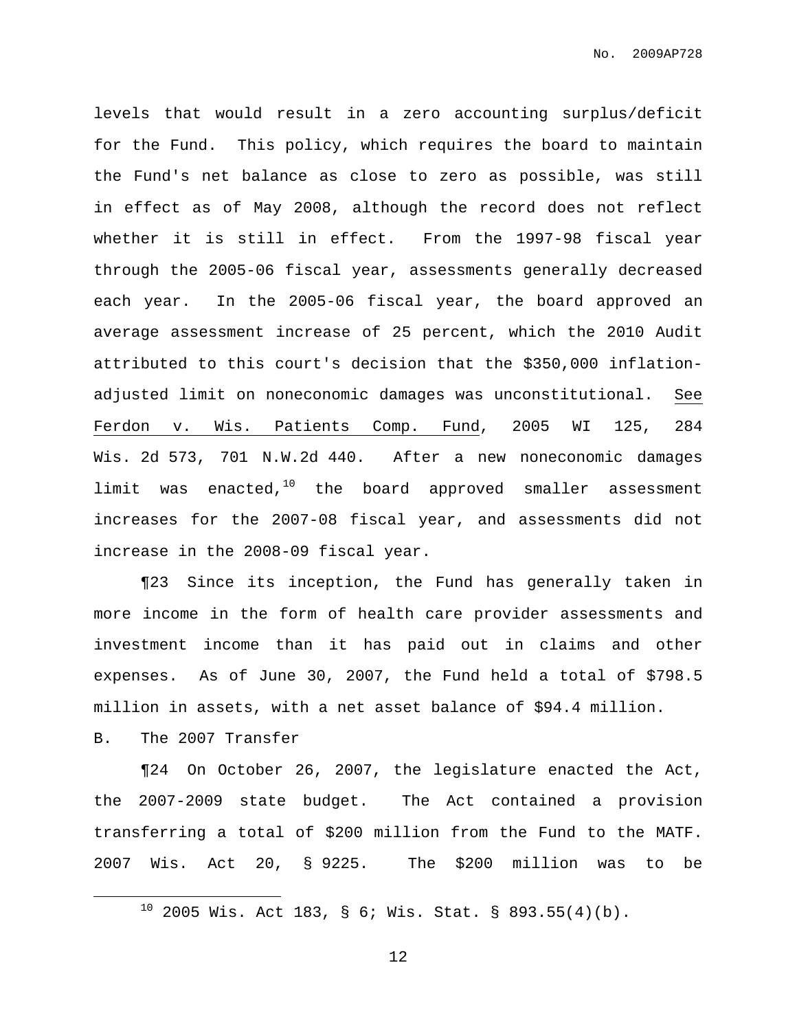levels that would result in a zero accounting surplus/deficit for the Fund. This policy, which requires the board to maintain the Fund's net balance as close to zero as possible, was still in effect as of May 2008, although the record does not reflect whether it is still in effect. From the 1997-98 fiscal year through the 2005-06 fiscal year, assessments generally decreased each year. In the 2005-06 fiscal year, the board approved an average assessment increase of 25 percent, which the 2010 Audit attributed to this court's decision that the $350,000 inflation-adjusted limit on noneconomic damages was unconstitutional. See Ferdon v. Wis. Patients Comp. Fund, 2005 WI 125, 284 Wis. 2d 573, 701 N.W.2d 440. After a new noneconomic damages limit was enacted,[10] the board approved smaller assessment increases for the 2007-08 fiscal year, and assessments did not increase in the 2008-09 fiscal year.

¶23 Since its inception, the Fund has generally taken in more income in the form of health care provider assessments and investment income than it has paid out in claims and other expenses. As of June 30, 2007, the Fund held a total of $798.5 million in assets, with a net asset balance of $94.4 million.

B. The 2007 Transfer

¶24 On October 26, 2007, the legislature enacted the Act, the 2007-2009 state budget. The Act contained a provision transferring a total of $200 million from the Fund to the MATF. 2007 Wis. Act 20, § 9225. The $200 million was to be

[10] 2005 Wis. Act 183, § 6; Wis. Stat. § 893.55(4)(b).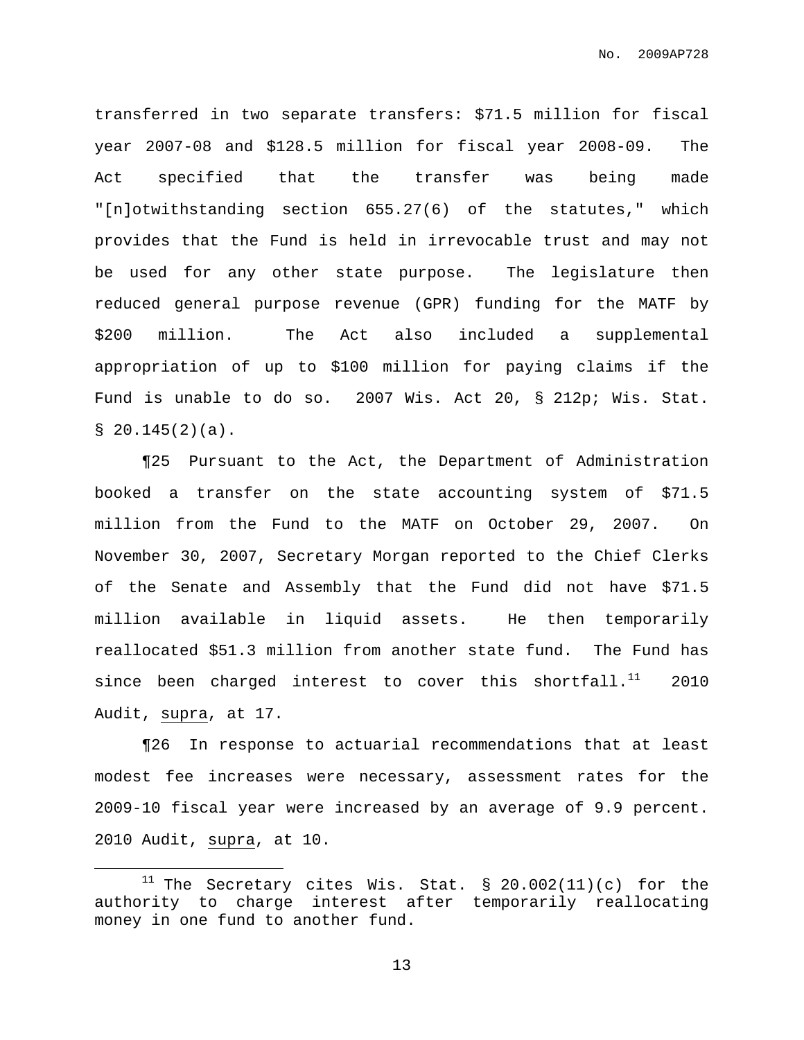transferred in two separate transfers: $71.5 million for fiscal year 2007-08 and $128.5 million for fiscal year 2008-09. The Act specified that the transfer was being made "[n]otwithstanding section 655.27(6) of the statutes," which provides that the Fund is held in irrevocable trust and may not be used for any other state purpose. The legislature then reduced general purpose revenue (GPR) funding for the MATF by $200 million. The Act also included a supplemental appropriation of up to $100 million for paying claims if the Fund is unable to do so. 2007 Wis. Act 20, § 212p; Wis. Stat. § 20.145(2)(a).

¶25 Pursuant to the Act, the Department of Administration booked a transfer on the state accounting system of $71.5 million from the Fund to the MATF on October 29, 2007. On November 30, 2007, Secretary Morgan reported to the Chief Clerks of the Senate and Assembly that the Fund did not have $71.5 million available in liquid assets. He then temporarily reallocated $51.3 million from another state fund. The Fund has since been charged interest to cover this shortfall.[11] 2010 Audit, supra, at 17.

¶26 In response to actuarial recommendations that at least modest fee increases were necessary, assessment rates for the 2009-10 fiscal year were increased by an average of 9.9 percent. 2010 Audit, supra, at 10.

---

[11] The Secretary cites Wis. Stat. § 20.002(11)(c) for the authority to charge interest after temporarily reallocating money in one fund to another fund.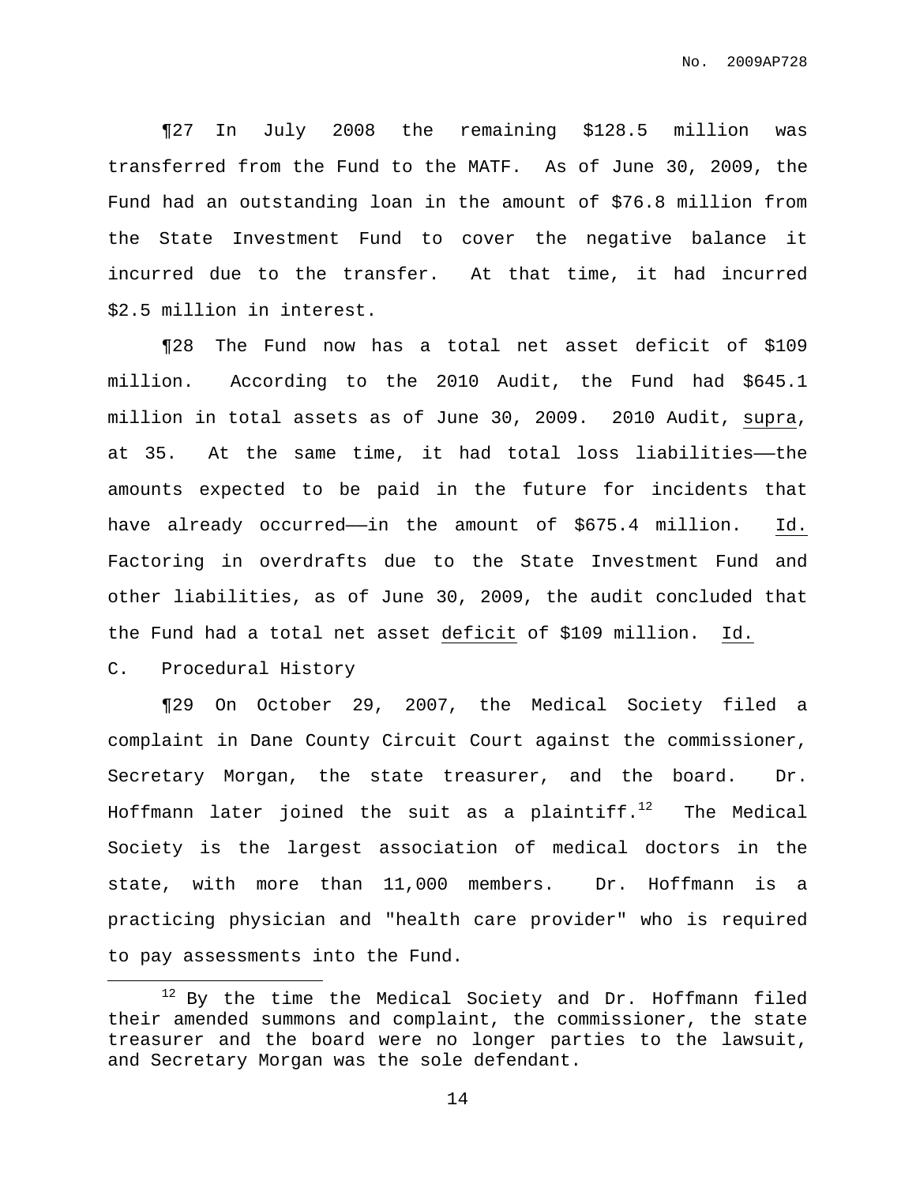¶27 In July 2008 the remaining $128.5 million was transferred from the Fund to the MATF. As of June 30, 2009, the Fund had an outstanding loan in the amount of $76.8 million from the State Investment Fund to cover the negative balance it incurred due to the transfer. At that time, it had incurred $2.5 million in interest.

¶28 The Fund now has a total net asset deficit of $109 million. According to the 2010 Audit, the Fund had $645.1 million in total assets as of June 30, 2009. 2010 Audit, supra, at 35. At the same time, it had total loss liabilities——the amounts expected to be paid in the future for incidents that have already occurred——in the amount of $675.4 million. Id. Factoring in overdrafts due to the State Investment Fund and other liabilities, as of June 30, 2009, the audit concluded that the Fund had a total net asset deficit of $109 million. Id.

C. Procedural History

¶29 On October 29, 2007, the Medical Society filed a complaint in Dane County Circuit Court against the commissioner, Secretary Morgan, the state treasurer, and the board. Dr. Hoffmann later joined the suit as a plaintiff.[12] The Medical Society is the largest association of medical doctors in the state, with more than 11,000 members. Dr. Hoffmann is a practicing physician and "health care provider" who is required to pay assessments into the Fund.

[12] By the time the Medical Society and Dr. Hoffmann filed their amended summons and complaint, the commissioner, the state treasurer and the board were no longer parties to the lawsuit, and Secretary Morgan was the sole defendant.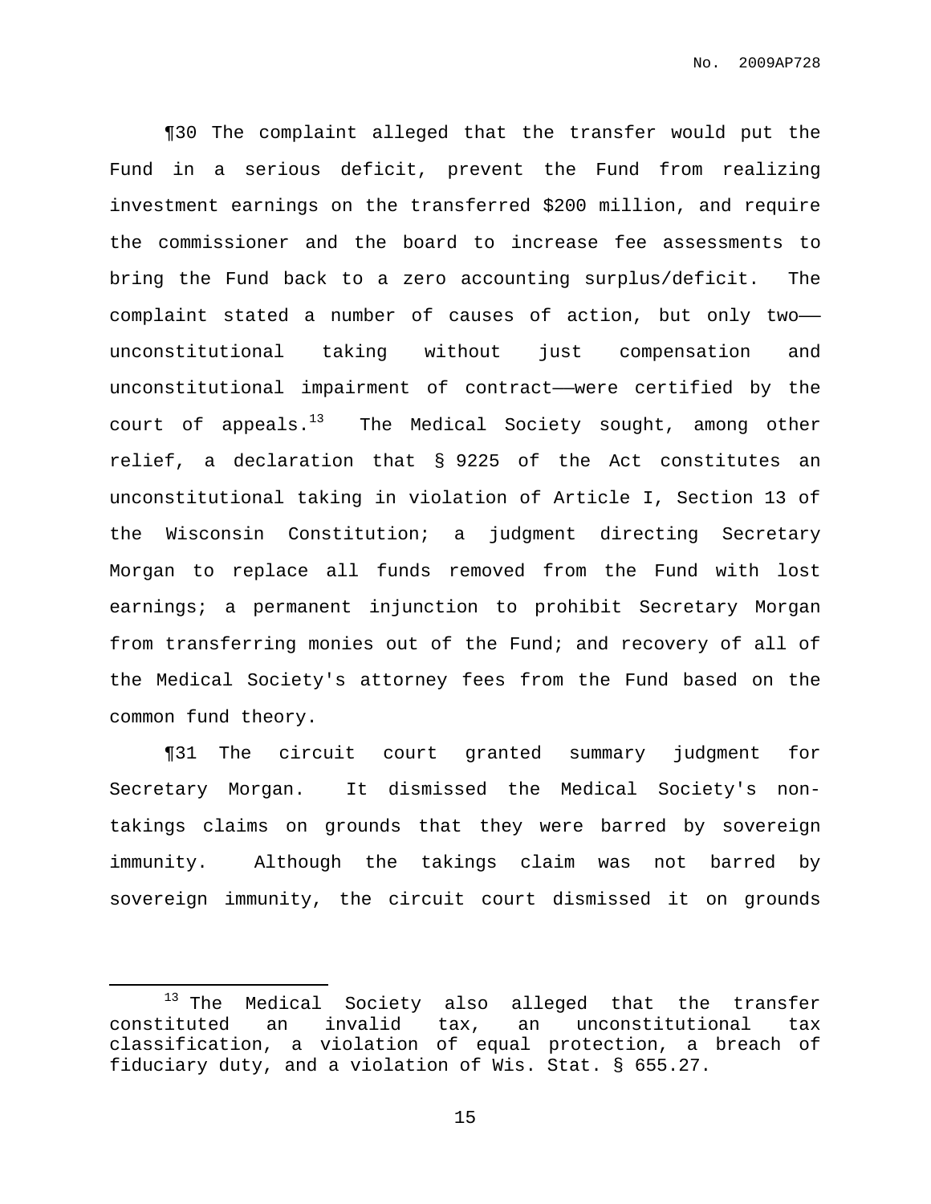¶30 The complaint alleged that the transfer would put the Fund in a serious deficit, prevent the Fund from realizing investment earnings on the transferred $200 million, and require the commissioner and the board to increase fee assessments to bring the Fund back to a zero accounting surplus/deficit. The complaint stated a number of causes of action, but only two——unconstitutional taking without just compensation and unconstitutional impairment of contract——were certified by the court of appeals.[13] The Medical Society sought, among other relief, a declaration that § 9225 of the Act constitutes an unconstitutional taking in violation of Article I, Section 13 of the Wisconsin Constitution; a judgment directing Secretary Morgan to replace all funds removed from the Fund with lost earnings; a permanent injunction to prohibit Secretary Morgan from transferring monies out of the Fund; and recovery of all of the Medical Society's attorney fees from the Fund based on the common fund theory.

¶31 The circuit court granted summary judgment for Secretary Morgan. It dismissed the Medical Society's non-takings claims on grounds that they were barred by sovereign immunity. Although the takings claim was not barred by sovereign immunity, the circuit court dismissed it on grounds

[13] The Medical Society also alleged that the transfer constituted an invalid tax, an unconstitutional tax classification, a violation of equal protection, a breach of fiduciary duty, and a violation of Wis. Stat. § 655.27.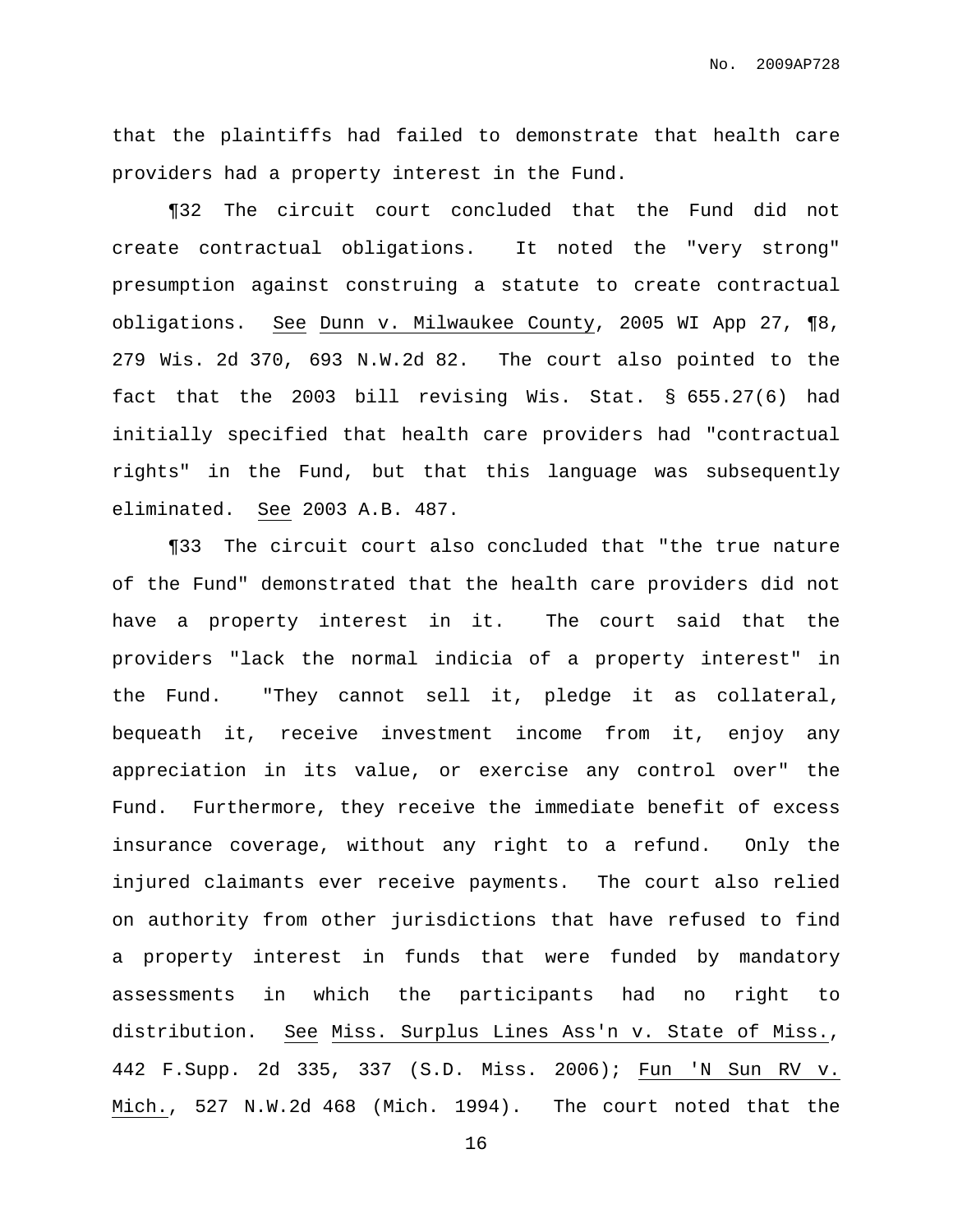that the plaintiffs had failed to demonstrate that health care providers had a property interest in the Fund.

¶32 The circuit court concluded that the Fund did not create contractual obligations. It noted the "very strong" presumption against construing a statute to create contractual obligations. See Dunn v. Milwaukee County, 2005 WI App 27, ¶8, 279 Wis. 2d 370, 693 N.W.2d 82. The court also pointed to the fact that the 2003 bill revising Wis. Stat. § 655.27(6) had initially specified that health care providers had "contractual rights" in the Fund, but that this language was subsequently eliminated. See 2003 A.B. 487.

¶33 The circuit court also concluded that "the true nature of the Fund" demonstrated that the health care providers did not have a property interest in it. The court said that the providers "lack the normal indicia of a property interest" in the Fund. "They cannot sell it, pledge it as collateral, bequeath it, receive investment income from it, enjoy any appreciation in its value, or exercise any control over" the Fund. Furthermore, they receive the immediate benefit of excess insurance coverage, without any right to a refund. Only the injured claimants ever receive payments. The court also relied on authority from other jurisdictions that have refused to find a property interest in funds that were funded by mandatory assessments in which the participants had no right to distribution. See Miss. Surplus Lines Ass'n v. State of Miss., 442 F.Supp. 2d 335, 337 (S.D. Miss. 2006); Fun 'N Sun RV v. Mich., 527 N.W.2d 468 (Mich. 1994). The court noted that the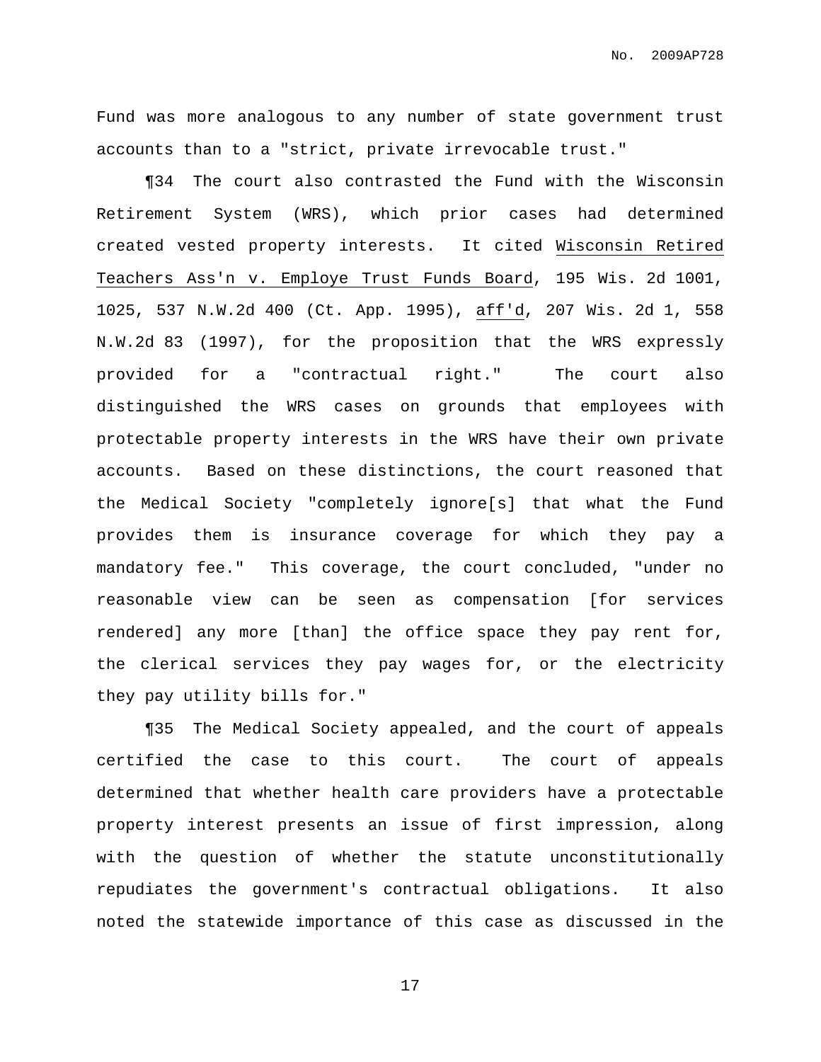Fund was more analogous to any number of state government trust accounts than to a "strict, private irrevocable trust."

¶34 The court also contrasted the Fund with the Wisconsin Retirement System (WRS), which prior cases had determined created vested property interests. It cited Wisconsin Retired Teachers Ass'n v. Employe Trust Funds Board, 195 Wis. 2d 1001, 1025, 537 N.W.2d 400 (Ct. App. 1995), aff'd, 207 Wis. 2d 1, 558 N.W.2d 83 (1997), for the proposition that the WRS expressly provided for a "contractual right." The court also distinguished the WRS cases on grounds that employees with protectable property interests in the WRS have their own private accounts. Based on these distinctions, the court reasoned that the Medical Society "completely ignore[s] that what the Fund provides them is insurance coverage for which they pay a mandatory fee." This coverage, the court concluded, "under no reasonable view can be seen as compensation [for services rendered] any more [than] the office space they pay rent for, the clerical services they pay wages for, or the electricity they pay utility bills for."

¶35 The Medical Society appealed, and the court of appeals certified the case to this court. The court of appeals determined that whether health care providers have a protectable property interest presents an issue of first impression, along with the question of whether the statute unconstitutionally repudiates the government's contractual obligations. It also noted the statewide importance of this case as discussed in the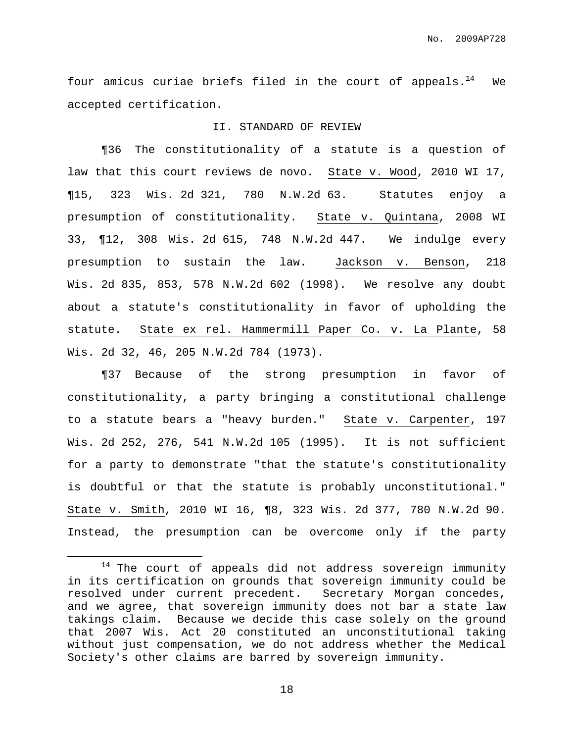four amicus curiae briefs filed in the court of appeals.[14] We accepted certification.

## II. STANDARD OF REVIEW

¶36 The constitutionality of a statute is a question of law that this court reviews de novo. State v. Wood, 2010 WI 17, ¶15, 323 Wis. 2d 321, 780 N.W.2d 63. Statutes enjoy a presumption of constitutionality. State v. Quintana, 2008 WI 33, ¶12, 308 Wis. 2d 615, 748 N.W.2d 447. We indulge every presumption to sustain the law. Jackson v. Benson, 218 Wis. 2d 835, 853, 578 N.W.2d 602 (1998). We resolve any doubt about a statute's constitutionality in favor of upholding the statute. State ex rel. Hammermill Paper Co. v. La Plante, 58 Wis. 2d 32, 46, 205 N.W.2d 784 (1973).

¶37 Because of the strong presumption in favor of constitutionality, a party bringing a constitutional challenge to a statute bears a "heavy burden." State v. Carpenter, 197 Wis. 2d 252, 276, 541 N.W.2d 105 (1995). It is not sufficient for a party to demonstrate "that the statute's constitutionality is doubtful or that the statute is probably unconstitutional." State v. Smith, 2010 WI 16, ¶8, 323 Wis. 2d 377, 780 N.W.2d 90. Instead, the presumption can be overcome only if the party

---

[14] The court of appeals did not address sovereign immunity in its certification on grounds that sovereign immunity could be resolved under current precedent. Secretary Morgan concedes, and we agree, that sovereign immunity does not bar a state law takings claim. Because we decide this case solely on the ground that 2007 Wis. Act 20 constituted an unconstitutional taking without just compensation, we do not address whether the Medical Society's other claims are barred by sovereign immunity.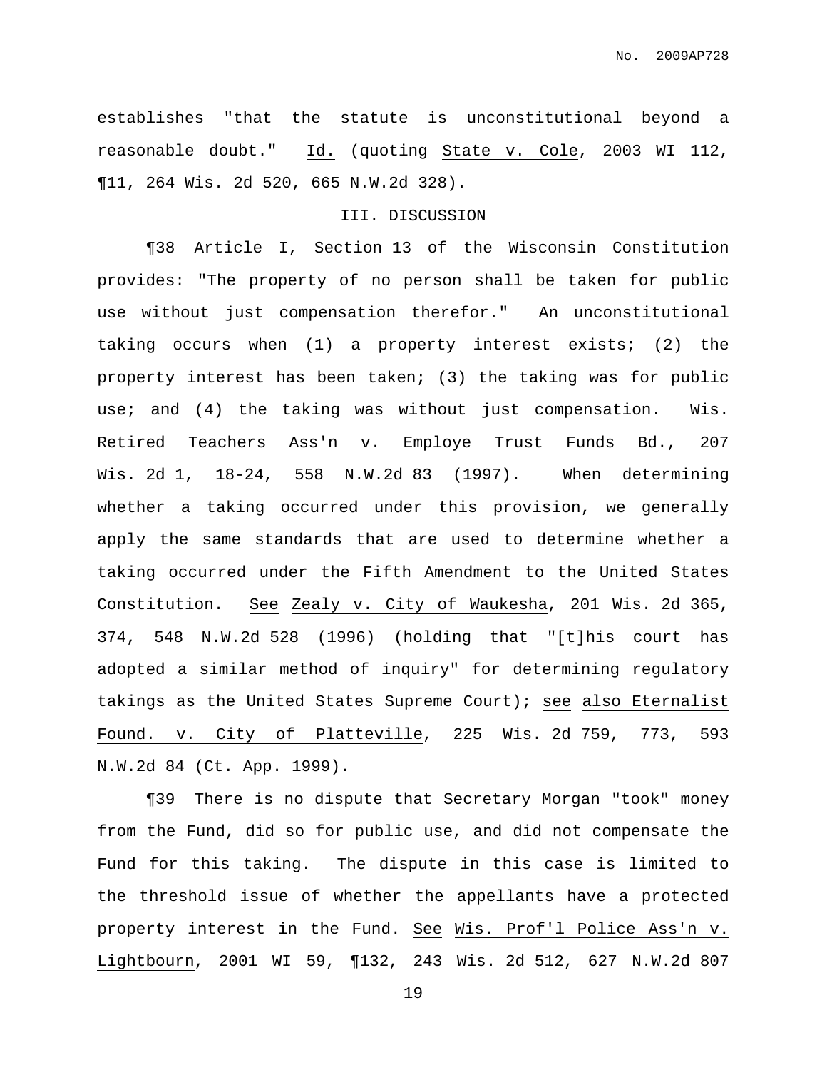establishes "that the statute is unconstitutional beyond a reasonable doubt." Id. (quoting State v. Cole, 2003 WI 112, ¶11, 264 Wis. 2d 520, 665 N.W.2d 328).

## III. DISCUSSION

¶38 Article I, Section 13 of the Wisconsin Constitution provides: "The property of no person shall be taken for public use without just compensation therefor." An unconstitutional taking occurs when (1) a property interest exists; (2) the property interest has been taken; (3) the taking was for public use; and (4) the taking was without just compensation. Wis. Retired Teachers Ass'n v. Employe Trust Funds Bd., 207 Wis. 2d 1, 18-24, 558 N.W.2d 83 (1997). When determining whether a taking occurred under this provision, we generally apply the same standards that are used to determine whether a taking occurred under the Fifth Amendment to the United States Constitution. See Zealy v. City of Waukesha, 201 Wis. 2d 365, 374, 548 N.W.2d 528 (1996) (holding that "[t]his court has adopted a similar method of inquiry" for determining regulatory takings as the United States Supreme Court); see also Eternalist Found. v. City of Platteville, 225 Wis. 2d 759, 773, 593 N.W.2d 84 (Ct. App. 1999).

¶39 There is no dispute that Secretary Morgan "took" money from the Fund, did so for public use, and did not compensate the Fund for this taking. The dispute in this case is limited to the threshold issue of whether the appellants have a protected property interest in the Fund. See Wis. Prof'l Police Ass'n v. Lightbourn, 2001 WI 59, ¶132, 243 Wis. 2d 512, 627 N.W.2d 807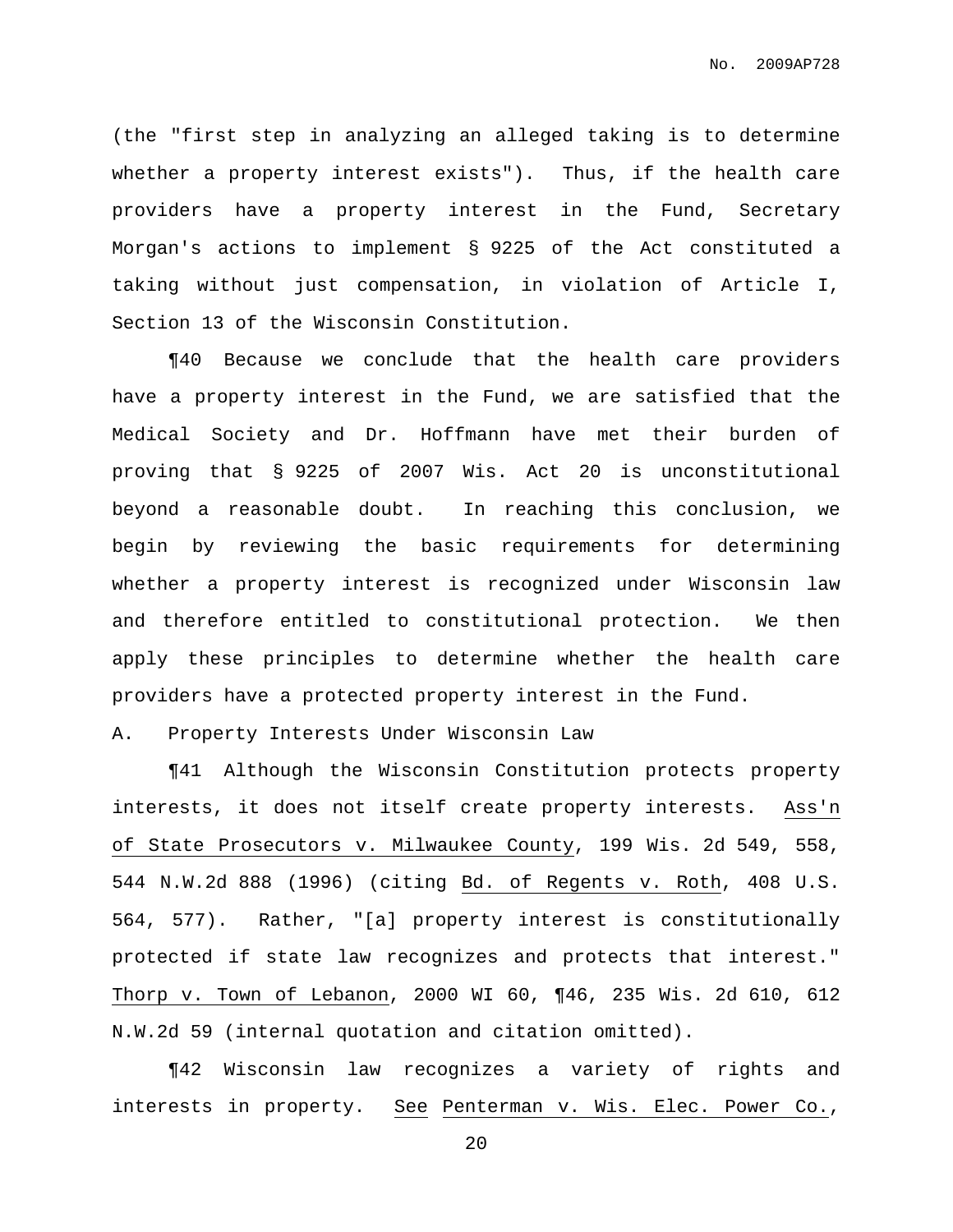(the "first step in analyzing an alleged taking is to determine whether a property interest exists"). Thus, if the health care providers have a property interest in the Fund, Secretary Morgan's actions to implement § 9225 of the Act constituted a taking without just compensation, in violation of Article I, Section 13 of the Wisconsin Constitution.

¶40 Because we conclude that the health care providers have a property interest in the Fund, we are satisfied that the Medical Society and Dr. Hoffmann have met their burden of proving that § 9225 of 2007 Wis. Act 20 is unconstitutional beyond a reasonable doubt. In reaching this conclusion, we begin by reviewing the basic requirements for determining whether a property interest is recognized under Wisconsin law and therefore entitled to constitutional protection. We then apply these principles to determine whether the health care providers have a protected property interest in the Fund.

A. Property Interests Under Wisconsin Law

¶41 Although the Wisconsin Constitution protects property interests, it does not itself create property interests. Ass'n of State Prosecutors v. Milwaukee County, 199 Wis. 2d 549, 558, 544 N.W.2d 888 (1996) (citing Bd. of Regents v. Roth, 408 U.S. 564, 577). Rather, "[a] property interest is constitutionally protected if state law recognizes and protects that interest." Thorp v. Town of Lebanon, 2000 WI 60, ¶46, 235 Wis. 2d 610, 612 N.W.2d 59 (internal quotation and citation omitted).

¶42 Wisconsin law recognizes a variety of rights and interests in property. See Penterman v. Wis. Elec. Power Co.,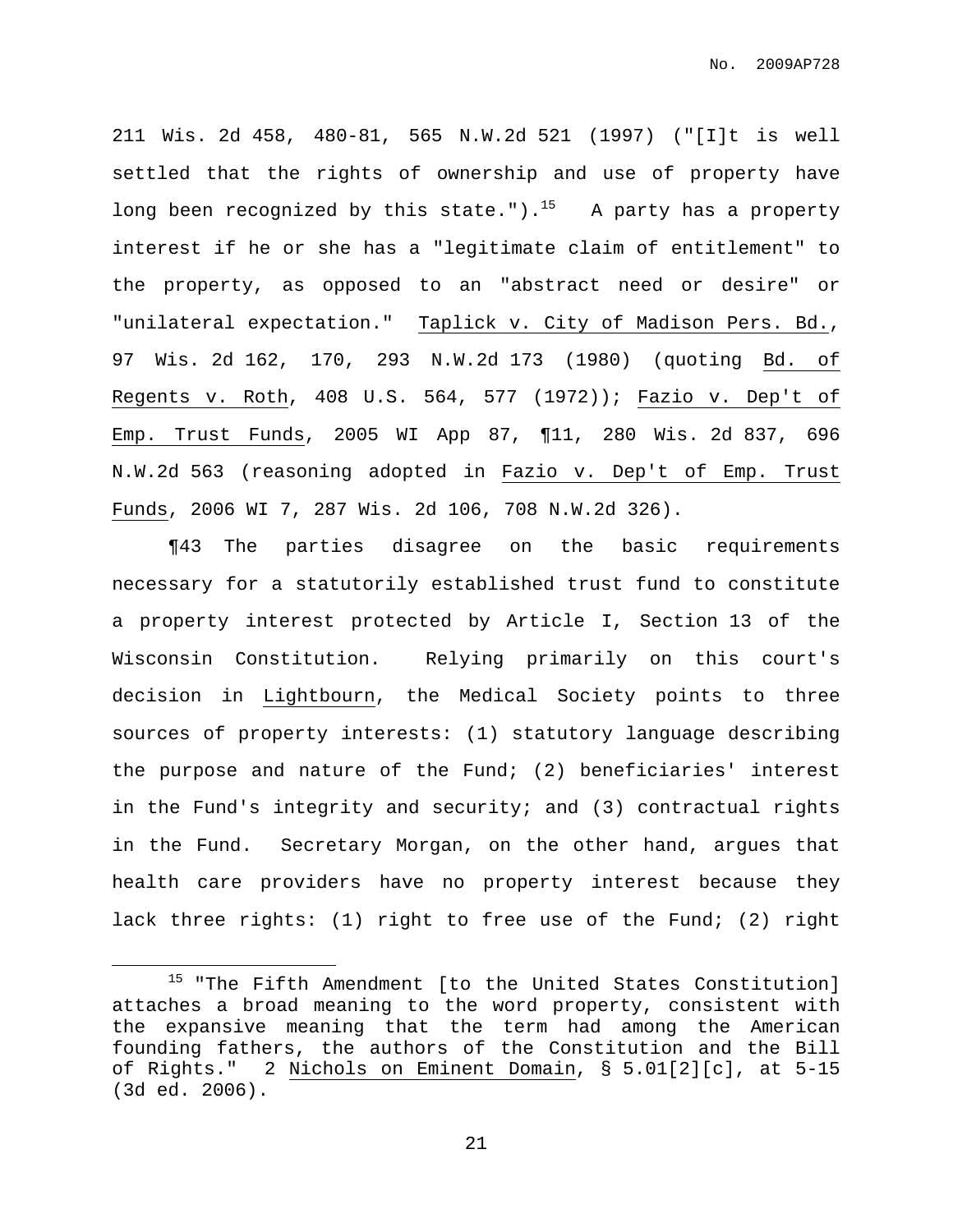211 Wis. 2d 458, 480-81, 565 N.W.2d 521 (1997) ("[I]t is well settled that the rights of ownership and use of property have long been recognized by this state.").[15] A party has a property interest if he or she has a "legitimate claim of entitlement" to the property, as opposed to an "abstract need or desire" or "unilateral expectation." Taplick v. City of Madison Pers. Bd., 97 Wis. 2d 162, 170, 293 N.W.2d 173 (1980) (quoting Bd. of Regents v. Roth, 408 U.S. 564, 577 (1972)); Fazio v. Dep't of Emp. Trust Funds, 2005 WI App 87, ¶11, 280 Wis. 2d 837, 696 N.W.2d 563 (reasoning adopted in Fazio v. Dep't of Emp. Trust Funds, 2006 WI 7, 287 Wis. 2d 106, 708 N.W.2d 326).

¶43 The parties disagree on the basic requirements necessary for a statutorily established trust fund to constitute a property interest protected by Article I, Section 13 of the Wisconsin Constitution. Relying primarily on this court's decision in Lightbourn, the Medical Society points to three sources of property interests: (1) statutory language describing the purpose and nature of the Fund; (2) beneficiaries' interest in the Fund's integrity and security; and (3) contractual rights in the Fund. Secretary Morgan, on the other hand, argues that health care providers have no property interest because they lack three rights: (1) right to free use of the Fund; (2) right

[15] "The Fifth Amendment [to the United States Constitution] attaches a broad meaning to the word property, consistent with the expansive meaning that the term had among the American founding fathers, the authors of the Constitution and the Bill of Rights." 2 Nichols on Eminent Domain, § 5.01[2][c], at 5-15 (3d ed. 2006).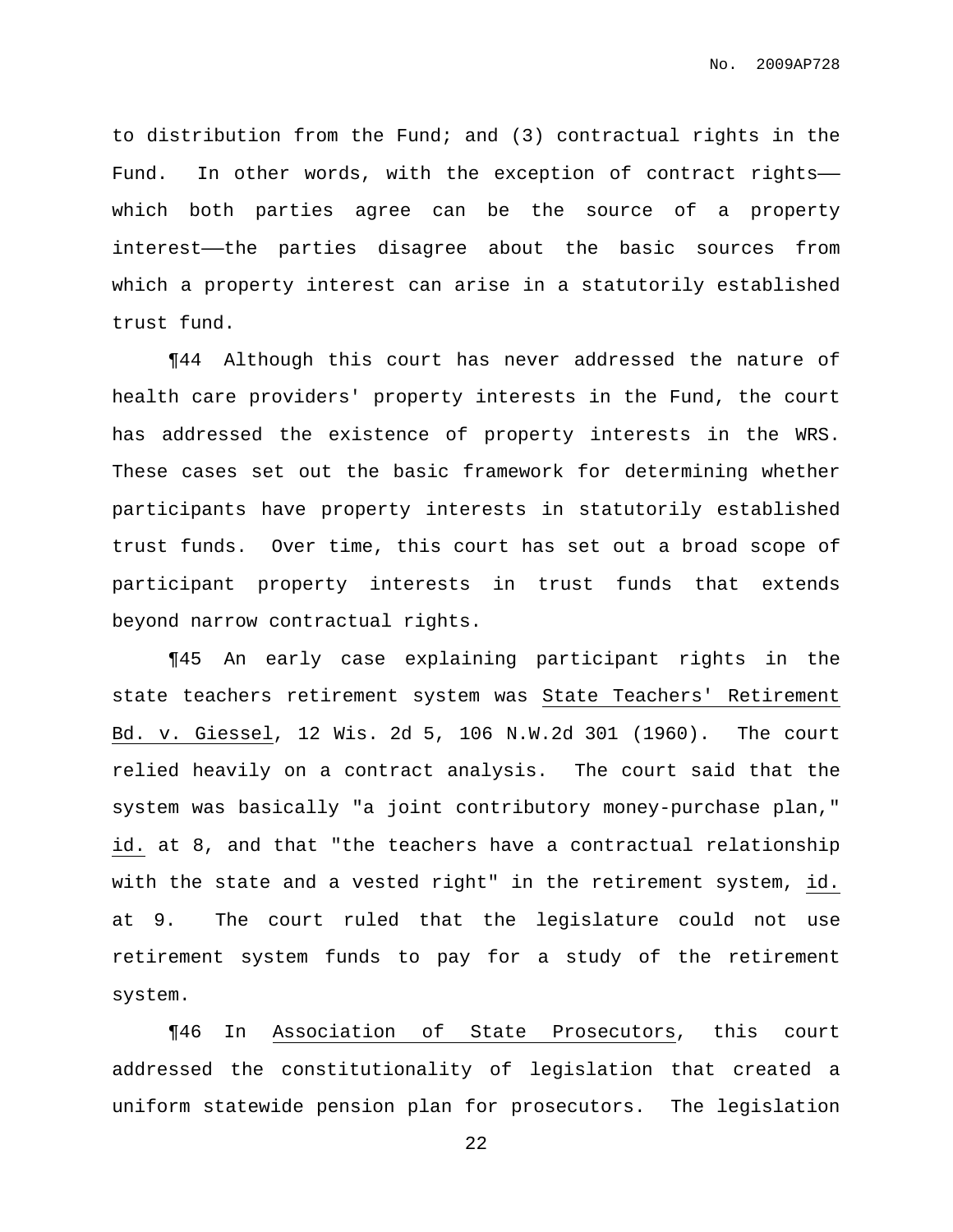to distribution from the Fund; and (3) contractual rights in the Fund. In other words, with the exception of contract rights——which both parties agree can be the source of a property interest——the parties disagree about the basic sources from which a property interest can arise in a statutorily established trust fund.

¶44 Although this court has never addressed the nature of health care providers' property interests in the Fund, the court has addressed the existence of property interests in the WRS. These cases set out the basic framework for determining whether participants have property interests in statutorily established trust funds. Over time, this court has set out a broad scope of participant property interests in trust funds that extends beyond narrow contractual rights.

¶45 An early case explaining participant rights in the state teachers retirement system was State Teachers' Retirement Bd. v. Giessel, 12 Wis. 2d 5, 106 N.W.2d 301 (1960). The court relied heavily on a contract analysis. The court said that the system was basically "a joint contributory money-purchase plan," id. at 8, and that "the teachers have a contractual relationship with the state and a vested right" in the retirement system, id. at 9. The court ruled that the legislature could not use retirement system funds to pay for a study of the retirement system.

¶46 In Association of State Prosecutors, this court addressed the constitutionality of legislation that created a uniform statewide pension plan for prosecutors. The legislation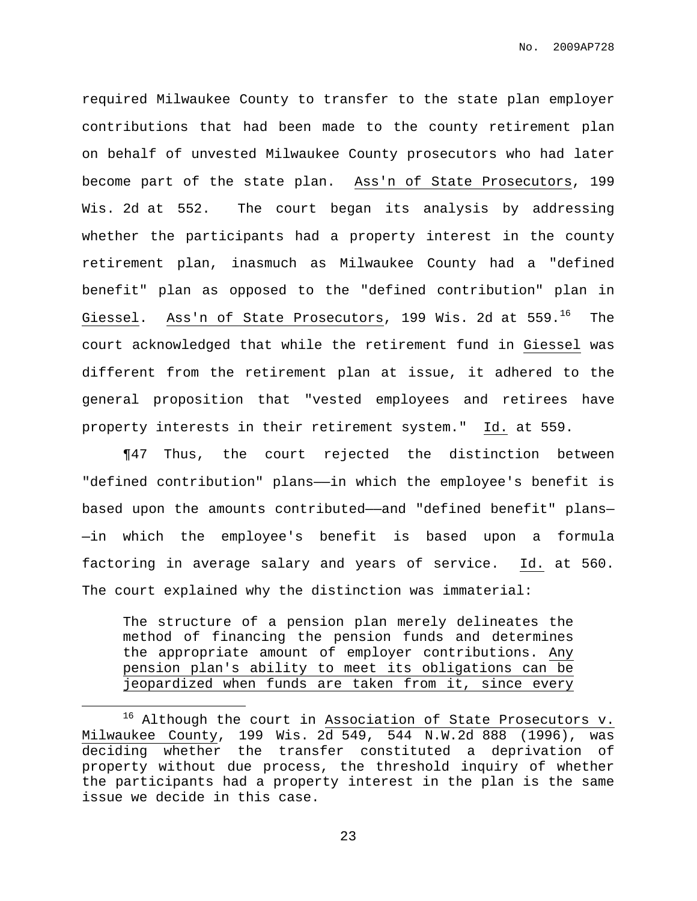required Milwaukee County to transfer to the state plan employer contributions that had been made to the county retirement plan on behalf of unvested Milwaukee County prosecutors who had later become part of the state plan. Ass'n of State Prosecutors, 199 Wis. 2d at 552. The court began its analysis by addressing whether the participants had a property interest in the county retirement plan, inasmuch as Milwaukee County had a "defined benefit" plan as opposed to the "defined contribution" plan in Giessel. Ass'n of State Prosecutors, 199 Wis. 2d at 559.[16] The court acknowledged that while the retirement fund in Giessel was different from the retirement plan at issue, it adhered to the general proposition that "vested employees and retirees have property interests in their retirement system." Id. at 559.

¶47 Thus, the court rejected the distinction between "defined contribution" plans——in which the employee's benefit is based upon the amounts contributed——and "defined benefit" plans——in which the employee's benefit is based upon a formula factoring in average salary and years of service. Id. at 560. The court explained why the distinction was immaterial:

> The structure of a pension plan merely delineates the method of financing the pension funds and determines the appropriate amount of employer contributions. Any pension plan's ability to meet its obligations can be jeopardized when funds are taken from it, since every

[16] Although the court in Association of State Prosecutors v. Milwaukee County, 199 Wis. 2d 549, 544 N.W.2d 888 (1996), was deciding whether the transfer constituted a deprivation of property without due process, the threshold inquiry of whether the participants had a property interest in the plan is the same issue we decide in this case.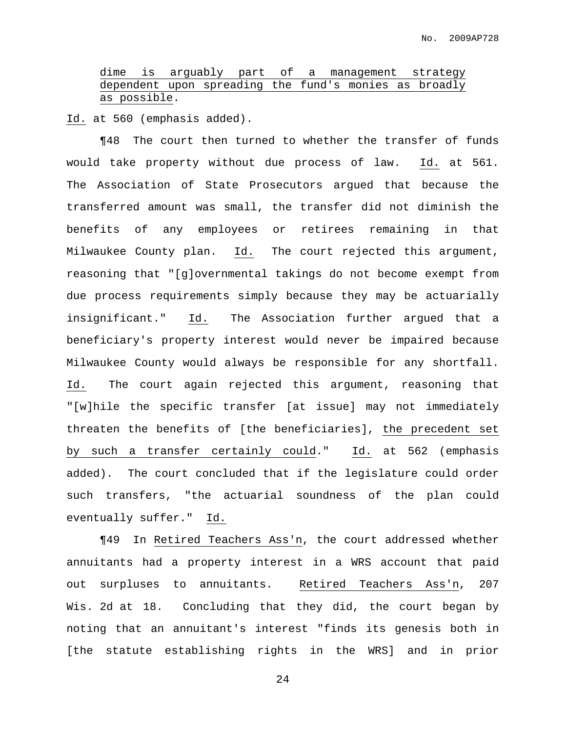dime is arguably part of a management strategy dependent upon spreading the fund's monies as broadly as possible.

Id. at 560 (emphasis added).

¶48 The court then turned to whether the transfer of funds would take property without due process of law. Id. at 561. The Association of State Prosecutors argued that because the transferred amount was small, the transfer did not diminish the benefits of any employees or retirees remaining in that Milwaukee County plan. Id. The court rejected this argument, reasoning that "[g]overnmental takings do not become exempt from due process requirements simply because they may be actuarially insignificant." Id. The Association further argued that a beneficiary's property interest would never be impaired because Milwaukee County would always be responsible for any shortfall. Id. The court again rejected this argument, reasoning that "[w]hile the specific transfer [at issue] may not immediately threaten the benefits of [the beneficiaries], the precedent set by such a transfer certainly could." Id. at 562 (emphasis added). The court concluded that if the legislature could order such transfers, "the actuarial soundness of the plan could eventually suffer." Id.

¶49 In Retired Teachers Ass'n, the court addressed whether annuitants had a property interest in a WRS account that paid out surpluses to annuitants. Retired Teachers Ass'n, 207 Wis. 2d at 18. Concluding that they did, the court began by noting that an annuitant's interest "finds its genesis both in [the statute establishing rights in the WRS] and in prior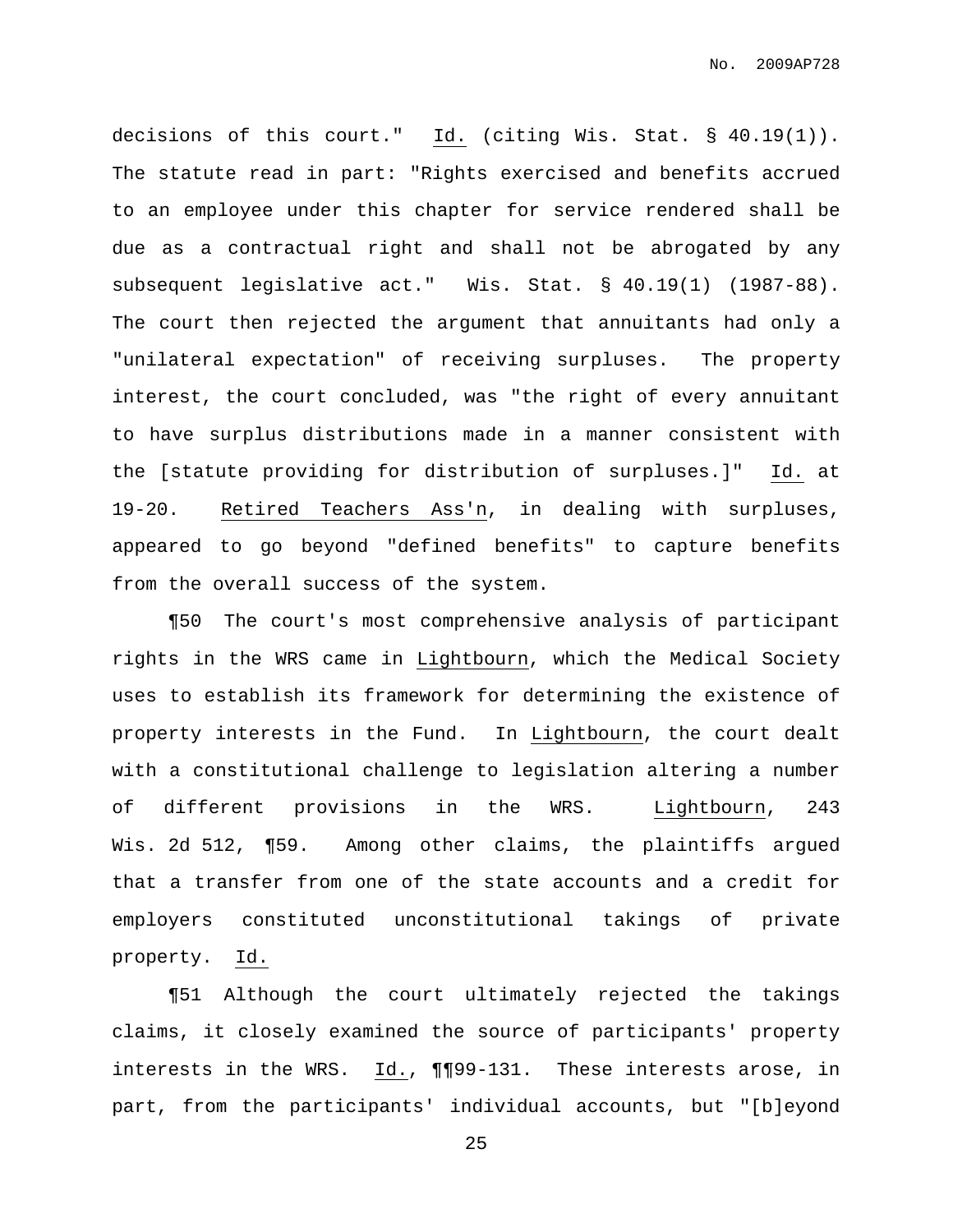decisions of this court." Id. (citing Wis. Stat. § 40.19(1)). The statute read in part: "Rights exercised and benefits accrued to an employee under this chapter for service rendered shall be due as a contractual right and shall not be abrogated by any subsequent legislative act." Wis. Stat. § 40.19(1) (1987-88). The court then rejected the argument that annuitants had only a "unilateral expectation" of receiving surpluses. The property interest, the court concluded, was "the right of every annuitant to have surplus distributions made in a manner consistent with the [statute providing for distribution of surpluses.]" Id. at 19-20. Retired Teachers Ass'n, in dealing with surpluses, appeared to go beyond "defined benefits" to capture benefits from the overall success of the system.

¶50 The court's most comprehensive analysis of participant rights in the WRS came in Lightbourn, which the Medical Society uses to establish its framework for determining the existence of property interests in the Fund. In Lightbourn, the court dealt with a constitutional challenge to legislation altering a number of different provisions in the WRS. Lightbourn, 243 Wis. 2d 512, ¶59. Among other claims, the plaintiffs argued that a transfer from one of the state accounts and a credit for employers constituted unconstitutional takings of private property. Id.

¶51 Although the court ultimately rejected the takings claims, it closely examined the source of participants' property interests in the WRS. Id., ¶¶99-131. These interests arose, in part, from the participants' individual accounts, but "[b]eyond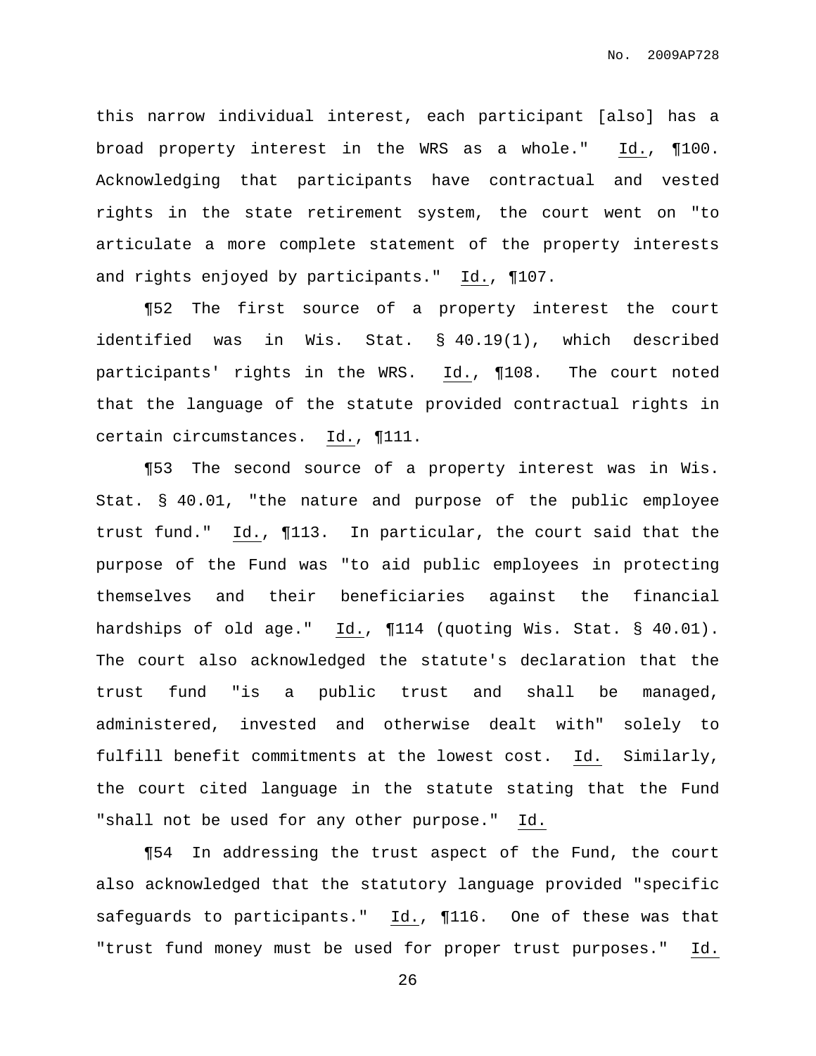this narrow individual interest, each participant [also] has a broad property interest in the WRS as a whole." Id., ¶100. Acknowledging that participants have contractual and vested rights in the state retirement system, the court went on "to articulate a more complete statement of the property interests and rights enjoyed by participants." Id., ¶107.

¶52 The first source of a property interest the court identified was in Wis. Stat. § 40.19(1), which described participants' rights in the WRS. Id., ¶108. The court noted that the language of the statute provided contractual rights in certain circumstances. Id., ¶111.

¶53 The second source of a property interest was in Wis. Stat. § 40.01, "the nature and purpose of the public employee trust fund." Id., ¶113. In particular, the court said that the purpose of the Fund was "to aid public employees in protecting themselves and their beneficiaries against the financial hardships of old age." Id., ¶114 (quoting Wis. Stat. § 40.01). The court also acknowledged the statute's declaration that the trust fund "is a public trust and shall be managed, administered, invested and otherwise dealt with" solely to fulfill benefit commitments at the lowest cost. Id. Similarly, the court cited language in the statute stating that the Fund "shall not be used for any other purpose." Id.

¶54 In addressing the trust aspect of the Fund, the court also acknowledged that the statutory language provided "specific safeguards to participants." Id., ¶116. One of these was that "trust fund money must be used for proper trust purposes." Id.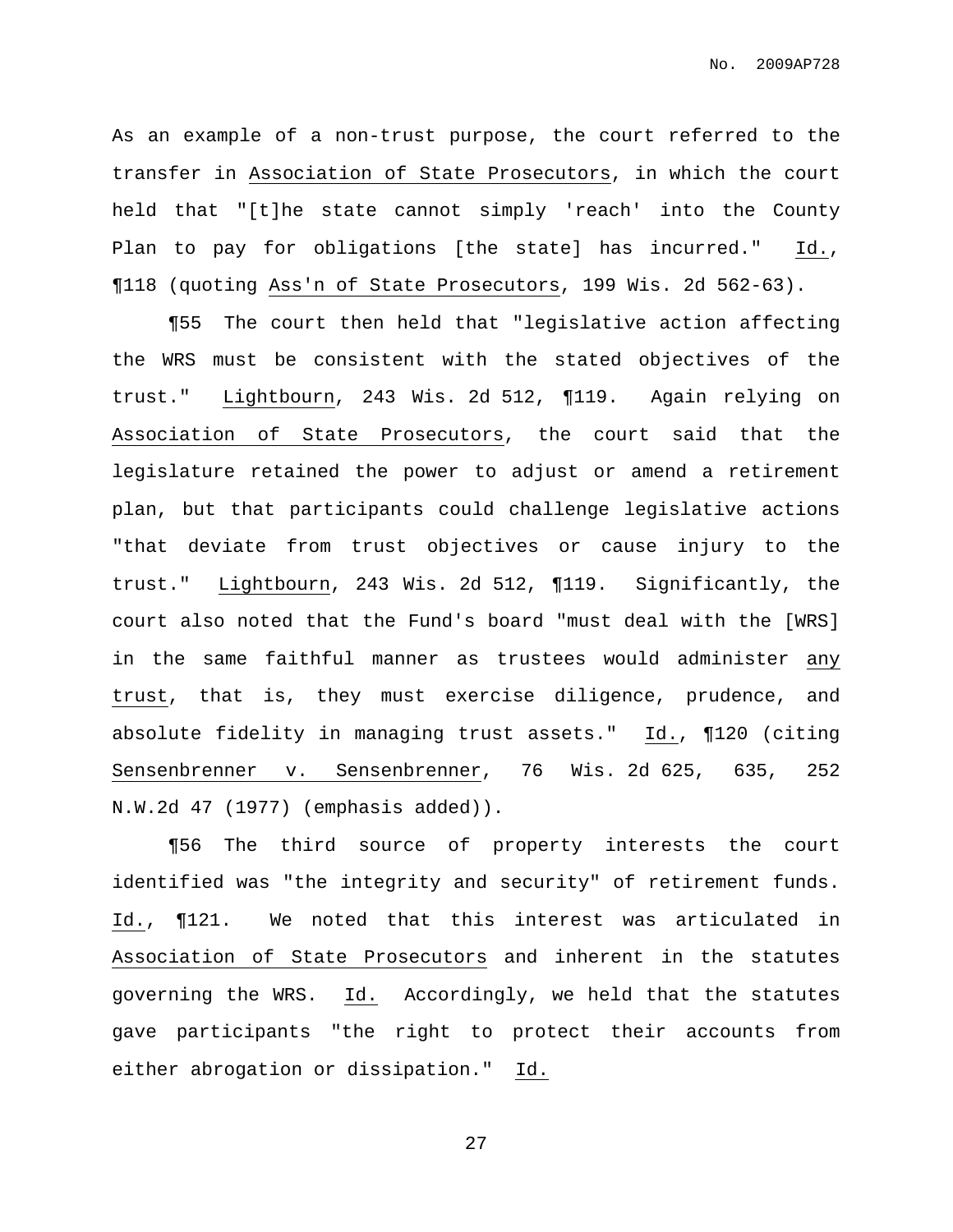As an example of a non-trust purpose, the court referred to the transfer in Association of State Prosecutors, in which the court held that "[t]he state cannot simply 'reach' into the County Plan to pay for obligations [the state] has incurred." Id., ¶118 (quoting Ass'n of State Prosecutors, 199 Wis. 2d 562-63).

¶55 The court then held that "legislative action affecting the WRS must be consistent with the stated objectives of the trust." Lightbourn, 243 Wis. 2d 512, ¶119. Again relying on Association of State Prosecutors, the court said that the legislature retained the power to adjust or amend a retirement plan, but that participants could challenge legislative actions "that deviate from trust objectives or cause injury to the trust." Lightbourn, 243 Wis. 2d 512, ¶119. Significantly, the court also noted that the Fund's board "must deal with the [WRS] in the same faithful manner as trustees would administer any trust, that is, they must exercise diligence, prudence, and absolute fidelity in managing trust assets." Id., ¶120 (citing Sensenbrenner v. Sensenbrenner, 76 Wis. 2d 625, 635, 252 N.W.2d 47 (1977) (emphasis added)).

¶56 The third source of property interests the court identified was "the integrity and security" of retirement funds. Id., ¶121. We noted that this interest was articulated in Association of State Prosecutors and inherent in the statutes governing the WRS. Id. Accordingly, we held that the statutes gave participants "the right to protect their accounts from either abrogation or dissipation." Id.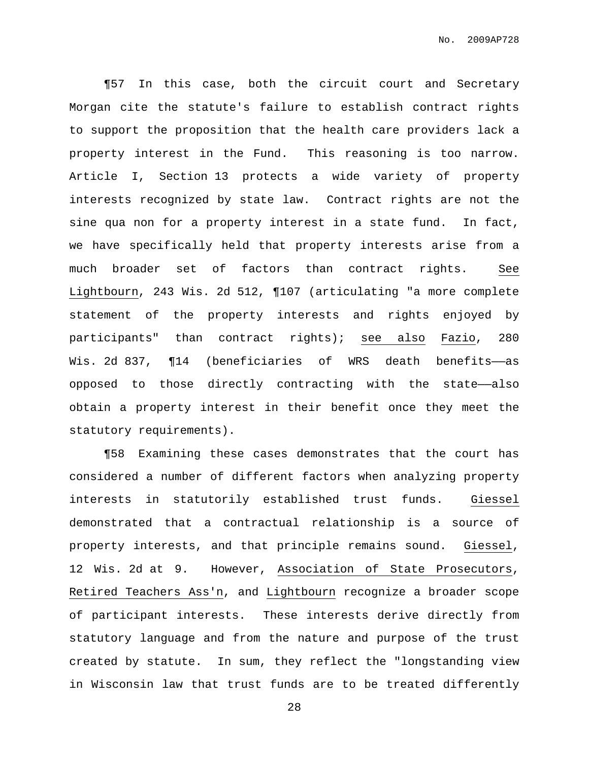¶57 In this case, both the circuit court and Secretary Morgan cite the statute's failure to establish contract rights to support the proposition that the health care providers lack a property interest in the Fund. This reasoning is too narrow. Article I, Section 13 protects a wide variety of property interests recognized by state law. Contract rights are not the sine qua non for a property interest in a state fund. In fact, we have specifically held that property interests arise from a much broader set of factors than contract rights. See Lightbourn, 243 Wis. 2d 512, ¶107 (articulating "a more complete statement of the property interests and rights enjoyed by participants" than contract rights); see also Fazio, 280 Wis. 2d 837, ¶14 (beneficiaries of WRS death benefits——as opposed to those directly contracting with the state——also obtain a property interest in their benefit once they meet the statutory requirements).

¶58 Examining these cases demonstrates that the court has considered a number of different factors when analyzing property interests in statutorily established trust funds. Giessel demonstrated that a contractual relationship is a source of property interests, and that principle remains sound. Giessel, 12 Wis. 2d at 9. However, Association of State Prosecutors, Retired Teachers Ass'n, and Lightbourn recognize a broader scope of participant interests. These interests derive directly from statutory language and from the nature and purpose of the trust created by statute. In sum, they reflect the "longstanding view in Wisconsin law that trust funds are to be treated differently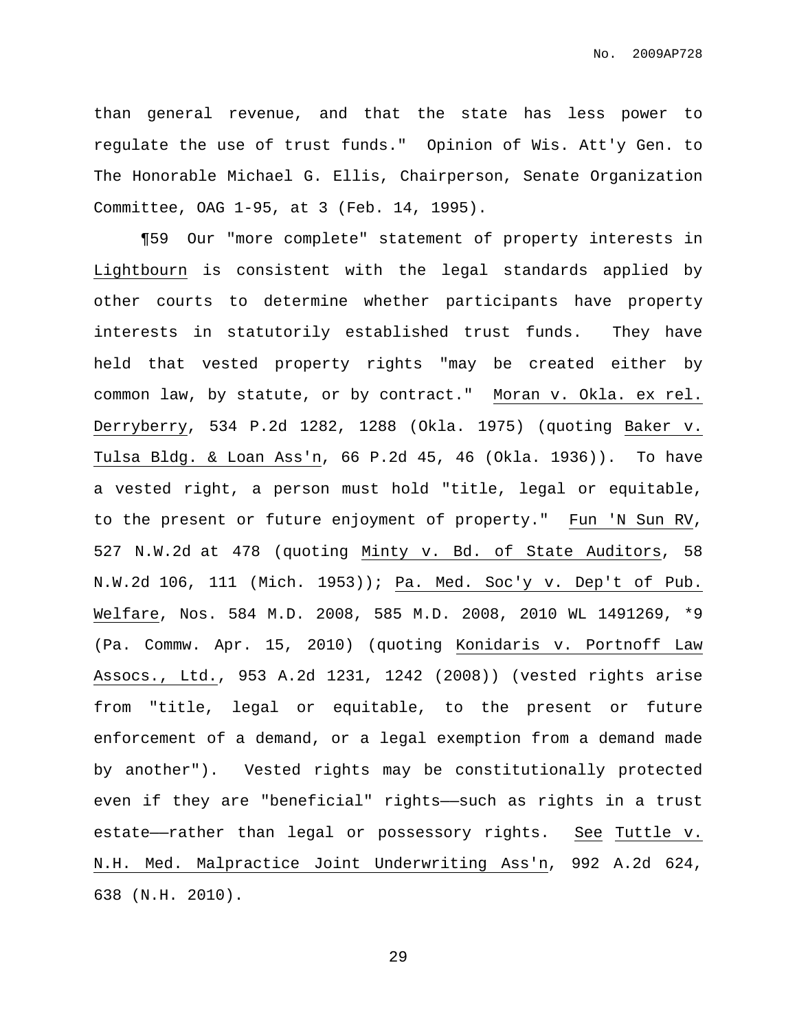than general revenue, and that the state has less power to regulate the use of trust funds." Opinion of Wis. Att'y Gen. to The Honorable Michael G. Ellis, Chairperson, Senate Organization Committee, OAG 1-95, at 3 (Feb. 14, 1995).

¶59 Our "more complete" statement of property interests in _Lightbourn_ is consistent with the legal standards applied by other courts to determine whether participants have property interests in statutorily established trust funds. They have held that vested property rights "may be created either by common law, by statute, or by contract." _Moran v. Okla. ex rel. Derryberry_, 534 P.2d 1282, 1288 (Okla. 1975) (quoting _Baker v. Tulsa Bldg. & Loan Ass'n_, 66 P.2d 45, 46 (Okla. 1936)). To have a vested right, a person must hold "title, legal or equitable, to the present or future enjoyment of property." _Fun 'N Sun RV_, 527 N.W.2d at 478 (quoting _Minty v. Bd. of State Auditors_, 58 N.W.2d 106, 111 (Mich. 1953)); _Pa. Med. Soc'y v. Dep't of Pub. Welfare_, Nos. 584 M.D. 2008, 585 M.D. 2008, 2010 WL 1491269, *9 (Pa. Commw. Apr. 15, 2010) (quoting _Konidaris v. Portnoff Law Assocs., Ltd._, 953 A.2d 1231, 1242 (2008)) (vested rights arise from "title, legal or equitable, to the present or future enforcement of a demand, or a legal exemption from a demand made by another"). Vested rights may be constitutionally protected even if they are "beneficial" rights——such as rights in a trust estate——rather than legal or possessory rights. _See_ _Tuttle v. N.H. Med. Malpractice Joint Underwriting Ass'n_, 992 A.2d 624, 638 (N.H. 2010).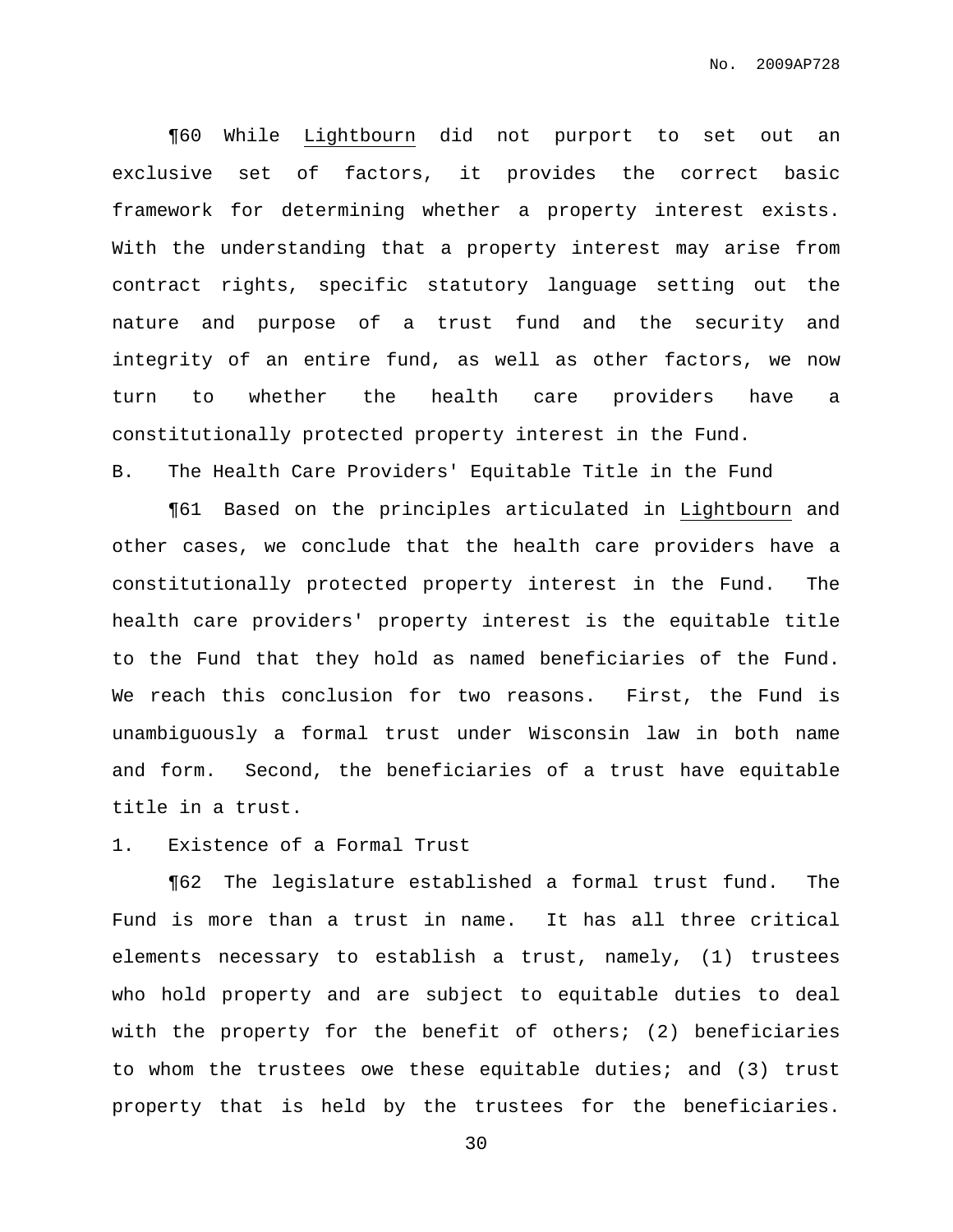¶60 While Lightbourn did not purport to set out an exclusive set of factors, it provides the correct basic framework for determining whether a property interest exists. With the understanding that a property interest may arise from contract rights, specific statutory language setting out the nature and purpose of a trust fund and the security and integrity of an entire fund, as well as other factors, we now turn to whether the health care providers have a constitutionally protected property interest in the Fund.

## B. The Health Care Providers' Equitable Title in the Fund

¶61 Based on the principles articulated in Lightbourn and other cases, we conclude that the health care providers have a constitutionally protected property interest in the Fund. The health care providers' property interest is the equitable title to the Fund that they hold as named beneficiaries of the Fund. We reach this conclusion for two reasons. First, the Fund is unambiguously a formal trust under Wisconsin law in both name and form. Second, the beneficiaries of a trust have equitable title in a trust.

### 1. Existence of a Formal Trust

¶62 The legislature established a formal trust fund. The Fund is more than a trust in name. It has all three critical elements necessary to establish a trust, namely, (1) trustees who hold property and are subject to equitable duties to deal with the property for the benefit of others; (2) beneficiaries to whom the trustees owe these equitable duties; and (3) trust property that is held by the trustees for the beneficiaries.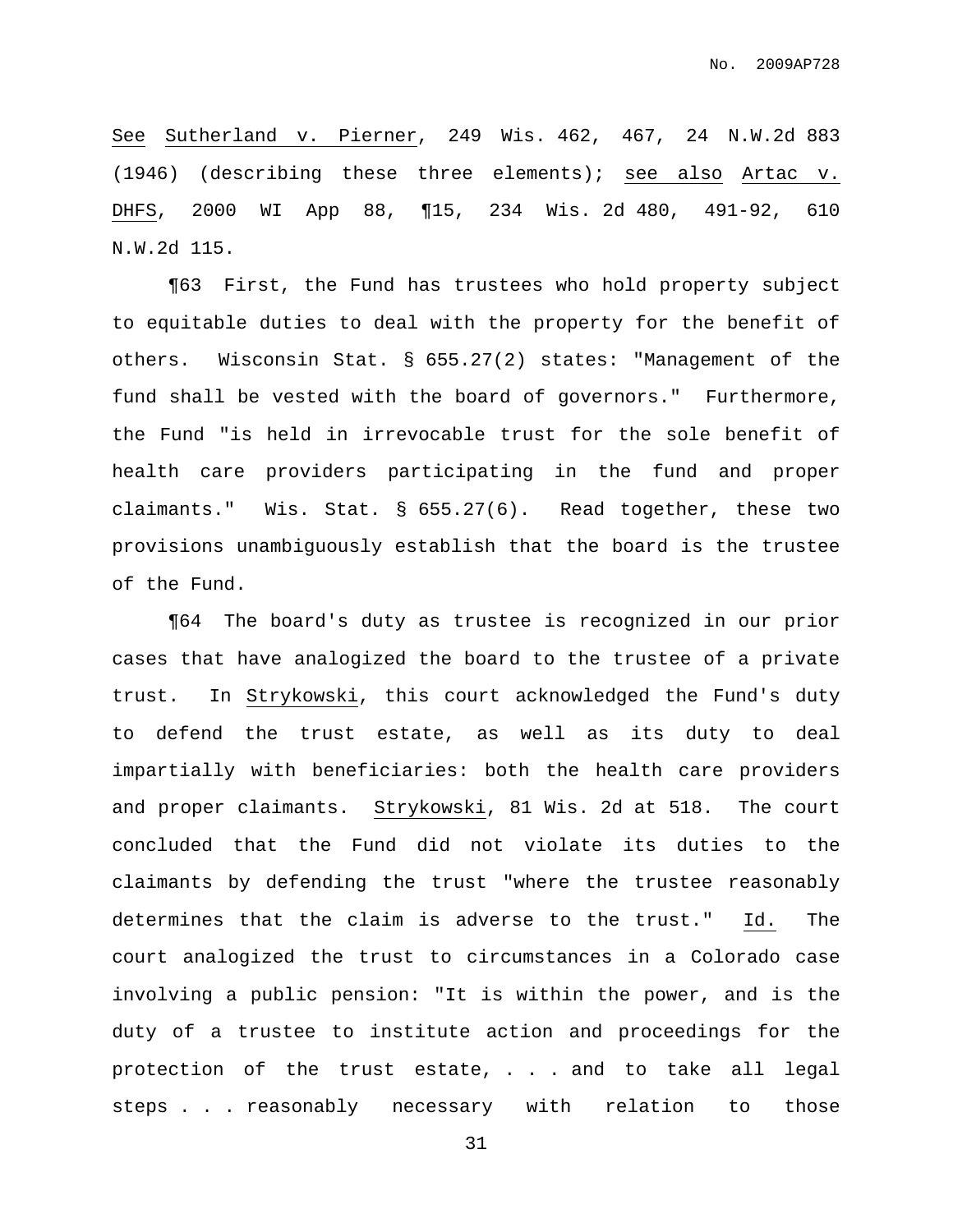See Sutherland v. Pierner, 249 Wis. 462, 467, 24 N.W.2d 883 (1946) (describing these three elements); see also Artac v. DHFS, 2000 WI App 88, ¶15, 234 Wis. 2d 480, 491-92, 610 N.W.2d 115.

¶63 First, the Fund has trustees who hold property subject to equitable duties to deal with the property for the benefit of others. Wisconsin Stat. § 655.27(2) states: "Management of the fund shall be vested with the board of governors." Furthermore, the Fund "is held in irrevocable trust for the sole benefit of health care providers participating in the fund and proper claimants." Wis. Stat. § 655.27(6). Read together, these two provisions unambiguously establish that the board is the trustee of the Fund.

¶64 The board's duty as trustee is recognized in our prior cases that have analogized the board to the trustee of a private trust. In Strykowski, this court acknowledged the Fund's duty to defend the trust estate, as well as its duty to deal impartially with beneficiaries: both the health care providers and proper claimants. Strykowski, 81 Wis. 2d at 518. The court concluded that the Fund did not violate its duties to the claimants by defending the trust "where the trustee reasonably determines that the claim is adverse to the trust." Id. The court analogized the trust to circumstances in a Colorado case involving a public pension: "It is within the power, and is the duty of a trustee to institute action and proceedings for the protection of the trust estate, . . . and to take all legal steps . . . reasonably necessary with relation to those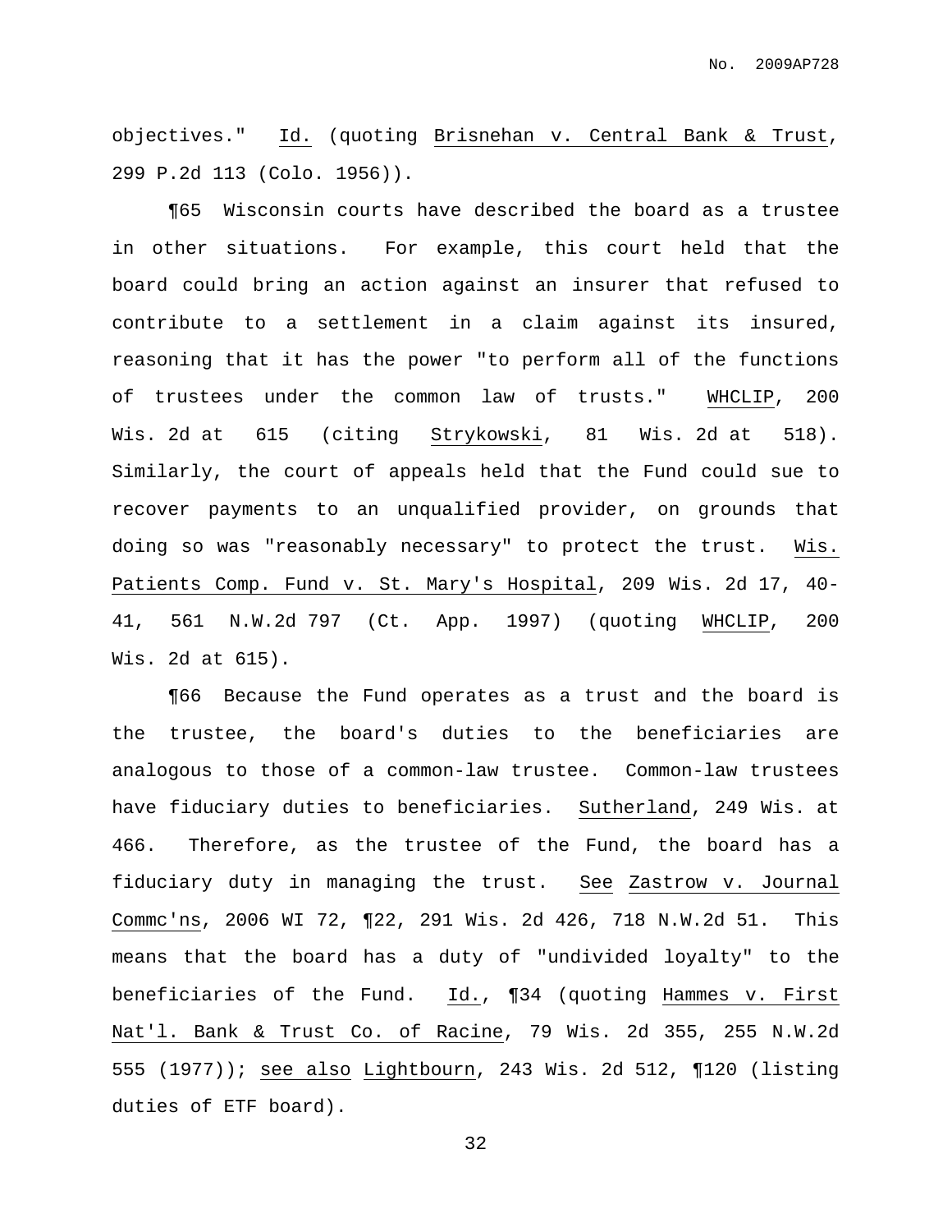objectives." Id. (quoting Brisnehan v. Central Bank & Trust, 299 P.2d 113 (Colo. 1956)).

¶65 Wisconsin courts have described the board as a trustee in other situations. For example, this court held that the board could bring an action against an insurer that refused to contribute to a settlement in a claim against its insured, reasoning that it has the power "to perform all of the functions of trustees under the common law of trusts." WHCLIP, 200 Wis. 2d at 615 (citing Strykowski, 81 Wis. 2d at 518). Similarly, the court of appeals held that the Fund could sue to recover payments to an unqualified provider, on grounds that doing so was "reasonably necessary" to protect the trust. Wis. Patients Comp. Fund v. St. Mary's Hospital, 209 Wis. 2d 17, 40-41, 561 N.W.2d 797 (Ct. App. 1997) (quoting WHCLIP, 200 Wis. 2d at 615).

¶66 Because the Fund operates as a trust and the board is the trustee, the board's duties to the beneficiaries are analogous to those of a common-law trustee. Common-law trustees have fiduciary duties to beneficiaries. Sutherland, 249 Wis. at 466. Therefore, as the trustee of the Fund, the board has a fiduciary duty in managing the trust. See Zastrow v. Journal Commc'ns, 2006 WI 72, ¶22, 291 Wis. 2d 426, 718 N.W.2d 51. This means that the board has a duty of "undivided loyalty" to the beneficiaries of the Fund. Id., ¶34 (quoting Hammes v. First Nat'l. Bank & Trust Co. of Racine, 79 Wis. 2d 355, 255 N.W.2d 555 (1977)); see also Lightbourn, 243 Wis. 2d 512, ¶120 (listing duties of ETF board).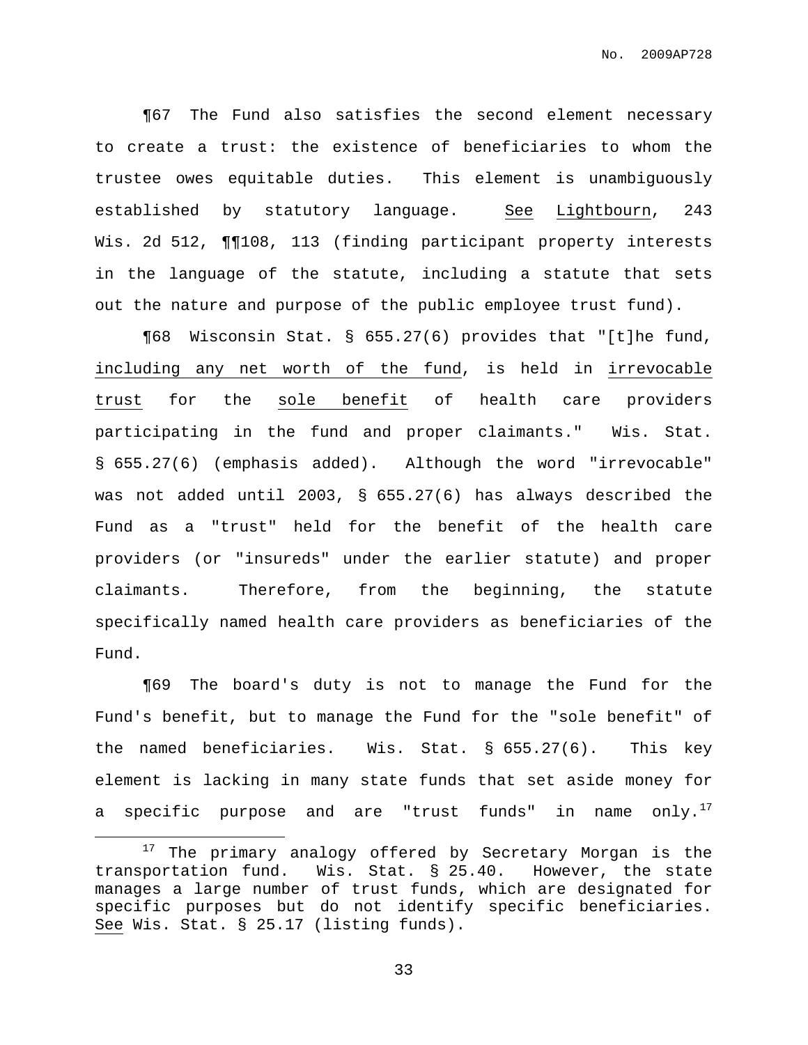¶67 The Fund also satisfies the second element necessary to create a trust: the existence of beneficiaries to whom the trustee owes equitable duties. This element is unambiguously established by statutory language. _See_ _Lightbourn_, 243 Wis. 2d 512, ¶¶108, 113 (finding participant property interests in the language of the statute, including a statute that sets out the nature and purpose of the public employee trust fund).

¶68 Wisconsin Stat. § 655.27(6) provides that "[t]he fund, _including any net worth of the fund_, is held in _irrevocable trust_ for the _sole benefit_ of health care providers participating in the fund and proper claimants." Wis. Stat. § 655.27(6) (emphasis added). Although the word "irrevocable" was not added until 2003, § 655.27(6) has always described the Fund as a "trust" held for the benefit of the health care providers (or "insureds" under the earlier statute) and proper claimants. Therefore, from the beginning, the statute specifically named health care providers as beneficiaries of the Fund.

¶69 The board's duty is not to manage the Fund for the Fund's benefit, but to manage the Fund for the "sole benefit" of the named beneficiaries. Wis. Stat. § 655.27(6). This key element is lacking in many state funds that set aside money for a specific purpose and are "trust funds" in name only.[17]

---

[17] The primary analogy offered by Secretary Morgan is the transportation fund. Wis. Stat. § 25.40. However, the state manages a large number of trust funds, which are designated for specific purposes but do not identify specific beneficiaries. _See_ Wis. Stat. § 25.17 (listing funds).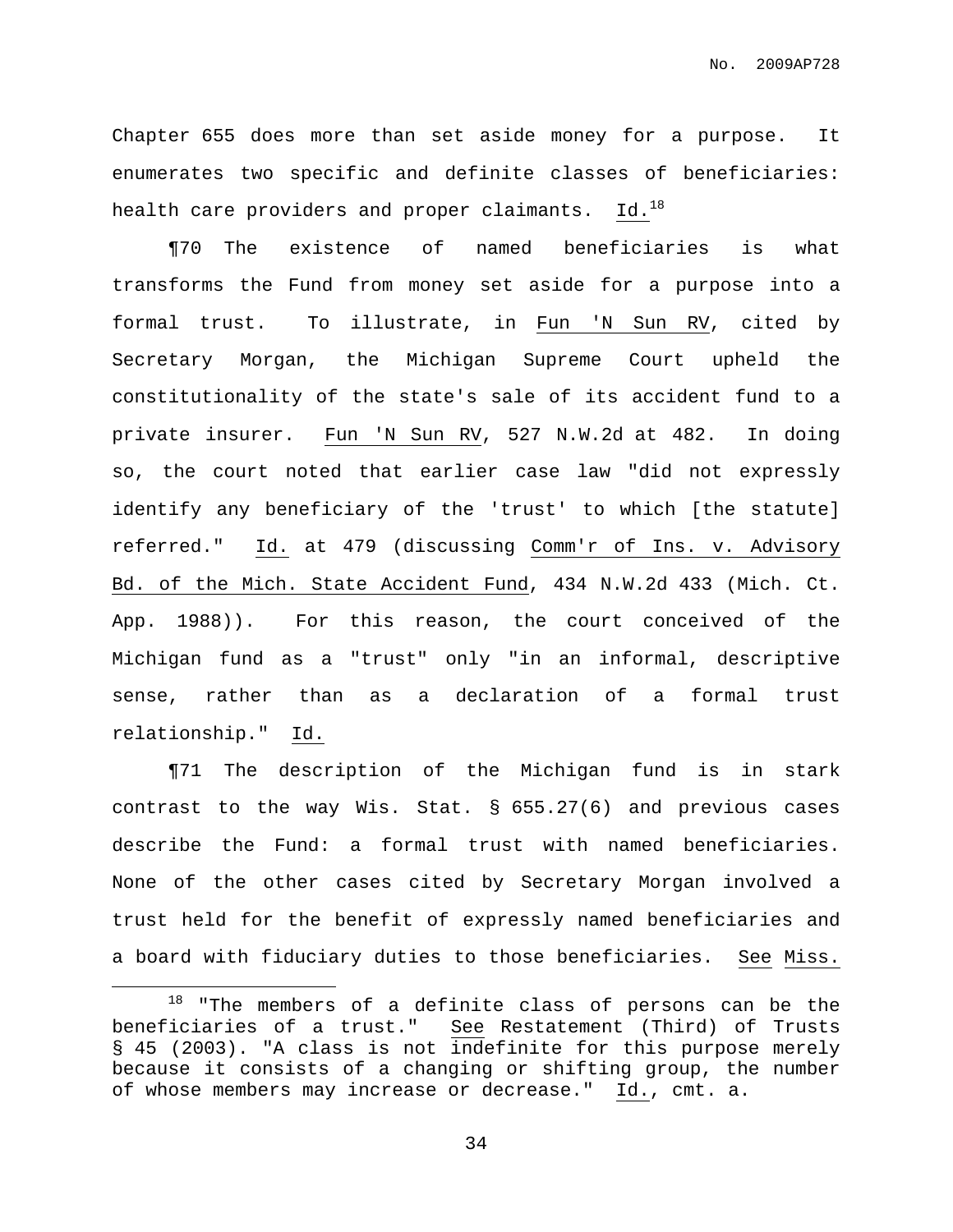Chapter 655 does more than set aside money for a purpose. It enumerates two specific and definite classes of beneficiaries: health care providers and proper claimants. Id.[18]

¶70 The existence of named beneficiaries is what transforms the Fund from money set aside for a purpose into a formal trust. To illustrate, in Fun 'N Sun RV, cited by Secretary Morgan, the Michigan Supreme Court upheld the constitutionality of the state's sale of its accident fund to a private insurer. Fun 'N Sun RV, 527 N.W.2d at 482. In doing so, the court noted that earlier case law "did not expressly identify any beneficiary of the 'trust' to which [the statute] referred." Id. at 479 (discussing Comm'r of Ins. v. Advisory Bd. of the Mich. State Accident Fund, 434 N.W.2d 433 (Mich. Ct. App. 1988)). For this reason, the court conceived of the Michigan fund as a "trust" only "in an informal, descriptive sense, rather than as a declaration of a formal trust relationship." Id.

¶71 The description of the Michigan fund is in stark contrast to the way Wis. Stat. § 655.27(6) and previous cases describe the Fund: a formal trust with named beneficiaries. None of the other cases cited by Secretary Morgan involved a trust held for the benefit of expressly named beneficiaries and a board with fiduciary duties to those beneficiaries. See Miss.

[18] "The members of a definite class of persons can be the beneficiaries of a trust." See Restatement (Third) of Trusts § 45 (2003). "A class is not indefinite for this purpose merely because it consists of a changing or shifting group, the number of whose members may increase or decrease." Id., cmt. a.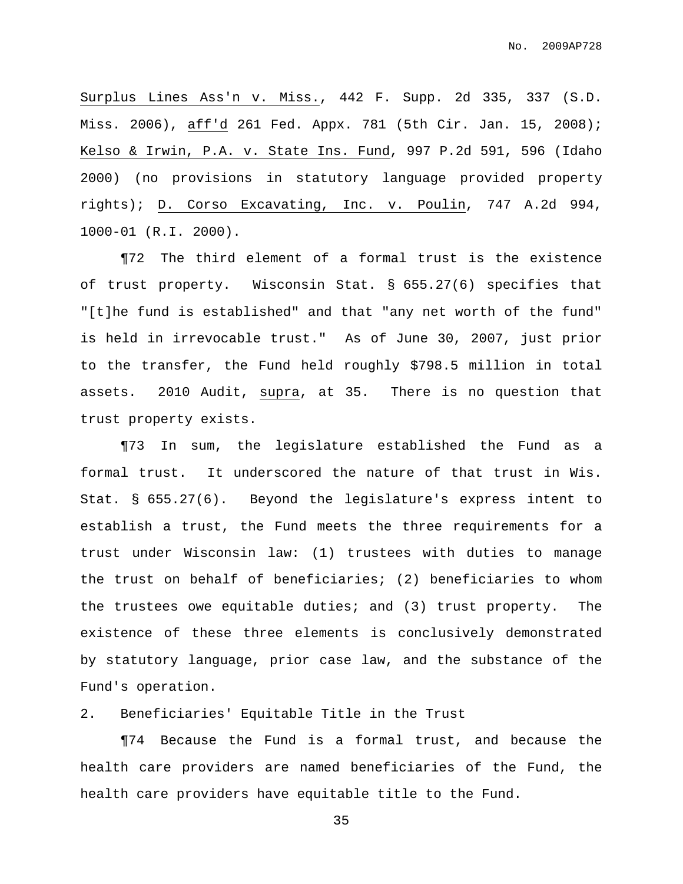Surplus Lines Ass'n v. Miss., 442 F. Supp. 2d 335, 337 (S.D. Miss. 2006), aff'd 261 Fed. Appx. 781 (5th Cir. Jan. 15, 2008); Kelso & Irwin, P.A. v. State Ins. Fund, 997 P.2d 591, 596 (Idaho 2000) (no provisions in statutory language provided property rights); D. Corso Excavating, Inc. v. Poulin, 747 A.2d 994, 1000-01 (R.I. 2000).

¶72 The third element of a formal trust is the existence of trust property. Wisconsin Stat. § 655.27(6) specifies that "[t]he fund is established" and that "any net worth of the fund" is held in irrevocable trust." As of June 30, 2007, just prior to the transfer, the Fund held roughly $798.5 million in total assets. 2010 Audit, supra, at 35. There is no question that trust property exists.

¶73 In sum, the legislature established the Fund as a formal trust. It underscored the nature of that trust in Wis. Stat. § 655.27(6). Beyond the legislature's express intent to establish a trust, the Fund meets the three requirements for a trust under Wisconsin law: (1) trustees with duties to manage the trust on behalf of beneficiaries; (2) beneficiaries to whom the trustees owe equitable duties; and (3) trust property. The existence of these three elements is conclusively demonstrated by statutory language, prior case law, and the substance of the Fund's operation.

2. Beneficiaries' Equitable Title in the Trust

¶74 Because the Fund is a formal trust, and because the health care providers are named beneficiaries of the Fund, the health care providers have equitable title to the Fund.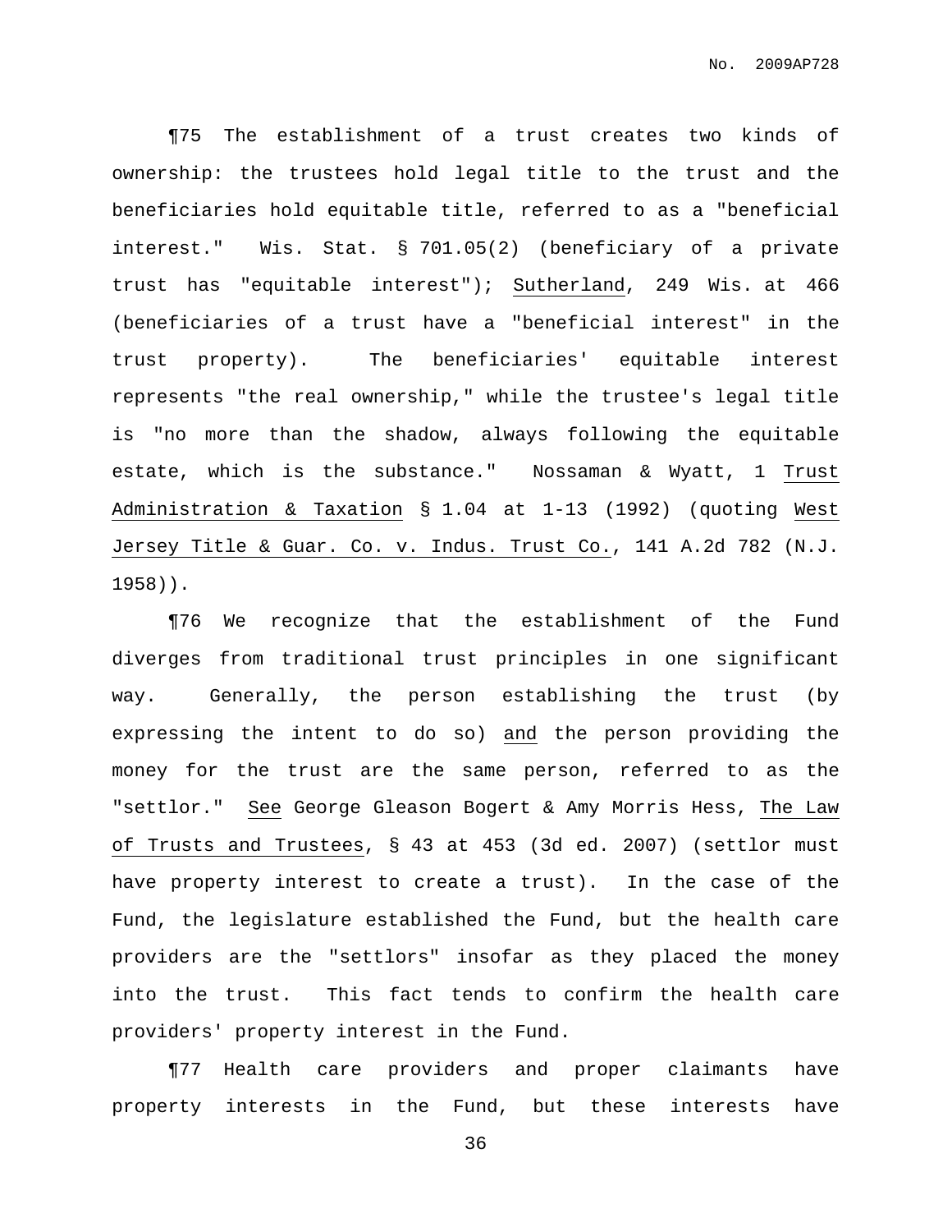¶75 The establishment of a trust creates two kinds of ownership: the trustees hold legal title to the trust and the beneficiaries hold equitable title, referred to as a "beneficial interest." Wis. Stat. § 701.05(2) (beneficiary of a private trust has "equitable interest"); Sutherland, 249 Wis. at 466 (beneficiaries of a trust have a "beneficial interest" in the trust property). The beneficiaries' equitable interest represents "the real ownership," while the trustee's legal title is "no more than the shadow, always following the equitable estate, which is the substance." Nossaman & Wyatt, 1 Trust Administration & Taxation § 1.04 at 1-13 (1992) (quoting West Jersey Title & Guar. Co. v. Indus. Trust Co., 141 A.2d 782 (N.J. 1958)).

¶76 We recognize that the establishment of the Fund diverges from traditional trust principles in one significant way. Generally, the person establishing the trust (by expressing the intent to do so) and the person providing the money for the trust are the same person, referred to as the "settlor." See George Gleason Bogert & Amy Morris Hess, The Law of Trusts and Trustees, § 43 at 453 (3d ed. 2007) (settlor must have property interest to create a trust). In the case of the Fund, the legislature established the Fund, but the health care providers are the "settlors" insofar as they placed the money into the trust. This fact tends to confirm the health care providers' property interest in the Fund.

¶77 Health care providers and proper claimants have property interests in the Fund, but these interests have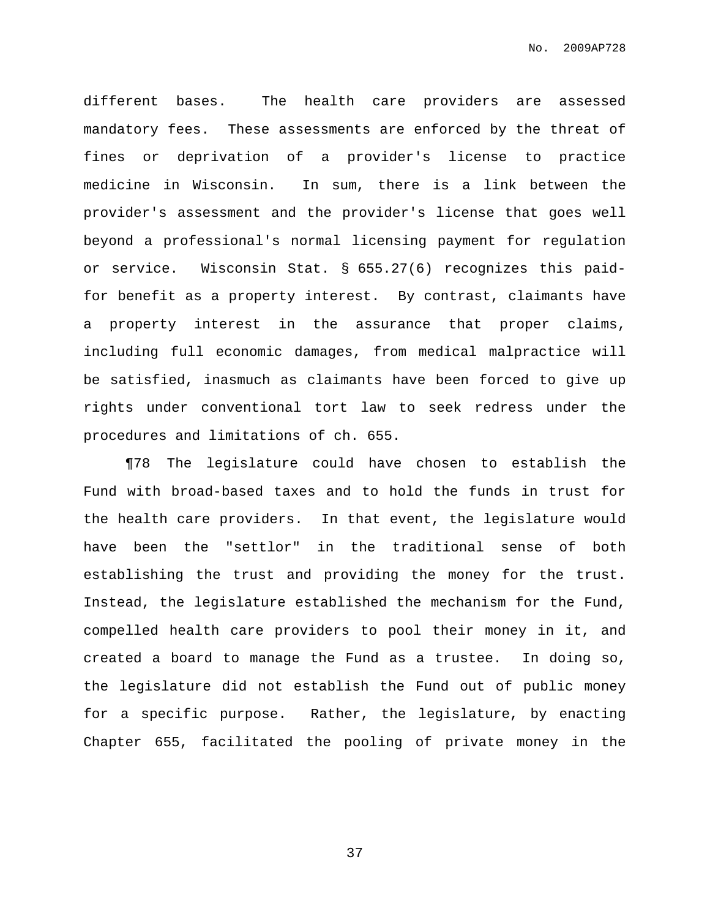different bases. The health care providers are assessed mandatory fees. These assessments are enforced by the threat of fines or deprivation of a provider's license to practice medicine in Wisconsin. In sum, there is a link between the provider's assessment and the provider's license that goes well beyond a professional's normal licensing payment for regulation or service. Wisconsin Stat. § 655.27(6) recognizes this paid-for benefit as a property interest. By contrast, claimants have a property interest in the assurance that proper claims, including full economic damages, from medical malpractice will be satisfied, inasmuch as claimants have been forced to give up rights under conventional tort law to seek redress under the procedures and limitations of ch. 655.

¶78 The legislature could have chosen to establish the Fund with broad-based taxes and to hold the funds in trust for the health care providers. In that event, the legislature would have been the "settlor" in the traditional sense of both establishing the trust and providing the money for the trust. Instead, the legislature established the mechanism for the Fund, compelled health care providers to pool their money in it, and created a board to manage the Fund as a trustee. In doing so, the legislature did not establish the Fund out of public money for a specific purpose. Rather, the legislature, by enacting Chapter 655, facilitated the pooling of private money in the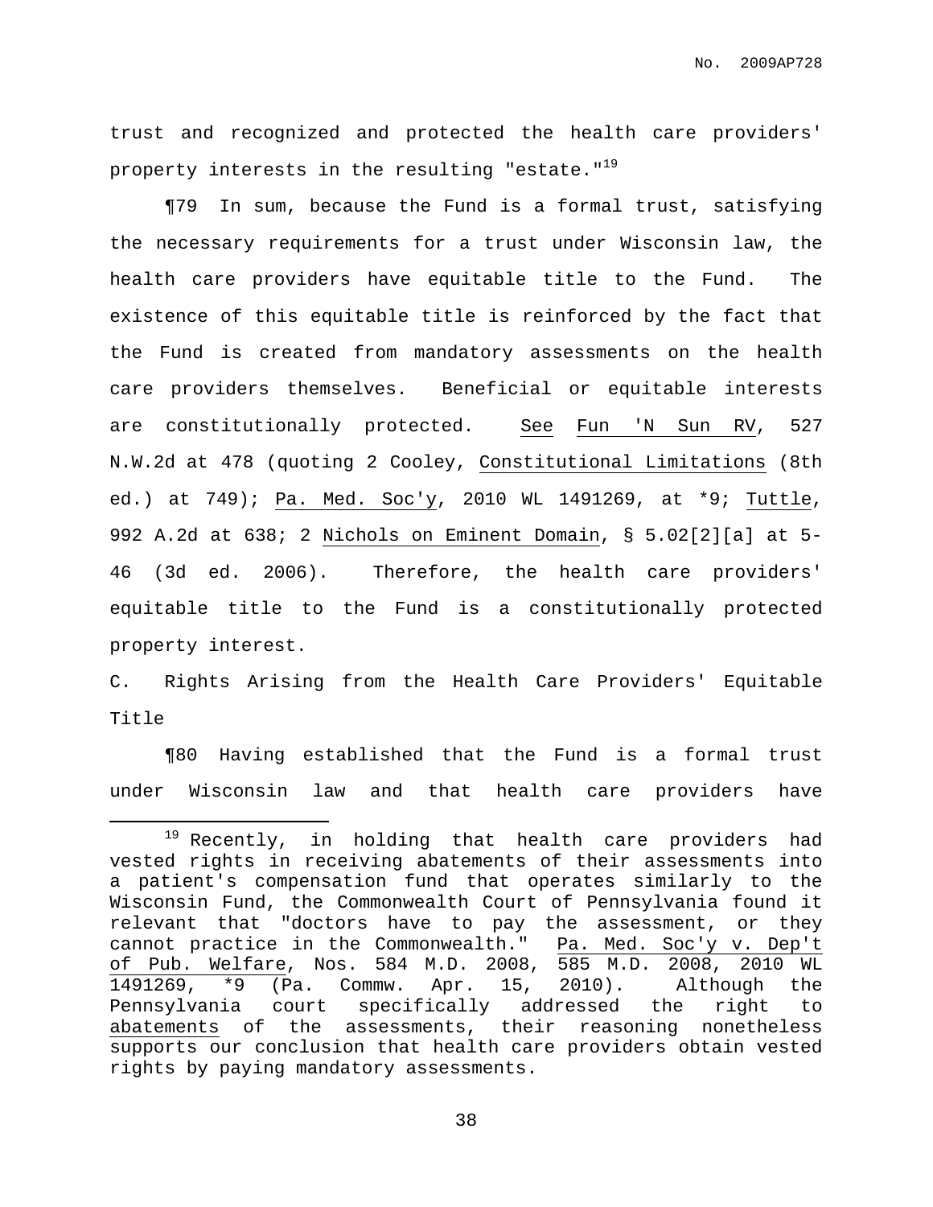trust and recognized and protected the health care providers' property interests in the resulting "estate."[19]

¶79 In sum, because the Fund is a formal trust, satisfying the necessary requirements for a trust under Wisconsin law, the health care providers have equitable title to the Fund. The existence of this equitable title is reinforced by the fact that the Fund is created from mandatory assessments on the health care providers themselves. Beneficial or equitable interests are constitutionally protected. See Fun 'N Sun RV, 527 N.W.2d at 478 (quoting 2 Cooley, Constitutional Limitations (8th ed.) at 749); Pa. Med. Soc'y, 2010 WL 1491269, at *9; Tuttle, 992 A.2d at 638; 2 Nichols on Eminent Domain, § 5.02[2][a] at 5-46 (3d ed. 2006). Therefore, the health care providers' equitable title to the Fund is a constitutionally protected property interest.

C. Rights Arising from the Health Care Providers' Equitable Title

¶80 Having established that the Fund is a formal trust under Wisconsin law and that health care providers have

---

[19] Recently, in holding that health care providers had vested rights in receiving abatements of their assessments into a patient's compensation fund that operates similarly to the Wisconsin Fund, the Commonwealth Court of Pennsylvania found it relevant that "doctors have to pay the assessment, or they cannot practice in the Commonwealth." Pa. Med. Soc'y v. Dep't of Pub. Welfare, Nos. 584 M.D. 2008, 585 M.D. 2008, 2010 WL 1491269, *9 (Pa. Commw. Apr. 15, 2010). Although the Pennsylvania court specifically addressed the right to abatements of the assessments, their reasoning nonetheless supports our conclusion that health care providers obtain vested rights by paying mandatory assessments.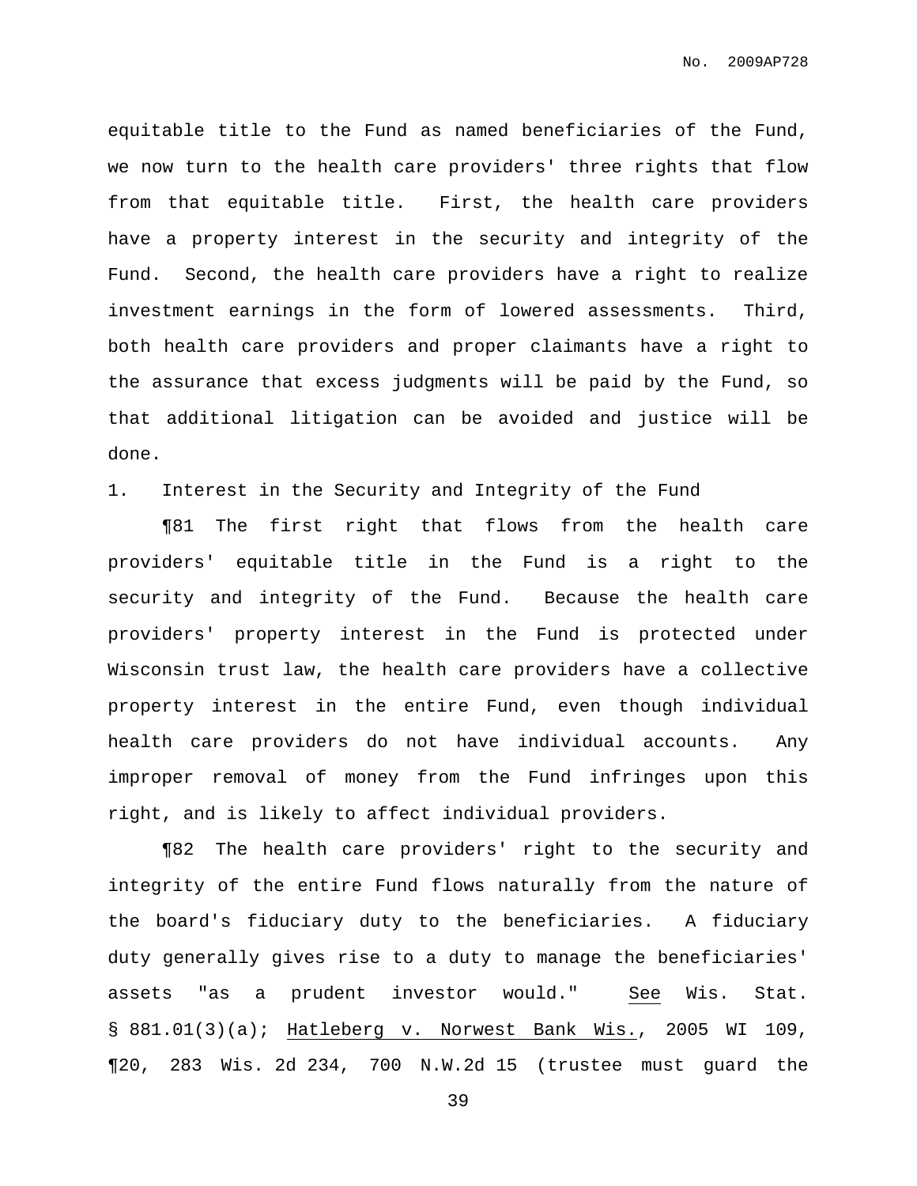equitable title to the Fund as named beneficiaries of the Fund, we now turn to the health care providers' three rights that flow from that equitable title. First, the health care providers have a property interest in the security and integrity of the Fund. Second, the health care providers have a right to realize investment earnings in the form of lowered assessments. Third, both health care providers and proper claimants have a right to the assurance that excess judgments will be paid by the Fund, so that additional litigation can be avoided and justice will be done.

1. Interest in the Security and Integrity of the Fund

¶81 The first right that flows from the health care providers' equitable title in the Fund is a right to the security and integrity of the Fund. Because the health care providers' property interest in the Fund is protected under Wisconsin trust law, the health care providers have a collective property interest in the entire Fund, even though individual health care providers do not have individual accounts. Any improper removal of money from the Fund infringes upon this right, and is likely to affect individual providers.

¶82 The health care providers' right to the security and integrity of the entire Fund flows naturally from the nature of the board's fiduciary duty to the beneficiaries. A fiduciary duty generally gives rise to a duty to manage the beneficiaries' assets "as a prudent investor would." See Wis. Stat. § 881.01(3)(a); Hatleberg v. Norwest Bank Wis., 2005 WI 109, ¶20, 283 Wis. 2d 234, 700 N.W.2d 15 (trustee must guard the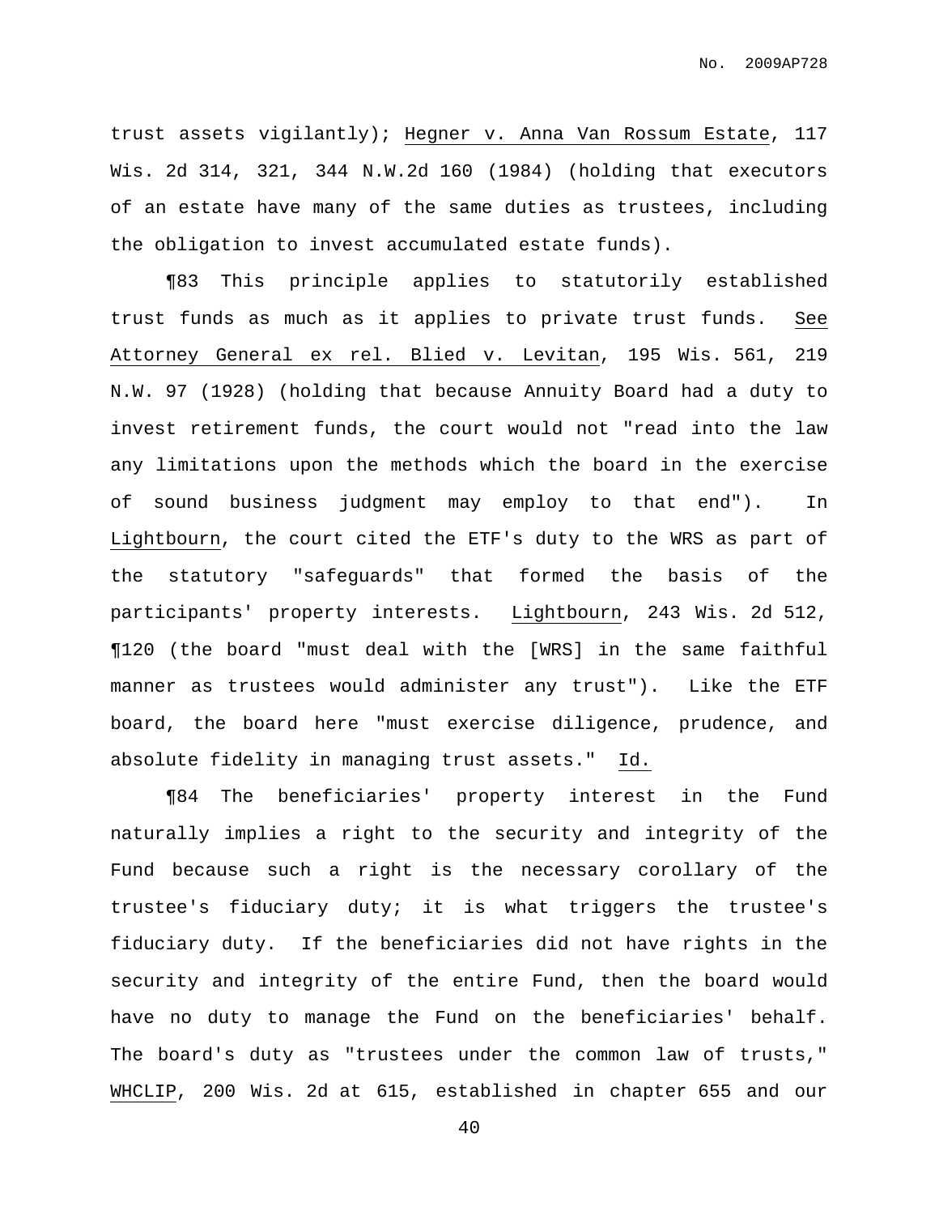trust assets vigilantly); Hegner v. Anna Van Rossum Estate, 117 Wis. 2d 314, 321, 344 N.W.2d 160 (1984) (holding that executors of an estate have many of the same duties as trustees, including the obligation to invest accumulated estate funds).

¶83 This principle applies to statutorily established trust funds as much as it applies to private trust funds. See Attorney General ex rel. Blied v. Levitan, 195 Wis. 561, 219 N.W. 97 (1928) (holding that because Annuity Board had a duty to invest retirement funds, the court would not "read into the law any limitations upon the methods which the board in the exercise of sound business judgment may employ to that end"). In Lightbourn, the court cited the ETF's duty to the WRS as part of the statutory "safeguards" that formed the basis of the participants' property interests. Lightbourn, 243 Wis. 2d 512, ¶120 (the board "must deal with the [WRS] in the same faithful manner as trustees would administer any trust"). Like the ETF board, the board here "must exercise diligence, prudence, and absolute fidelity in managing trust assets." Id.

¶84 The beneficiaries' property interest in the Fund naturally implies a right to the security and integrity of the Fund because such a right is the necessary corollary of the trustee's fiduciary duty; it is what triggers the trustee's fiduciary duty. If the beneficiaries did not have rights in the security and integrity of the entire Fund, then the board would have no duty to manage the Fund on the beneficiaries' behalf. The board's duty as "trustees under the common law of trusts," WHCLIP, 200 Wis. 2d at 615, established in chapter 655 and our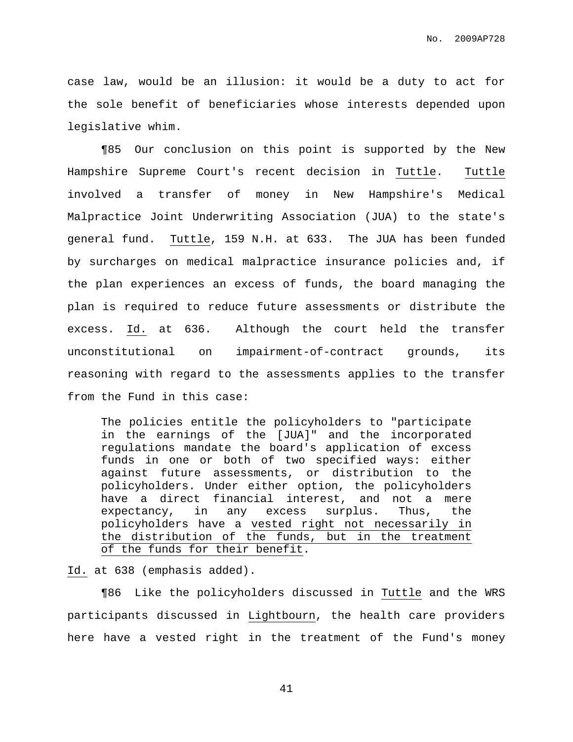case law, would be an illusion: it would be a duty to act for the sole benefit of beneficiaries whose interests depended upon legislative whim.

¶85 Our conclusion on this point is supported by the New Hampshire Supreme Court's recent decision in Tuttle. Tuttle involved a transfer of money in New Hampshire's Medical Malpractice Joint Underwriting Association (JUA) to the state's general fund. Tuttle, 159 N.H. at 633. The JUA has been funded by surcharges on medical malpractice insurance policies and, if the plan experiences an excess of funds, the board managing the plan is required to reduce future assessments or distribute the excess. Id. at 636. Although the court held the transfer unconstitutional on impairment-of-contract grounds, its reasoning with regard to the assessments applies to the transfer from the Fund in this case:

> The policies entitle the policyholders to "participate in the earnings of the [JUA]" and the incorporated regulations mandate the board's application of excess funds in one or both of two specified ways: either against future assessments, or distribution to the policyholders. Under either option, the policyholders have a direct financial interest, and not a mere expectancy, in any excess surplus. Thus, the policyholders have a vested right not necessarily in the distribution of the funds, but in the treatment of the funds for their benefit.

Id. at 638 (emphasis added).

¶86 Like the policyholders discussed in Tuttle and the WRS participants discussed in Lightbourn, the health care providers here have a vested right in the treatment of the Fund's money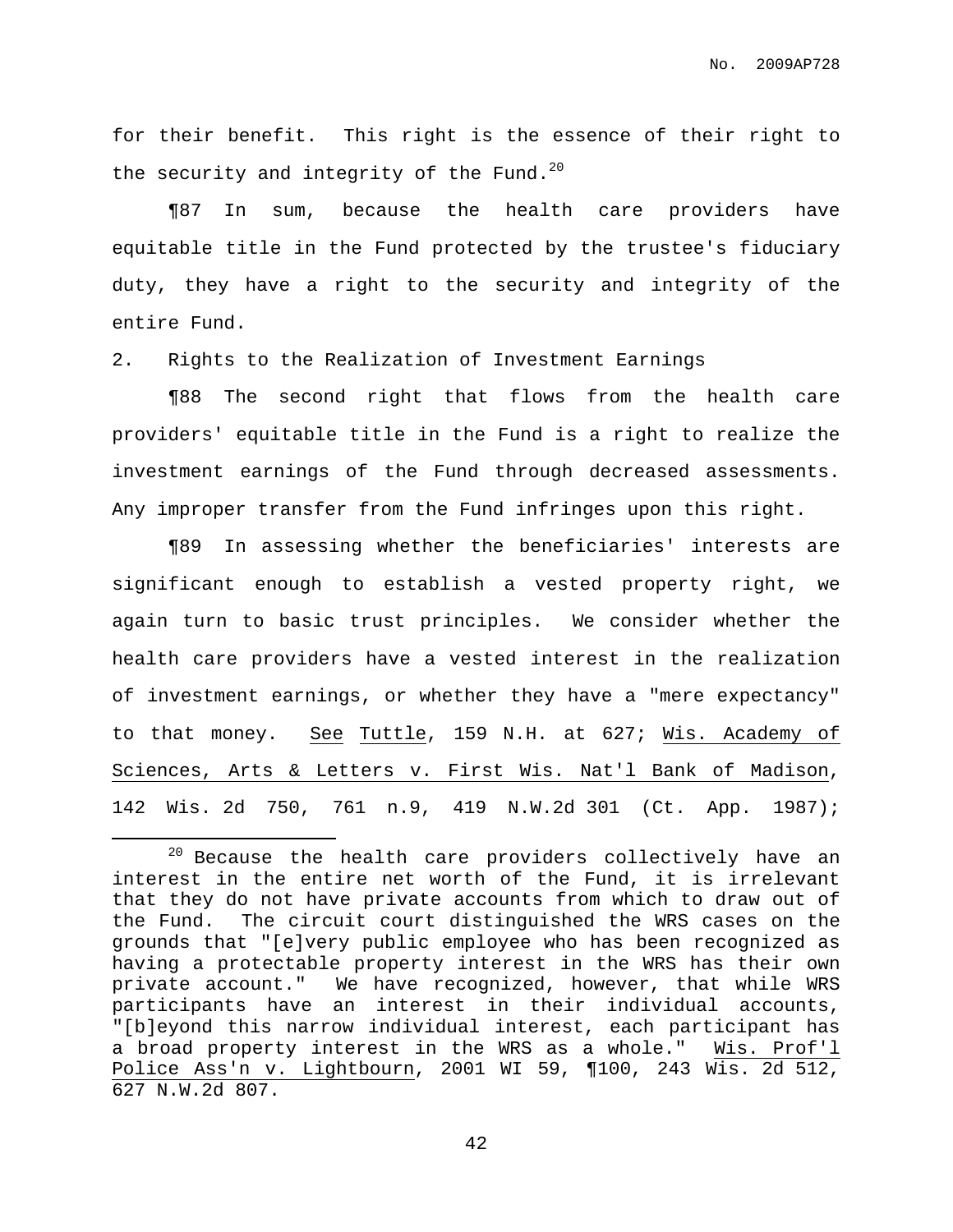for their benefit. This right is the essence of their right to the security and integrity of the Fund.[20]

¶87 In sum, because the health care providers have equitable title in the Fund protected by the trustee's fiduciary duty, they have a right to the security and integrity of the entire Fund.

2. Rights to the Realization of Investment Earnings

¶88 The second right that flows from the health care providers' equitable title in the Fund is a right to realize the investment earnings of the Fund through decreased assessments. Any improper transfer from the Fund infringes upon this right.

¶89 In assessing whether the beneficiaries' interests are significant enough to establish a vested property right, we again turn to basic trust principles. We consider whether the health care providers have a vested interest in the realization of investment earnings, or whether they have a "mere expectancy" to that money. See Tuttle, 159 N.H. at 627; Wis. Academy of Sciences, Arts & Letters v. First Wis. Nat'l Bank of Madison, 142 Wis. 2d 750, 761 n.9, 419 N.W.2d 301 (Ct. App. 1987);

---

[20] Because the health care providers collectively have an interest in the entire net worth of the Fund, it is irrelevant that they do not have private accounts from which to draw out of the Fund. The circuit court distinguished the WRS cases on the grounds that "[e]very public employee who has been recognized as having a protectable property interest in the WRS has their own private account." We have recognized, however, that while WRS participants have an interest in their individual accounts, "[b]eyond this narrow individual interest, each participant has a broad property interest in the WRS as a whole." Wis. Prof'l Police Ass'n v. Lightbourn, 2001 WI 59, ¶100, 243 Wis. 2d 512, 627 N.W.2d 807.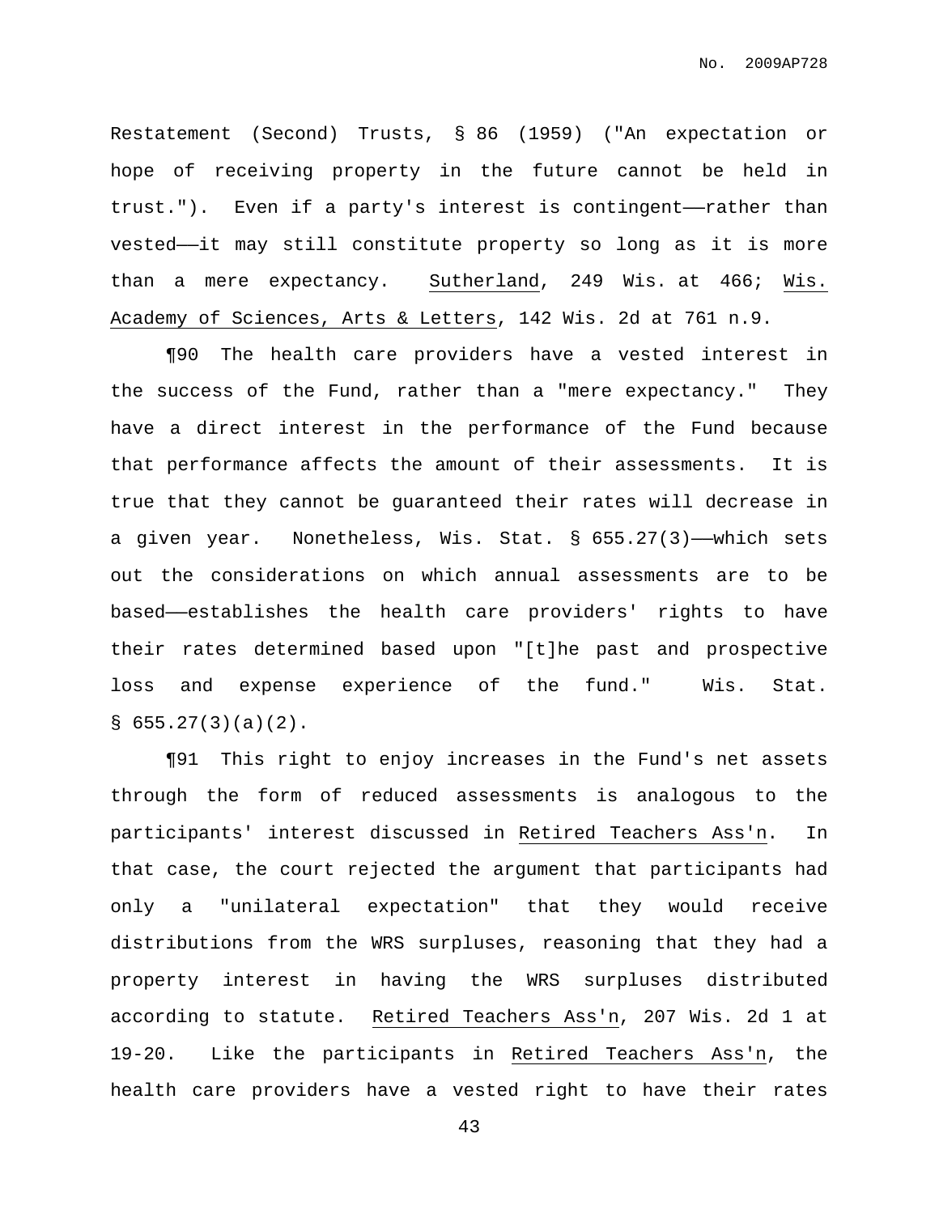Restatement (Second) Trusts, § 86 (1959) ("An expectation or hope of receiving property in the future cannot be held in trust."). Even if a party's interest is contingent——rather than vested——it may still constitute property so long as it is more than a mere expectancy. Sutherland, 249 Wis. at 466; Wis. Academy of Sciences, Arts & Letters, 142 Wis. 2d at 761 n.9.

¶90 The health care providers have a vested interest in the success of the Fund, rather than a "mere expectancy." They have a direct interest in the performance of the Fund because that performance affects the amount of their assessments. It is true that they cannot be guaranteed their rates will decrease in a given year. Nonetheless, Wis. Stat. § 655.27(3)——which sets out the considerations on which annual assessments are to be based——establishes the health care providers' rights to have their rates determined based upon "[t]he past and prospective loss and expense experience of the fund." Wis. Stat. § 655.27(3)(a)(2).

¶91 This right to enjoy increases in the Fund's net assets through the form of reduced assessments is analogous to the participants' interest discussed in Retired Teachers Ass'n. In that case, the court rejected the argument that participants had only a "unilateral expectation" that they would receive distributions from the WRS surpluses, reasoning that they had a property interest in having the WRS surpluses distributed according to statute. Retired Teachers Ass'n, 207 Wis. 2d 1 at 19-20. Like the participants in Retired Teachers Ass'n, the health care providers have a vested right to have their rates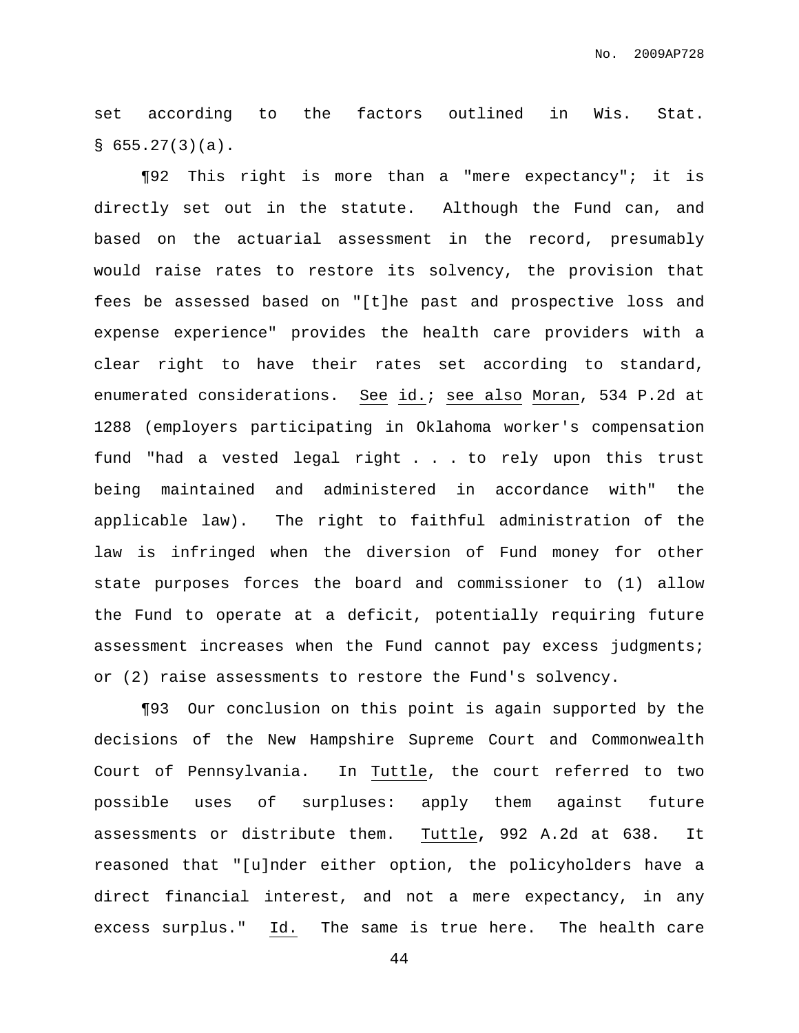set according to the factors outlined in Wis. Stat. § 655.27(3)(a).

¶92 This right is more than a "mere expectancy"; it is directly set out in the statute. Although the Fund can, and based on the actuarial assessment in the record, presumably would raise rates to restore its solvency, the provision that fees be assessed based on "[t]he past and prospective loss and expense experience" provides the health care providers with a clear right to have their rates set according to standard, enumerated considerations. See id.; see also Moran, 534 P.2d at 1288 (employers participating in Oklahoma worker's compensation fund "had a vested legal right . . . to rely upon this trust being maintained and administered in accordance with" the applicable law). The right to faithful administration of the law is infringed when the diversion of Fund money for other state purposes forces the board and commissioner to (1) allow the Fund to operate at a deficit, potentially requiring future assessment increases when the Fund cannot pay excess judgments; or (2) raise assessments to restore the Fund's solvency.

¶93 Our conclusion on this point is again supported by the decisions of the New Hampshire Supreme Court and Commonwealth Court of Pennsylvania. In Tuttle, the court referred to two possible uses of surpluses: apply them against future assessments or distribute them. Tuttle, 992 A.2d at 638. It reasoned that "[u]nder either option, the policyholders have a direct financial interest, and not a mere expectancy, in any excess surplus." Id. The same is true here. The health care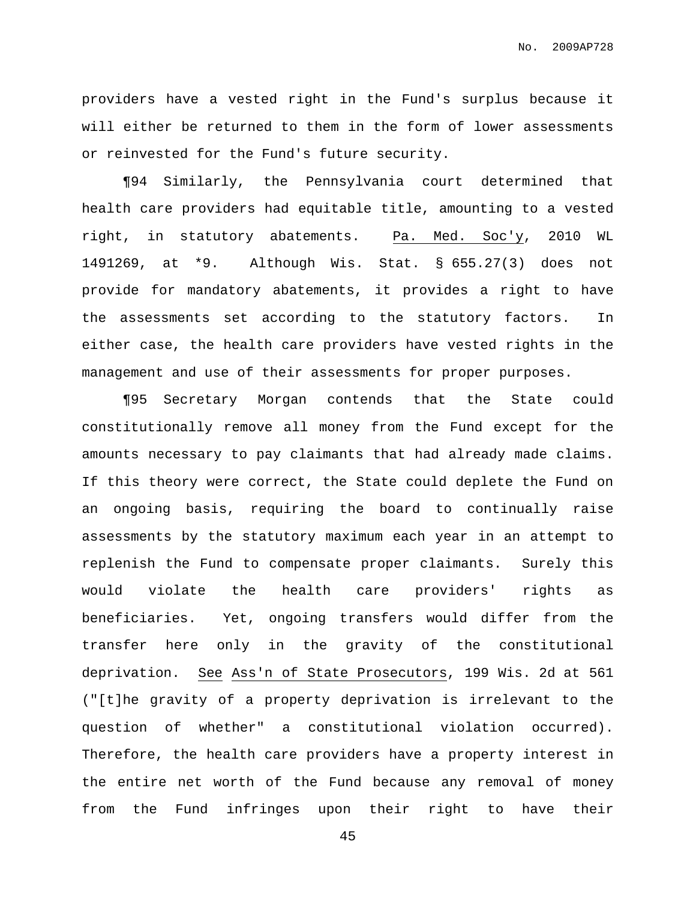providers have a vested right in the Fund's surplus because it will either be returned to them in the form of lower assessments or reinvested for the Fund's future security.

¶94 Similarly, the Pennsylvania court determined that health care providers had equitable title, amounting to a vested right, in statutory abatements. Pa. Med. Soc'y, 2010 WL 1491269, at *9. Although Wis. Stat. § 655.27(3) does not provide for mandatory abatements, it provides a right to have the assessments set according to the statutory factors. In either case, the health care providers have vested rights in the management and use of their assessments for proper purposes.

¶95 Secretary Morgan contends that the State could constitutionally remove all money from the Fund except for the amounts necessary to pay claimants that had already made claims. If this theory were correct, the State could deplete the Fund on an ongoing basis, requiring the board to continually raise assessments by the statutory maximum each year in an attempt to replenish the Fund to compensate proper claimants. Surely this would violate the health care providers' rights as beneficiaries. Yet, ongoing transfers would differ from the transfer here only in the gravity of the constitutional deprivation. See Ass'n of State Prosecutors, 199 Wis. 2d at 561 ("[t]he gravity of a property deprivation is irrelevant to the question of whether" a constitutional violation occurred). Therefore, the health care providers have a property interest in the entire net worth of the Fund because any removal of money from the Fund infringes upon their right to have their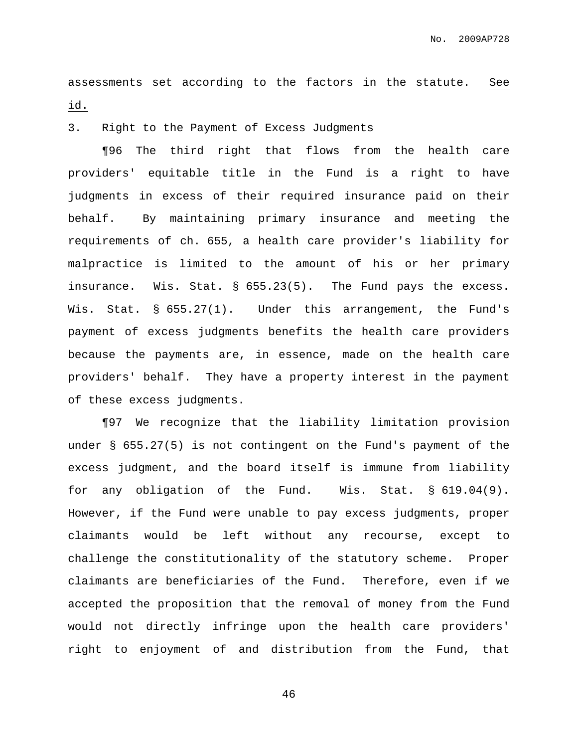assessments set according to the factors in the statute. See id.

3. Right to the Payment of Excess Judgments

¶96 The third right that flows from the health care providers' equitable title in the Fund is a right to have judgments in excess of their required insurance paid on their behalf. By maintaining primary insurance and meeting the requirements of ch. 655, a health care provider's liability for malpractice is limited to the amount of his or her primary insurance. Wis. Stat. § 655.23(5). The Fund pays the excess. Wis. Stat. § 655.27(1). Under this arrangement, the Fund's payment of excess judgments benefits the health care providers because the payments are, in essence, made on the health care providers' behalf. They have a property interest in the payment of these excess judgments.

¶97 We recognize that the liability limitation provision under § 655.27(5) is not contingent on the Fund's payment of the excess judgment, and the board itself is immune from liability for any obligation of the Fund. Wis. Stat. § 619.04(9). However, if the Fund were unable to pay excess judgments, proper claimants would be left without any recourse, except to challenge the constitutionality of the statutory scheme. Proper claimants are beneficiaries of the Fund. Therefore, even if we accepted the proposition that the removal of money from the Fund would not directly infringe upon the health care providers' right to enjoyment of and distribution from the Fund, that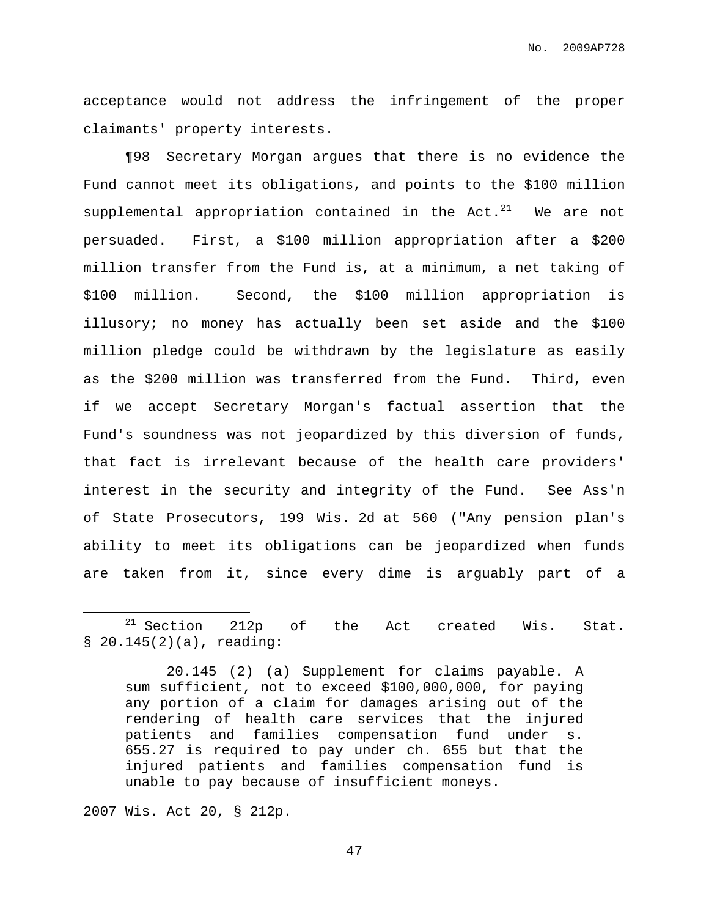acceptance would not address the infringement of the proper claimants' property interests.

¶98 Secretary Morgan argues that there is no evidence the Fund cannot meet its obligations, and points to the $100 million supplemental appropriation contained in the Act.[21] We are not persuaded. First, a $100 million appropriation after a $200 million transfer from the Fund is, at a minimum, a net taking of $100 million. Second, the $100 million appropriation is illusory; no money has actually been set aside and the $100 million pledge could be withdrawn by the legislature as easily as the $200 million was transferred from the Fund. Third, even if we accept Secretary Morgan's factual assertion that the Fund's soundness was not jeopardized by this diversion of funds, that fact is irrelevant because of the health care providers' interest in the security and integrity of the Fund. See Ass'n of State Prosecutors, 199 Wis. 2d at 560 ("Any pension plan's ability to meet its obligations can be jeopardized when funds are taken from it, since every dime is arguably part of a

---

[21] Section 212p of the Act created Wis. Stat. § 20.145(2)(a), reading:

> 20.145 (2) (a) Supplement for claims payable. A sum sufficient, not to exceed $100,000,000, for paying any portion of a claim for damages arising out of the rendering of health care services that the injured patients and families compensation fund under s. 655.27 is required to pay under ch. 655 but that the injured patients and families compensation fund is unable to pay because of insufficient moneys.

2007 Wis. Act 20, § 212p.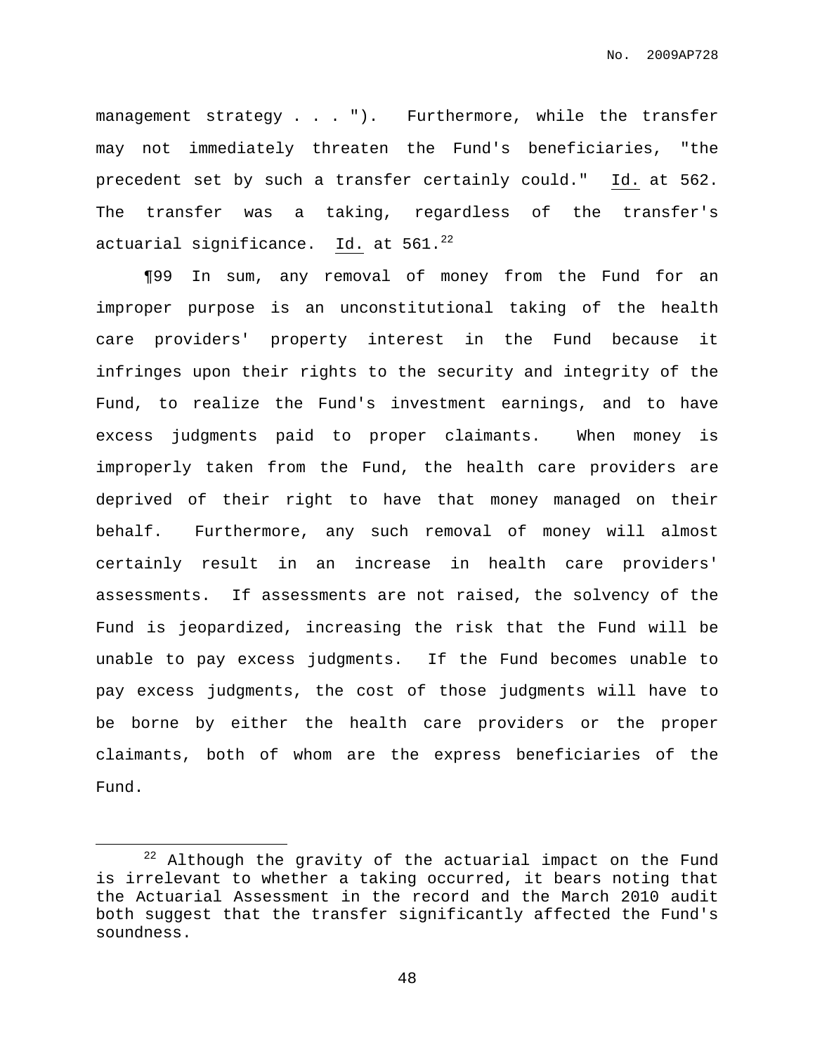management strategy . . . "). Furthermore, while the transfer may not immediately threaten the Fund's beneficiaries, "the precedent set by such a transfer certainly could." Id. at 562. The transfer was a taking, regardless of the transfer's actuarial significance. Id. at 561.[22]

¶99 In sum, any removal of money from the Fund for an improper purpose is an unconstitutional taking of the health care providers' property interest in the Fund because it infringes upon their rights to the security and integrity of the Fund, to realize the Fund's investment earnings, and to have excess judgments paid to proper claimants. When money is improperly taken from the Fund, the health care providers are deprived of their right to have that money managed on their behalf. Furthermore, any such removal of money will almost certainly result in an increase in health care providers' assessments. If assessments are not raised, the solvency of the Fund is jeopardized, increasing the risk that the Fund will be unable to pay excess judgments. If the Fund becomes unable to pay excess judgments, the cost of those judgments will have to be borne by either the health care providers or the proper claimants, both of whom are the express beneficiaries of the Fund.

---

[22] Although the gravity of the actuarial impact on the Fund is irrelevant to whether a taking occurred, it bears noting that the Actuarial Assessment in the record and the March 2010 audit both suggest that the transfer significantly affected the Fund's soundness.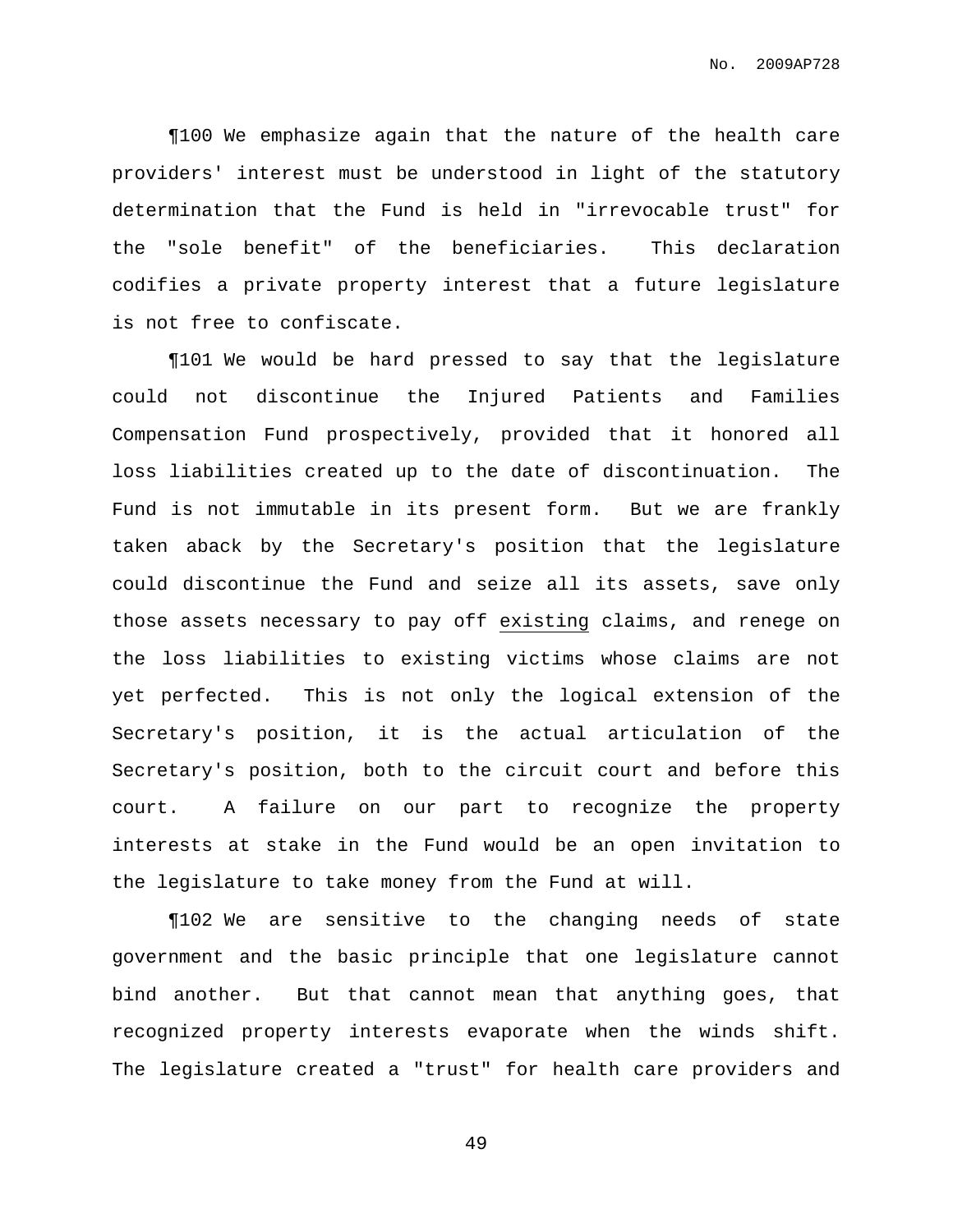¶100 We emphasize again that the nature of the health care providers' interest must be understood in light of the statutory determination that the Fund is held in "irrevocable trust" for the "sole benefit" of the beneficiaries. This declaration codifies a private property interest that a future legislature is not free to confiscate.

¶101 We would be hard pressed to say that the legislature could not discontinue the Injured Patients and Families Compensation Fund prospectively, provided that it honored all loss liabilities created up to the date of discontinuation. The Fund is not immutable in its present form. But we are frankly taken aback by the Secretary's position that the legislature could discontinue the Fund and seize all its assets, save only those assets necessary to pay off <u>existing</u> claims, and renege on the loss liabilities to existing victims whose claims are not yet perfected. This is not only the logical extension of the Secretary's position, it is the actual articulation of the Secretary's position, both to the circuit court and before this court. A failure on our part to recognize the property interests at stake in the Fund would be an open invitation to the legislature to take money from the Fund at will.

¶102 We are sensitive to the changing needs of state government and the basic principle that one legislature cannot bind another. But that cannot mean that anything goes, that recognized property interests evaporate when the winds shift. The legislature created a "trust" for health care providers and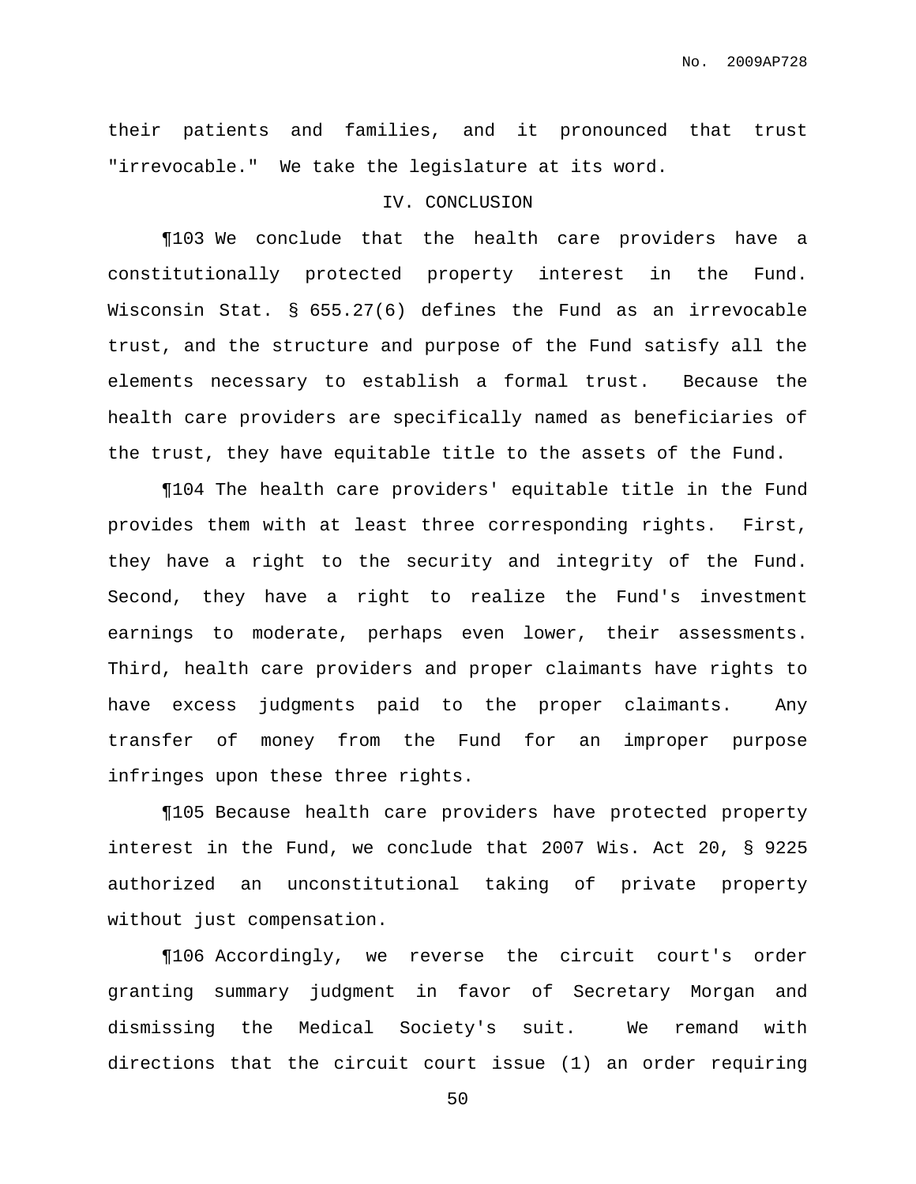their patients and families, and it pronounced that trust "irrevocable." We take the legislature at its word.

## IV. CONCLUSION

¶103 We conclude that the health care providers have a constitutionally protected property interest in the Fund. Wisconsin Stat. § 655.27(6) defines the Fund as an irrevocable trust, and the structure and purpose of the Fund satisfy all the elements necessary to establish a formal trust. Because the health care providers are specifically named as beneficiaries of the trust, they have equitable title to the assets of the Fund.

¶104 The health care providers' equitable title in the Fund provides them with at least three corresponding rights. First, they have a right to the security and integrity of the Fund. Second, they have a right to realize the Fund's investment earnings to moderate, perhaps even lower, their assessments. Third, health care providers and proper claimants have rights to have excess judgments paid to the proper claimants. Any transfer of money from the Fund for an improper purpose infringes upon these three rights.

¶105 Because health care providers have protected property interest in the Fund, we conclude that 2007 Wis. Act 20, § 9225 authorized an unconstitutional taking of private property without just compensation.

¶106 Accordingly, we reverse the circuit court's order granting summary judgment in favor of Secretary Morgan and dismissing the Medical Society's suit. We remand with directions that the circuit court issue (1) an order requiring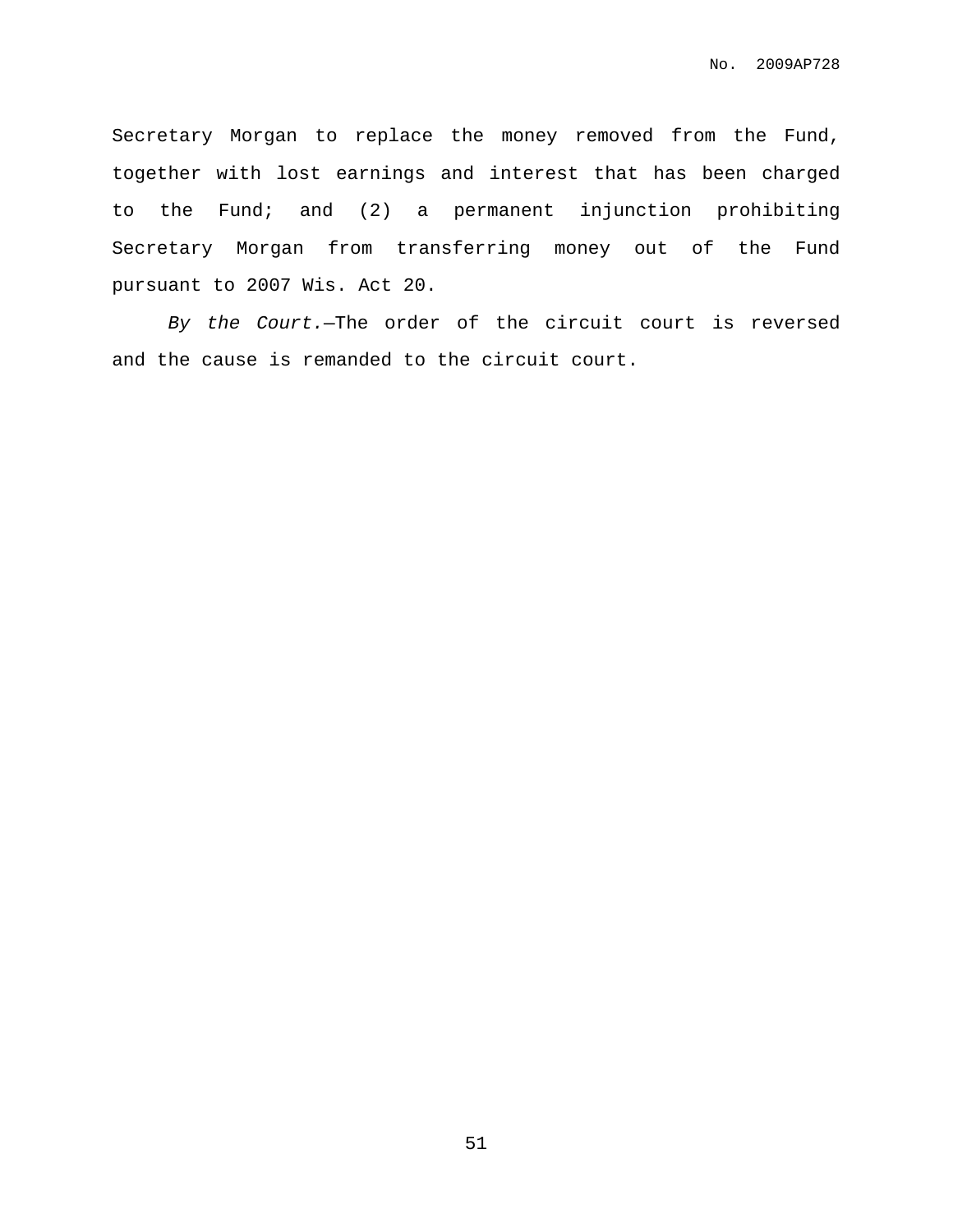Secretary Morgan to replace the money removed from the Fund, together with lost earnings and interest that has been charged to the Fund; and (2) a permanent injunction prohibiting Secretary Morgan from transferring money out of the Fund pursuant to 2007 Wis. Act 20.

*By the Court.*—The order of the circuit court is reversed and the cause is remanded to the circuit court.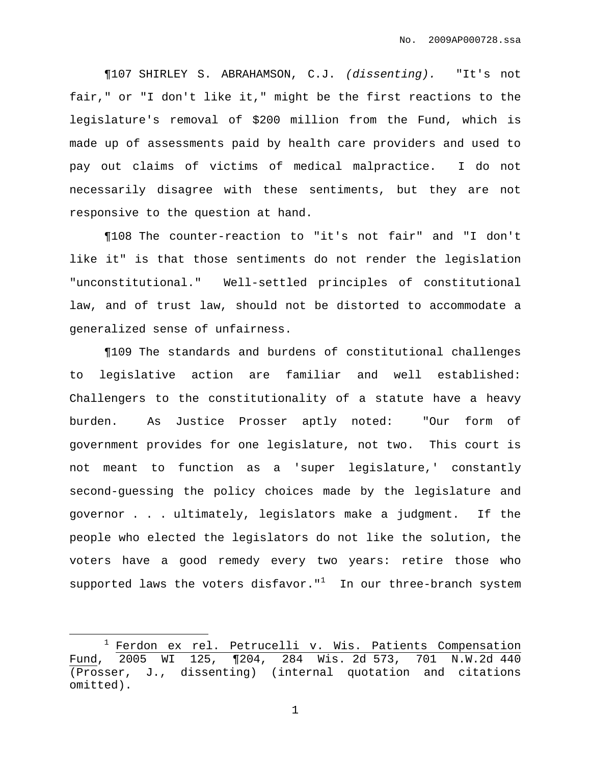¶107 SHIRLEY S. ABRAHAMSON, C.J. *(dissenting).* "It's not fair," or "I don't like it," might be the first reactions to the legislature's removal of $200 million from the Fund, which is made up of assessments paid by health care providers and used to pay out claims of victims of medical malpractice. I do not necessarily disagree with these sentiments, but they are not responsive to the question at hand.

¶108 The counter-reaction to "it's not fair" and "I don't like it" is that those sentiments do not render the legislation "unconstitutional." Well-settled principles of constitutional law, and of trust law, should not be distorted to accommodate a generalized sense of unfairness.

¶109 The standards and burdens of constitutional challenges to legislative action are familiar and well established: Challengers to the constitutionality of a statute have a heavy burden. As Justice Prosser aptly noted: "Our form of government provides for one legislature, not two. This court is not meant to function as a 'super legislature,' constantly second-guessing the policy choices made by the legislature and governor . . . ultimately, legislators make a judgment. If the people who elected the legislators do not like the solution, the voters have a good remedy every two years: retire those who supported laws the voters disfavor."[1] In our three-branch system

---

[1] Ferdon ex rel. Petrucelli v. Wis. Patients Compensation Fund, 2005 WI 125, ¶204, 284 Wis. 2d 573, 701 N.W.2d 440 (Prosser, J., dissenting) (internal quotation and citations omitted).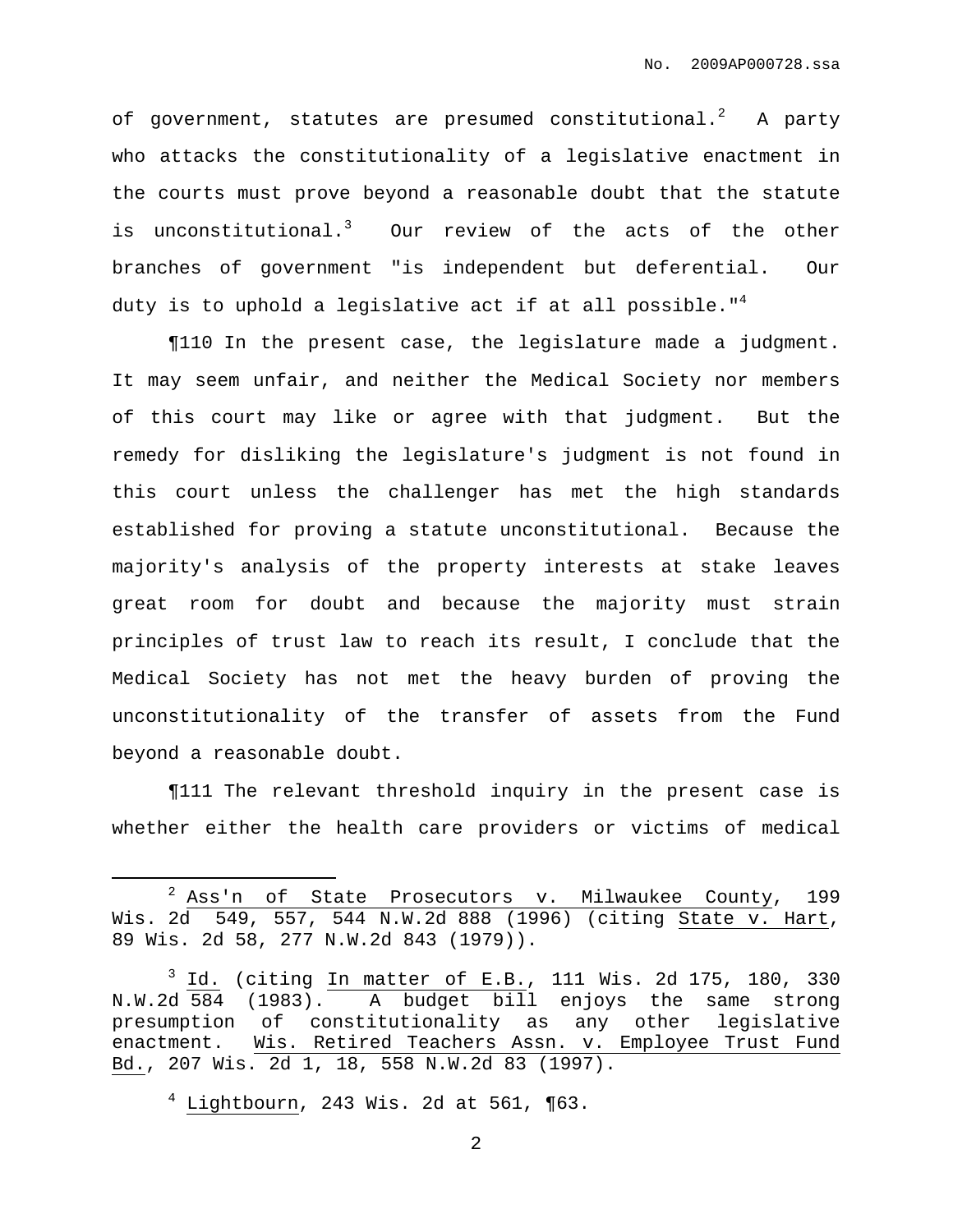of government, statutes are presumed constitutional.[2] A party who attacks the constitutionality of a legislative enactment in the courts must prove beyond a reasonable doubt that the statute is unconstitutional.[3] Our review of the acts of the other branches of government "is independent but deferential. Our duty is to uphold a legislative act if at all possible."[4]

¶110 In the present case, the legislature made a judgment. It may seem unfair, and neither the Medical Society nor members of this court may like or agree with that judgment. But the remedy for disliking the legislature's judgment is not found in this court unless the challenger has met the high standards established for proving a statute unconstitutional. Because the majority's analysis of the property interests at stake leaves great room for doubt and because the majority must strain principles of trust law to reach its result, I conclude that the Medical Society has not met the heavy burden of proving the unconstitutionality of the transfer of assets from the Fund beyond a reasonable doubt.

¶111 The relevant threshold inquiry in the present case is whether either the health care providers or victims of medical

---

[2] Ass'n of State Prosecutors v. Milwaukee County, 199 Wis. 2d 549, 557, 544 N.W.2d 888 (1996) (citing State v. Hart, 89 Wis. 2d 58, 277 N.W.2d 843 (1979)).

[3] Id. (citing In matter of E.B., 111 Wis. 2d 175, 180, 330 N.W.2d 584 (1983). A budget bill enjoys the same strong presumption of constitutionality as any other legislative enactment. Wis. Retired Teachers Assn. v. Employee Trust Fund Bd., 207 Wis. 2d 1, 18, 558 N.W.2d 83 (1997).

[4] Lightbourn, 243 Wis. 2d at 561, ¶63.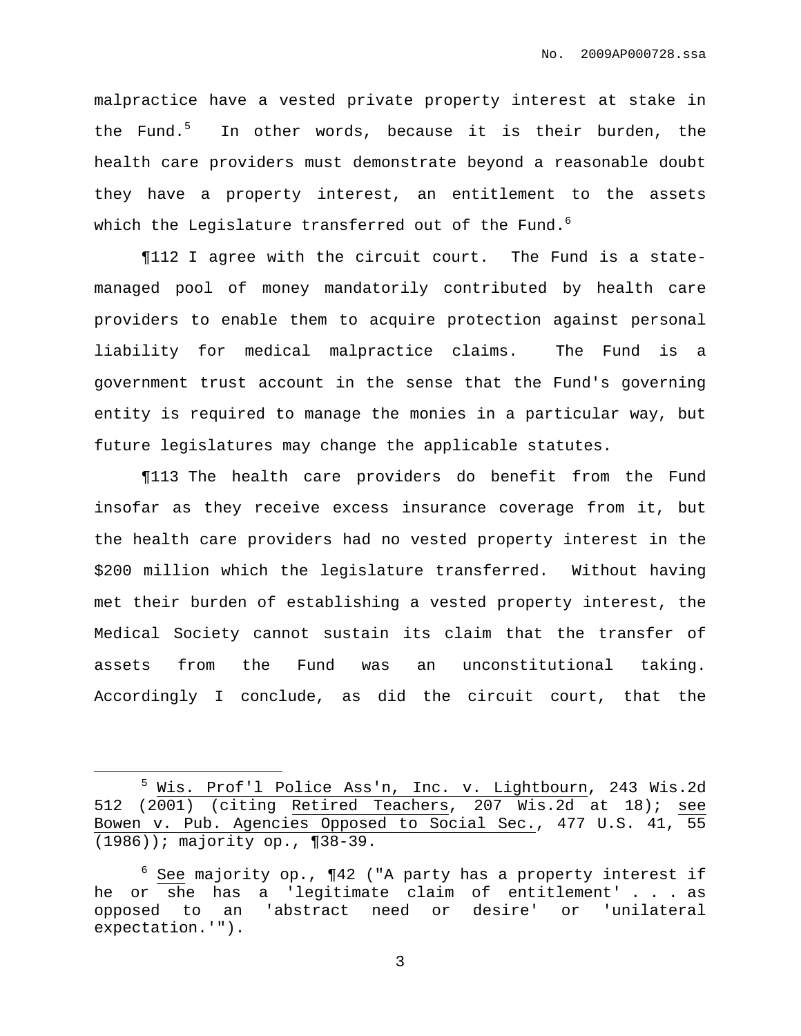malpractice have a vested private property interest at stake in the Fund.[5] In other words, because it is their burden, the health care providers must demonstrate beyond a reasonable doubt they have a property interest, an entitlement to the assets which the Legislature transferred out of the Fund.[6]

¶112 I agree with the circuit court. The Fund is a state-managed pool of money mandatorily contributed by health care providers to enable them to acquire protection against personal liability for medical malpractice claims. The Fund is a government trust account in the sense that the Fund's governing entity is required to manage the monies in a particular way, but future legislatures may change the applicable statutes.

¶113 The health care providers do benefit from the Fund insofar as they receive excess insurance coverage from it, but the health care providers had no vested property interest in the $200 million which the legislature transferred. Without having met their burden of establishing a vested property interest, the Medical Society cannot sustain its claim that the transfer of assets from the Fund was an unconstitutional taking. Accordingly I conclude, as did the circuit court, that the

---

[5] Wis. Prof'l Police Ass'n, Inc. v. Lightbourn, 243 Wis.2d 512 (2001) (citing Retired Teachers, 207 Wis.2d at 18); see Bowen v. Pub. Agencies Opposed to Social Sec., 477 U.S. 41, 55 (1986)); majority op., ¶38-39.

[6] See majority op., ¶42 ("A party has a property interest if he or she has a 'legitimate claim of entitlement' . . . as opposed to an 'abstract need or desire' or 'unilateral expectation.'").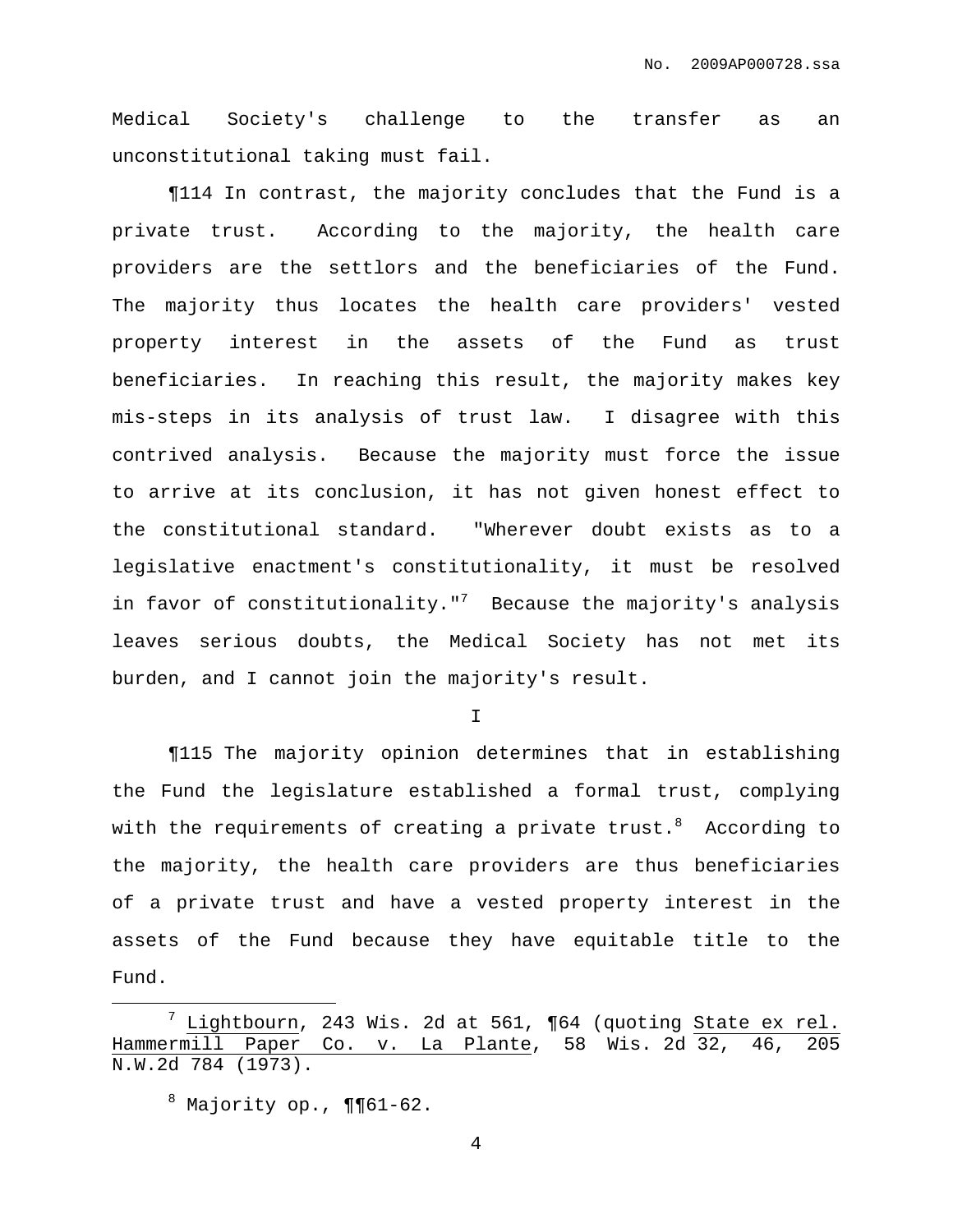Medical Society's challenge to the transfer as an unconstitutional taking must fail.

¶114 In contrast, the majority concludes that the Fund is a private trust. According to the majority, the health care providers are the settlors and the beneficiaries of the Fund. The majority thus locates the health care providers' vested property interest in the assets of the Fund as trust beneficiaries. In reaching this result, the majority makes key mis-steps in its analysis of trust law. I disagree with this contrived analysis. Because the majority must force the issue to arrive at its conclusion, it has not given honest effect to the constitutional standard. "Wherever doubt exists as to a legislative enactment's constitutionality, it must be resolved in favor of constitutionality."[7] Because the majority's analysis leaves serious doubts, the Medical Society has not met its burden, and I cannot join the majority's result.

I

¶115 The majority opinion determines that in establishing the Fund the legislature established a formal trust, complying with the requirements of creating a private trust.[8] According to the majority, the health care providers are thus beneficiaries of a private trust and have a vested property interest in the assets of the Fund because they have equitable title to the Fund.

---

[7] Lightbourn, 243 Wis. 2d at 561, ¶64 (quoting State ex rel. Hammermill Paper Co. v. La Plante, 58 Wis. 2d 32, 46, 205 N.W.2d 784 (1973).

[8] Majority op., ¶¶61-62.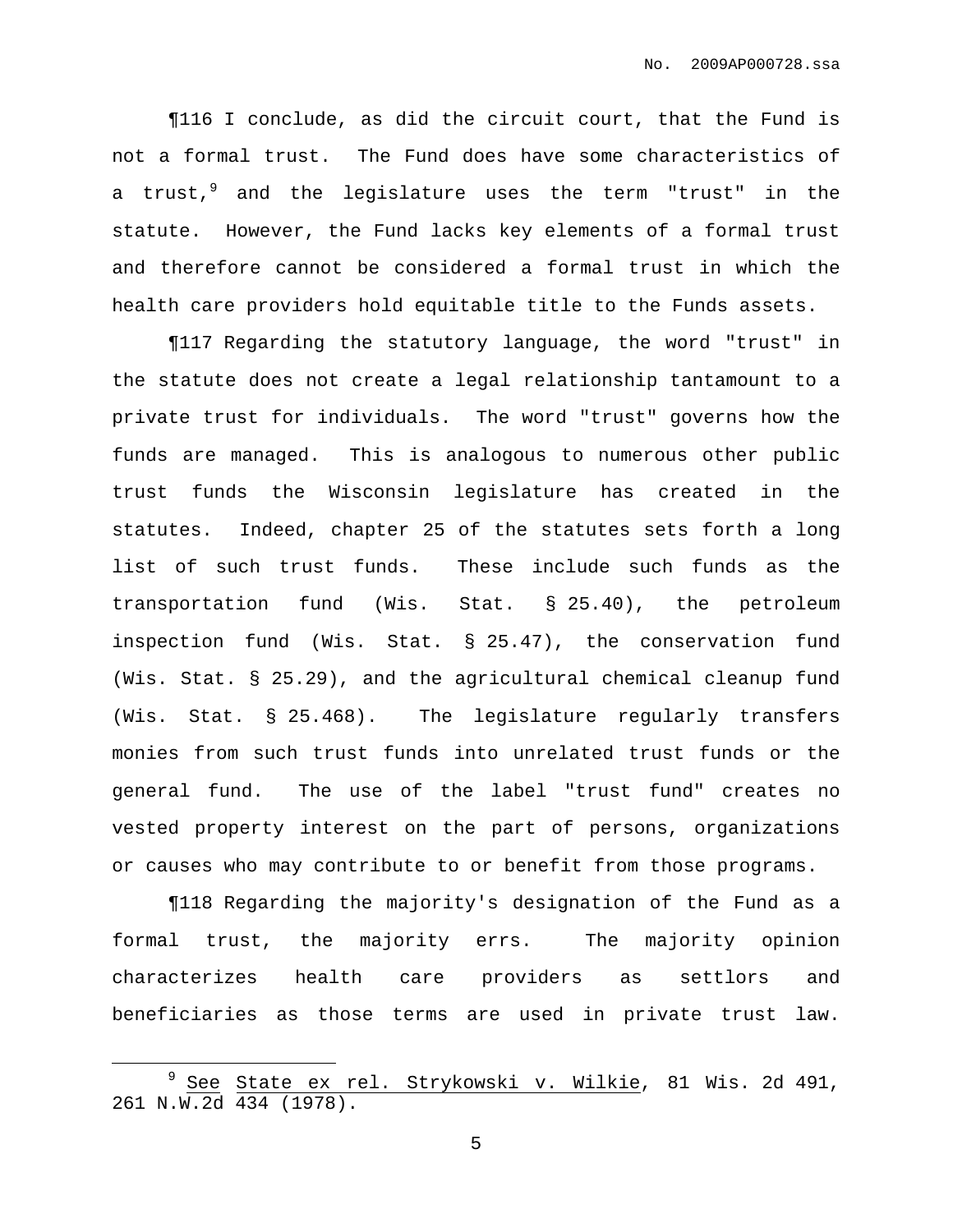¶116 I conclude, as did the circuit court, that the Fund is not a formal trust. The Fund does have some characteristics of a trust,[9] and the legislature uses the term "trust" in the statute. However, the Fund lacks key elements of a formal trust and therefore cannot be considered a formal trust in which the health care providers hold equitable title to the Funds assets.

¶117 Regarding the statutory language, the word "trust" in the statute does not create a legal relationship tantamount to a private trust for individuals. The word "trust" governs how the funds are managed. This is analogous to numerous other public trust funds the Wisconsin legislature has created in the statutes. Indeed, chapter 25 of the statutes sets forth a long list of such trust funds. These include such funds as the transportation fund (Wis. Stat. § 25.40), the petroleum inspection fund (Wis. Stat. § 25.47), the conservation fund (Wis. Stat. § 25.29), and the agricultural chemical cleanup fund (Wis. Stat. § 25.468). The legislature regularly transfers monies from such trust funds into unrelated trust funds or the general fund. The use of the label "trust fund" creates no vested property interest on the part of persons, organizations or causes who may contribute to or benefit from those programs.

¶118 Regarding the majority's designation of the Fund as a formal trust, the majority errs. The majority opinion characterizes health care providers as settlors and beneficiaries as those terms are used in private trust law.

---

[9] See State ex rel. Strykowski v. Wilkie, 81 Wis. 2d 491, 261 N.W.2d 434 (1978).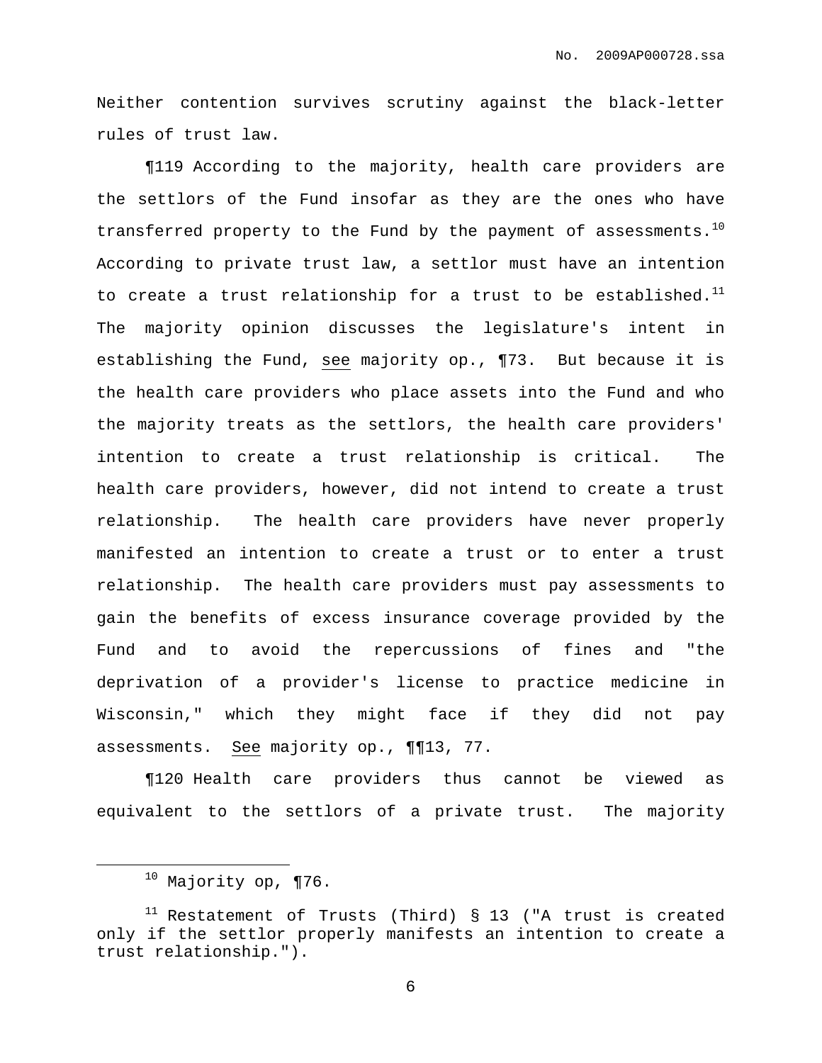Neither contention survives scrutiny against the black-letter rules of trust law.

¶119 According to the majority, health care providers are the settlors of the Fund insofar as they are the ones who have transferred property to the Fund by the payment of assessments.[10] According to private trust law, a settlor must have an intention to create a trust relationship for a trust to be established.[11] The majority opinion discusses the legislature's intent in establishing the Fund, see majority op., ¶73. But because it is the health care providers who place assets into the Fund and who the majority treats as the settlors, the health care providers' intention to create a trust relationship is critical. The health care providers, however, did not intend to create a trust relationship. The health care providers have never properly manifested an intention to create a trust or to enter a trust relationship. The health care providers must pay assessments to gain the benefits of excess insurance coverage provided by the Fund and to avoid the repercussions of fines and "the deprivation of a provider's license to practice medicine in Wisconsin," which they might face if they did not pay assessments. See majority op., ¶¶13, 77.

¶120 Health care providers thus cannot be viewed as equivalent to the settlors of a private trust. The majority

---

[10] Majority op, ¶76.

[11] Restatement of Trusts (Third) § 13 ("A trust is created only if the settlor properly manifests an intention to create a trust relationship.").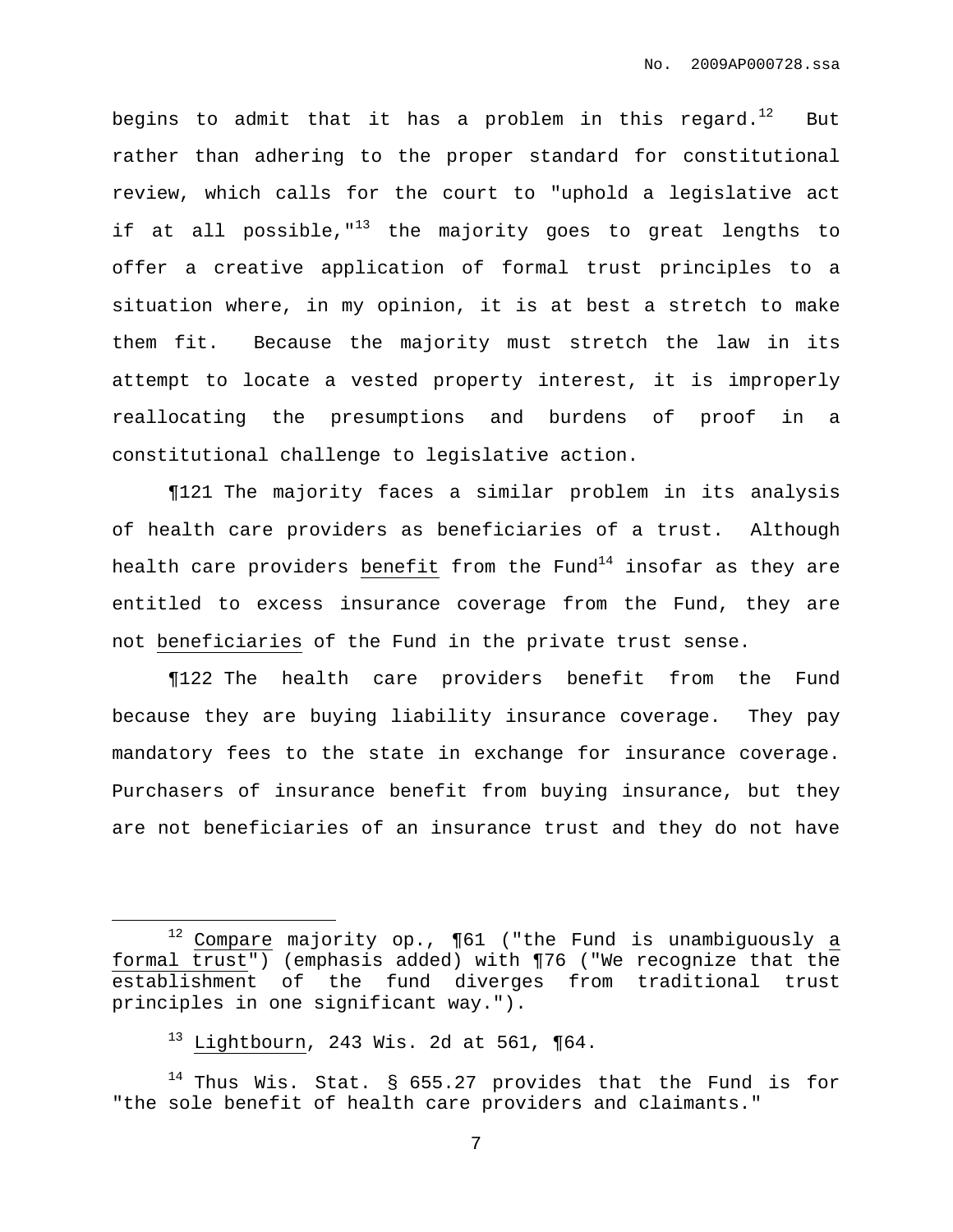begins to admit that it has a problem in this regard.[12] But rather than adhering to the proper standard for constitutional review, which calls for the court to "uphold a legislative act if at all possible,"[13] the majority goes to great lengths to offer a creative application of formal trust principles to a situation where, in my opinion, it is at best a stretch to make them fit. Because the majority must stretch the law in its attempt to locate a vested property interest, it is improperly reallocating the presumptions and burdens of proof in a constitutional challenge to legislative action.

¶121 The majority faces a similar problem in its analysis of health care providers as beneficiaries of a trust. Although health care providers <u>benefit</u> from the Fund[14] insofar as they are entitled to excess insurance coverage from the Fund, they are not <u>beneficiaries</u> of the Fund in the private trust sense.

¶122 The health care providers benefit from the Fund because they are buying liability insurance coverage. They pay mandatory fees to the state in exchange for insurance coverage. Purchasers of insurance benefit from buying insurance, but they are not beneficiaries of an insurance trust and they do not have

---

[12] <u>Compare</u> majority op., ¶61 ("the Fund is unambiguously <u>a formal trust</u>") (emphasis added) with ¶76 ("We recognize that the establishment of the fund diverges from traditional trust principles in one significant way.").

[13] <u>Lightbourn</u>, 243 Wis. 2d at 561, ¶64.

[14] Thus Wis. Stat. § 655.27 provides that the Fund is for "the sole benefit of health care providers and claimants."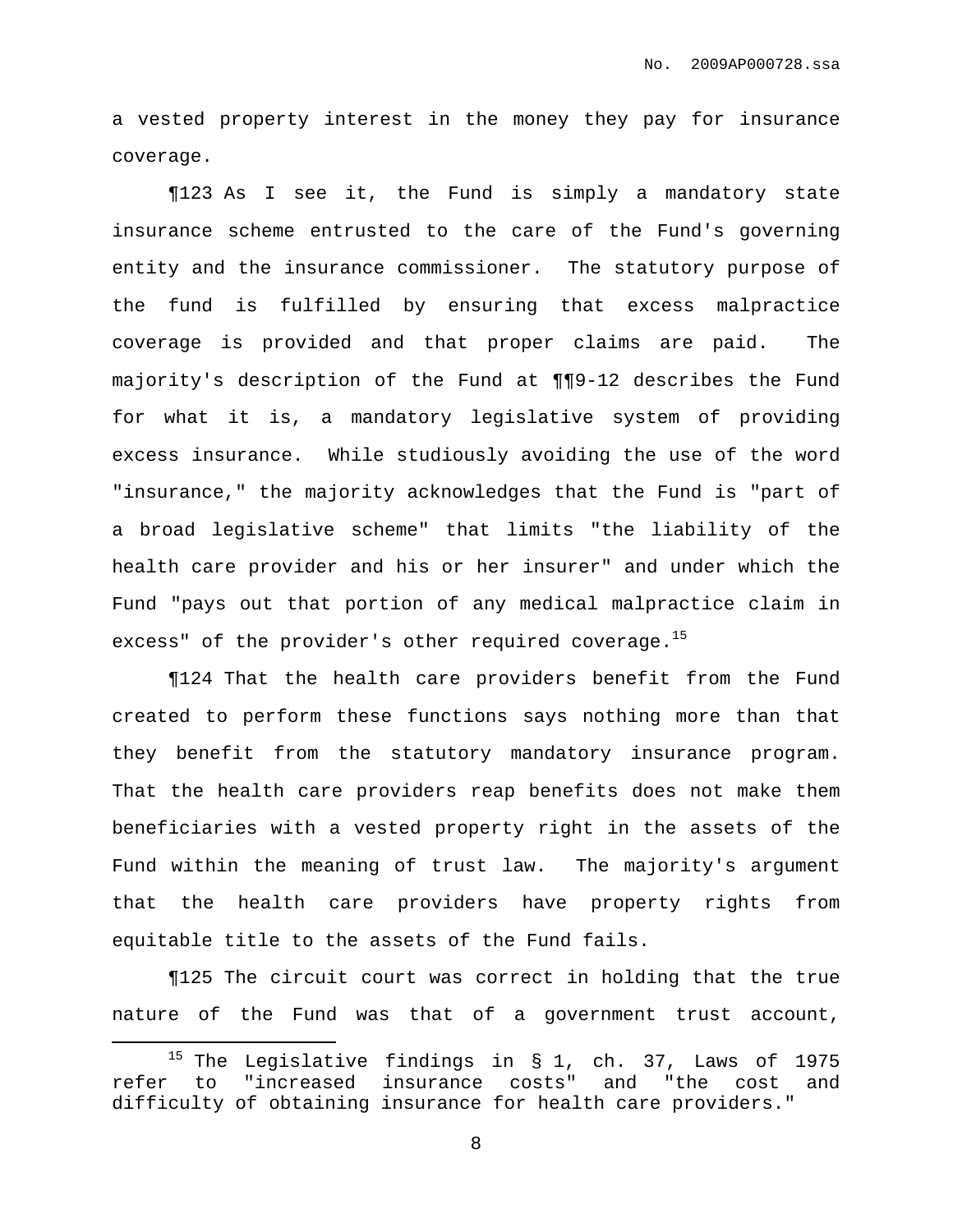a vested property interest in the money they pay for insurance coverage.

¶123 As I see it, the Fund is simply a mandatory state insurance scheme entrusted to the care of the Fund's governing entity and the insurance commissioner. The statutory purpose of the fund is fulfilled by ensuring that excess malpractice coverage is provided and that proper claims are paid. The majority's description of the Fund at ¶¶9-12 describes the Fund for what it is, a mandatory legislative system of providing excess insurance. While studiously avoiding the use of the word "insurance," the majority acknowledges that the Fund is "part of a broad legislative scheme" that limits "the liability of the health care provider and his or her insurer" and under which the Fund "pays out that portion of any medical malpractice claim in excess" of the provider's other required coverage.[15]

¶124 That the health care providers benefit from the Fund created to perform these functions says nothing more than that they benefit from the statutory mandatory insurance program. That the health care providers reap benefits does not make them beneficiaries with a vested property right in the assets of the Fund within the meaning of trust law. The majority's argument that the health care providers have property rights from equitable title to the assets of the Fund fails.

¶125 The circuit court was correct in holding that the true nature of the Fund was that of a government trust account,

[15] The Legislative findings in § 1, ch. 37, Laws of 1975 refer to "increased insurance costs" and "the cost and difficulty of obtaining insurance for health care providers."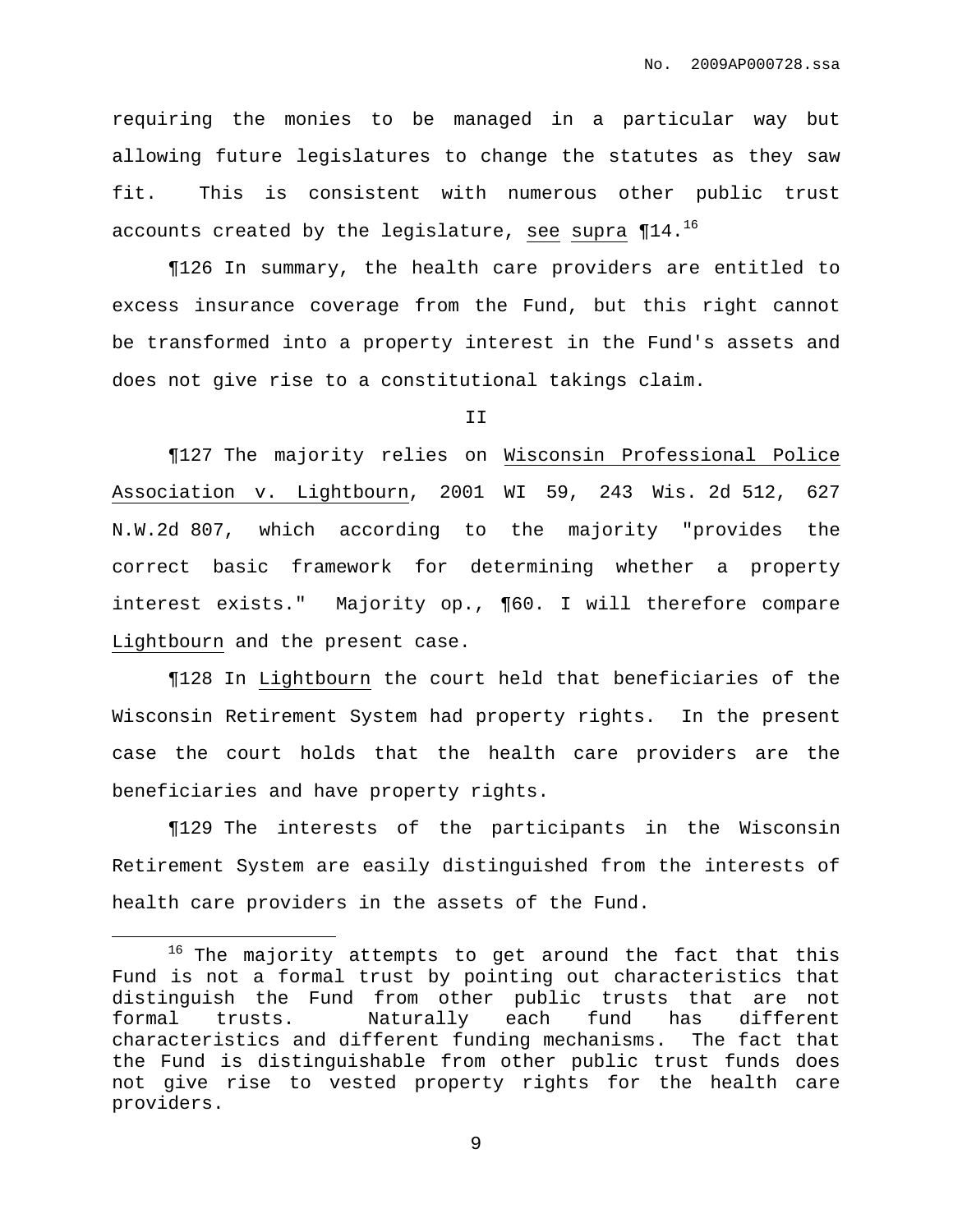requiring the monies to be managed in a particular way but allowing future legislatures to change the statutes as they saw fit. This is consistent with numerous other public trust accounts created by the legislature, see supra ¶14.[16]

¶126 In summary, the health care providers are entitled to excess insurance coverage from the Fund, but this right cannot be transformed into a property interest in the Fund's assets and does not give rise to a constitutional takings claim.

II

¶127 The majority relies on Wisconsin Professional Police Association v. Lightbourn, 2001 WI 59, 243 Wis. 2d 512, 627 N.W.2d 807, which according to the majority "provides the correct basic framework for determining whether a property interest exists." Majority op., ¶60. I will therefore compare Lightbourn and the present case.

¶128 In Lightbourn the court held that beneficiaries of the Wisconsin Retirement System had property rights. In the present case the court holds that the health care providers are the beneficiaries and have property rights.

¶129 The interests of the participants in the Wisconsin Retirement System are easily distinguished from the interests of health care providers in the assets of the Fund.

---

[16] The majority attempts to get around the fact that this Fund is not a formal trust by pointing out characteristics that distinguish the Fund from other public trusts that are not formal trusts. Naturally each fund has different characteristics and different funding mechanisms. The fact that the Fund is distinguishable from other public trust funds does not give rise to vested property rights for the health care providers.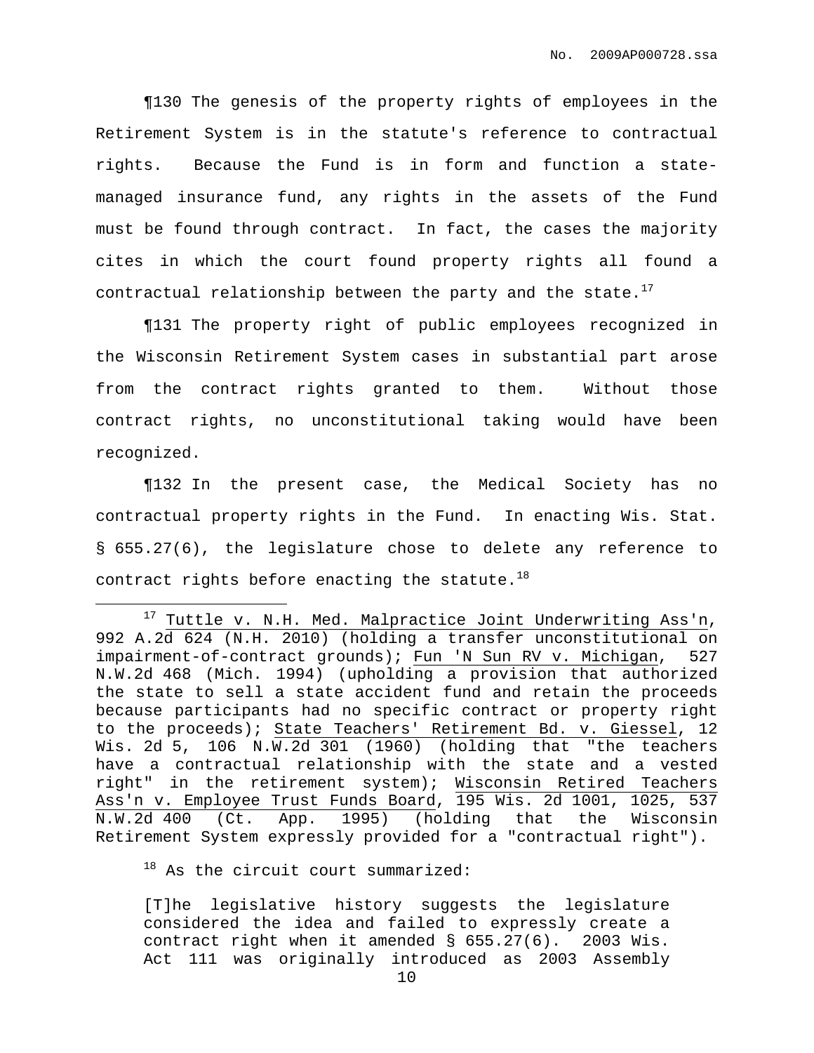¶130 The genesis of the property rights of employees in the Retirement System is in the statute's reference to contractual rights. Because the Fund is in form and function a state-managed insurance fund, any rights in the assets of the Fund must be found through contract. In fact, the cases the majority cites in which the court found property rights all found a contractual relationship between the party and the state.[17]

¶131 The property right of public employees recognized in the Wisconsin Retirement System cases in substantial part arose from the contract rights granted to them. Without those contract rights, no unconstitutional taking would have been recognized.

¶132 In the present case, the Medical Society has no contractual property rights in the Fund. In enacting Wis. Stat. § 655.27(6), the legislature chose to delete any reference to contract rights before enacting the statute.[18]

---

[17] Tuttle v. N.H. Med. Malpractice Joint Underwriting Ass'n, 992 A.2d 624 (N.H. 2010) (holding a transfer unconstitutional on impairment-of-contract grounds); Fun 'N Sun RV v. Michigan, 527 N.W.2d 468 (Mich. 1994) (upholding a provision that authorized the state to sell a state accident fund and retain the proceeds because participants had no specific contract or property right to the proceeds); State Teachers' Retirement Bd. v. Giessel, 12 Wis. 2d 5, 106 N.W.2d 301 (1960) (holding that "the teachers have a contractual relationship with the state and a vested right" in the retirement system); Wisconsin Retired Teachers Ass'n v. Employee Trust Funds Board, 195 Wis. 2d 1001, 1025, 537 N.W.2d 400 (Ct. App. 1995) (holding that the Wisconsin Retirement System expressly provided for a "contractual right").

[18] As the circuit court summarized:

> [T]he legislative history suggests the legislature considered the idea and failed to expressly create a contract right when it amended § 655.27(6). 2003 Wis. Act 111 was originally introduced as 2003 Assembly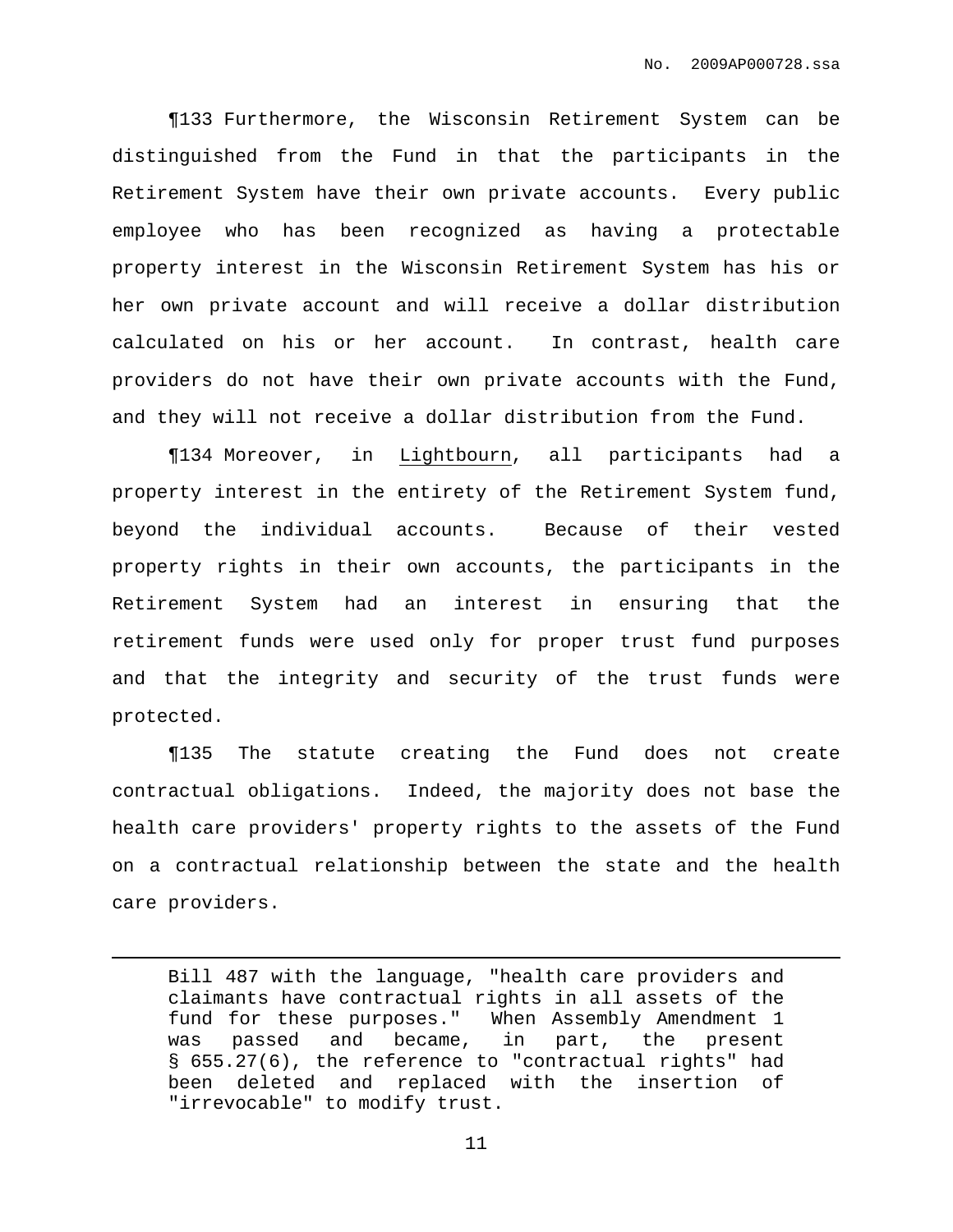¶133 Furthermore, the Wisconsin Retirement System can be distinguished from the Fund in that the participants in the Retirement System have their own private accounts. Every public employee who has been recognized as having a protectable property interest in the Wisconsin Retirement System has his or her own private account and will receive a dollar distribution calculated on his or her account. In contrast, health care providers do not have their own private accounts with the Fund, and they will not receive a dollar distribution from the Fund.

¶134 Moreover, in Lightbourn, all participants had a property interest in the entirety of the Retirement System fund, beyond the individual accounts. Because of their vested property rights in their own accounts, the participants in the Retirement System had an interest in ensuring that the retirement funds were used only for proper trust fund purposes and that the integrity and security of the trust funds were protected.

¶135 The statute creating the Fund does not create contractual obligations. Indeed, the majority does not base the health care providers' property rights to the assets of the Fund on a contractual relationship between the state and the health care providers.

---

Bill 487 with the language, "health care providers and claimants have contractual rights in all assets of the fund for these purposes." When Assembly Amendment 1 was passed and became, in part, the present § 655.27(6), the reference to "contractual rights" had been deleted and replaced with the insertion of "irrevocable" to modify trust.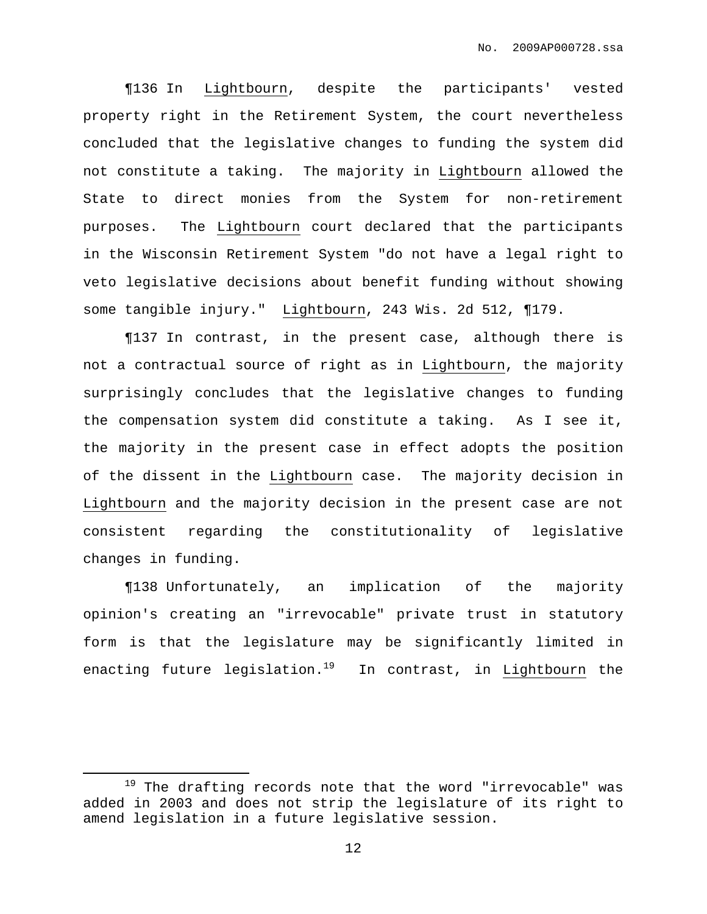¶136 In Lightbourn, despite the participants' vested property right in the Retirement System, the court nevertheless concluded that the legislative changes to funding the system did not constitute a taking. The majority in Lightbourn allowed the State to direct monies from the System for non-retirement purposes. The Lightbourn court declared that the participants in the Wisconsin Retirement System "do not have a legal right to veto legislative decisions about benefit funding without showing some tangible injury." Lightbourn, 243 Wis. 2d 512, ¶179.

¶137 In contrast, in the present case, although there is not a contractual source of right as in Lightbourn, the majority surprisingly concludes that the legislative changes to funding the compensation system did constitute a taking. As I see it, the majority in the present case in effect adopts the position of the dissent in the Lightbourn case. The majority decision in Lightbourn and the majority decision in the present case are not consistent regarding the constitutionality of legislative changes in funding.

¶138 Unfortunately, an implication of the majority opinion's creating an "irrevocable" private trust in statutory form is that the legislature may be significantly limited in enacting future legislation.[19] In contrast, in Lightbourn the

---

[19] The drafting records note that the word "irrevocable" was added in 2003 and does not strip the legislature of its right to amend legislation in a future legislative session.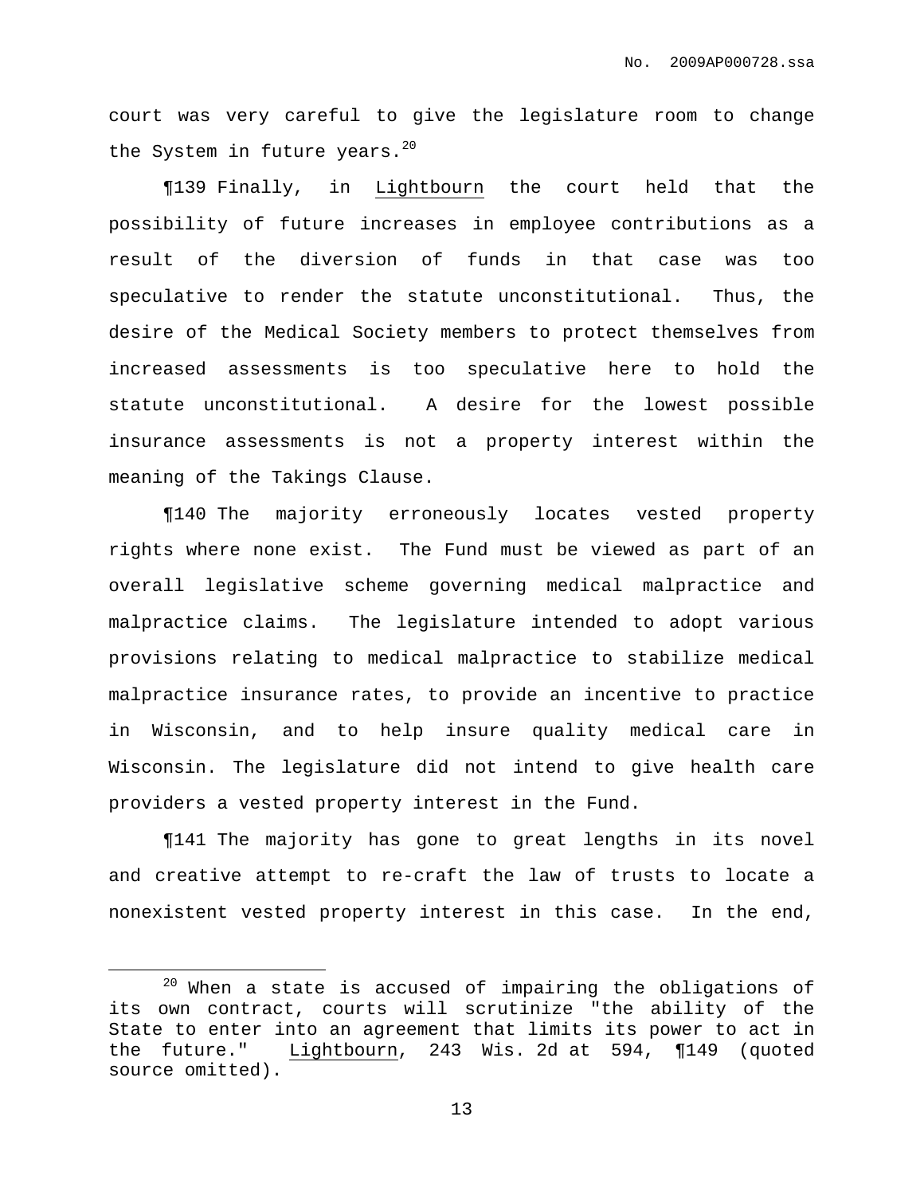court was very careful to give the legislature room to change the System in future years.[20]

¶139 Finally, in Lightbourn the court held that the possibility of future increases in employee contributions as a result of the diversion of funds in that case was too speculative to render the statute unconstitutional. Thus, the desire of the Medical Society members to protect themselves from increased assessments is too speculative here to hold the statute unconstitutional. A desire for the lowest possible insurance assessments is not a property interest within the meaning of the Takings Clause.

¶140 The majority erroneously locates vested property rights where none exist. The Fund must be viewed as part of an overall legislative scheme governing medical malpractice and malpractice claims. The legislature intended to adopt various provisions relating to medical malpractice to stabilize medical malpractice insurance rates, to provide an incentive to practice in Wisconsin, and to help insure quality medical care in Wisconsin. The legislature did not intend to give health care providers a vested property interest in the Fund.

¶141 The majority has gone to great lengths in its novel and creative attempt to re-craft the law of trusts to locate a nonexistent vested property interest in this case. In the end,

---

[20] When a state is accused of impairing the obligations of its own contract, courts will scrutinize "the ability of the State to enter into an agreement that limits its power to act in the future." Lightbourn, 243 Wis. 2d at 594, ¶149 (quoted source omitted).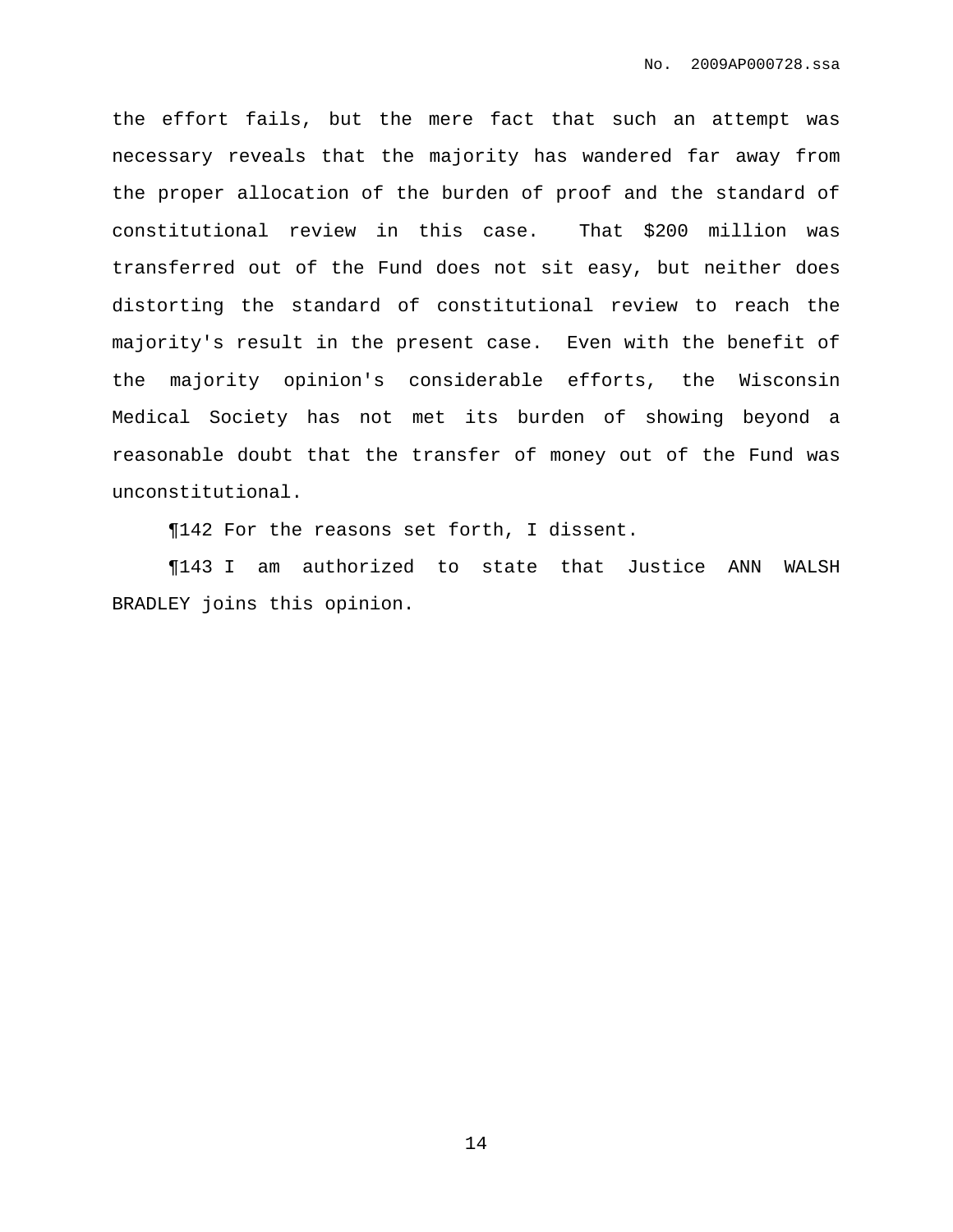the effort fails, but the mere fact that such an attempt was necessary reveals that the majority has wandered far away from the proper allocation of the burden of proof and the standard of constitutional review in this case. That $200 million was transferred out of the Fund does not sit easy, but neither does distorting the standard of constitutional review to reach the majority's result in the present case. Even with the benefit of the majority opinion's considerable efforts, the Wisconsin Medical Society has not met its burden of showing beyond a reasonable doubt that the transfer of money out of the Fund was unconstitutional.

¶142 For the reasons set forth, I dissent.

¶143 I am authorized to state that Justice ANN WALSH BRADLEY joins this opinion.